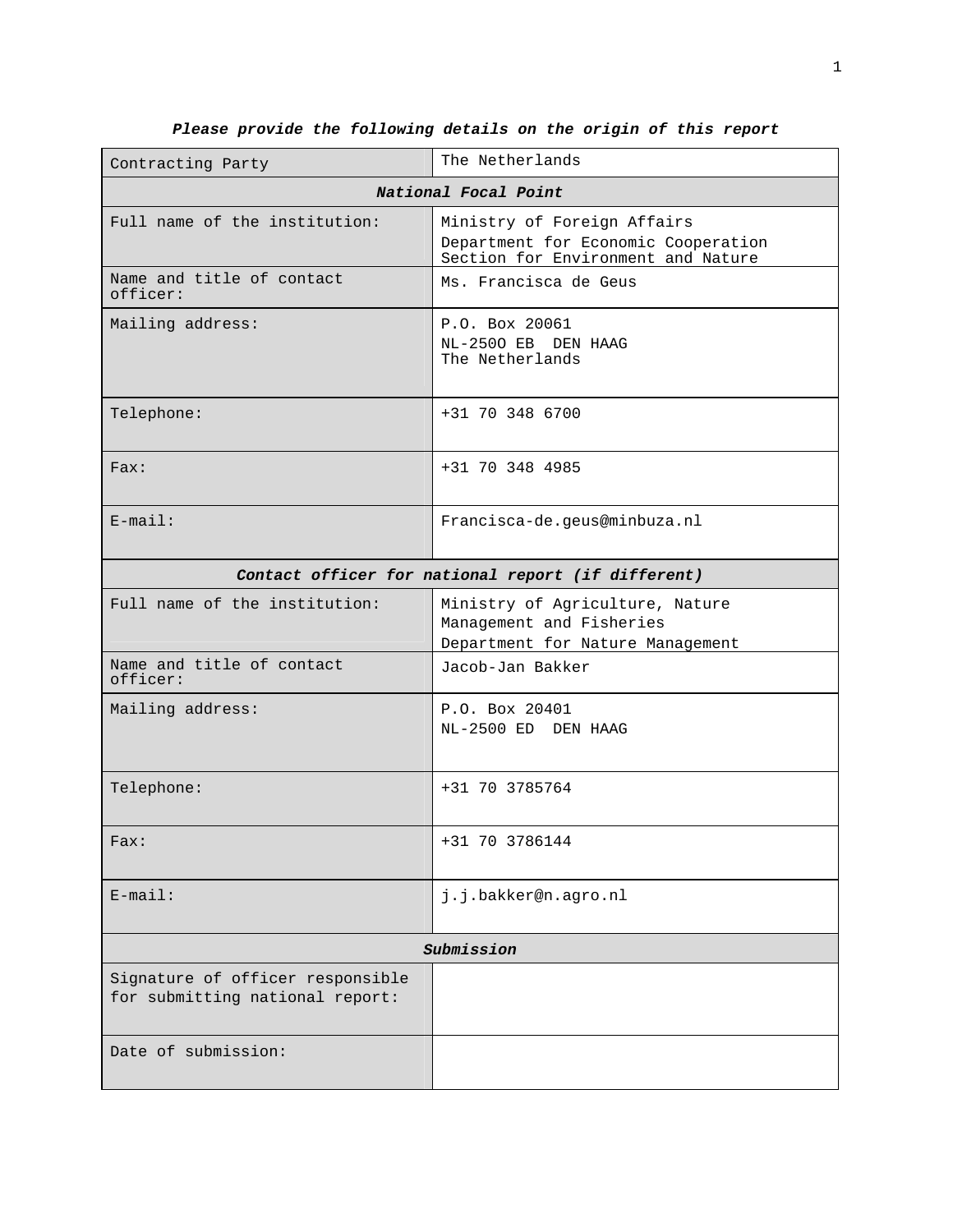***Please provide the following details on the origin of this report***

| Contracting Party | The Netherlands |
|---|---|
| ***National Focal Point*** | |
| Full name of the institution: | Ministry of Foreign Affairs<br>Department for Economic Cooperation<br>Section for Environment and Nature |
| Name and title of contact officer: | Ms. Francisca de Geus |
| Mailing address: | P.O. Box 20061<br>NL-250O EB DEN HAAG<br>The Netherlands |
| Telephone: | +31 70 348 6700 |
| Fax: | +31 70 348 4985 |
| E-mail: | Francisca-de.geus@minbuza.nl |
| ***Contact officer for national report (if different)*** | |
| Full name of the institution: | Ministry of Agriculture, Nature Management and Fisheries<br>Department for Nature Management |
| Name and title of contact officer: | Jacob-Jan Bakker |
| Mailing address: | P.O. Box 20401<br>NL-2500 ED DEN HAAG |
| Telephone: | +31 70 3785764 |
| Fax: | +31 70 3786144 |
| E-mail: | j.j.bakker@n.agro.nl |
| ***Submission*** | |
| Signature of officer responsible for submitting national report: | |
| Date of submission: | |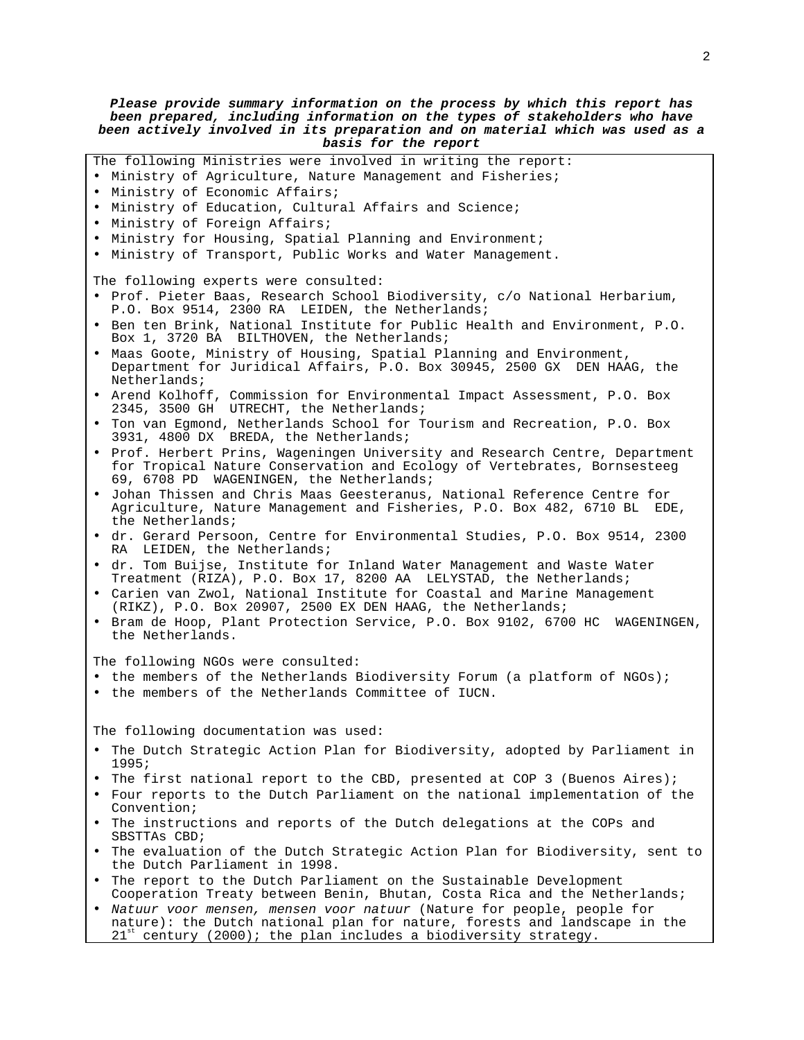***Please provide summary information on the process by which this report has been prepared, including information on the types of stakeholders who have been actively involved in its preparation and on material which was used as a basis for the report***

The following Ministries were involved in writing the report:

- Ministry of Agriculture, Nature Management and Fisheries;
- Ministry of Economic Affairs;
- Ministry of Education, Cultural Affairs and Science;
- Ministry of Foreign Affairs;
- Ministry for Housing, Spatial Planning and Environment;
- Ministry of Transport, Public Works and Water Management.

The following experts were consulted:

- Prof. Pieter Baas, Research School Biodiversity, c/o National Herbarium, P.O. Box 9514, 2300 RA LEIDEN, the Netherlands;
- Ben ten Brink, National Institute for Public Health and Environment, P.O. Box 1, 3720 BA BILTHOVEN, the Netherlands;
- Maas Goote, Ministry of Housing, Spatial Planning and Environment, Department for Juridical Affairs, P.O. Box 30945, 2500 GX DEN HAAG, the Netherlands;
- Arend Kolhoff, Commission for Environmental Impact Assessment, P.O. Box 2345, 3500 GH UTRECHT, the Netherlands;
- Ton van Egmond, Netherlands School for Tourism and Recreation, P.O. Box 3931, 4800 DX BREDA, the Netherlands;
- Prof. Herbert Prins, Wageningen University and Research Centre, Department for Tropical Nature Conservation and Ecology of Vertebrates, Bornsesteeg 69, 6708 PD WAGENINGEN, the Netherlands;
- Johan Thissen and Chris Maas Geesteranus, National Reference Centre for Agriculture, Nature Management and Fisheries, P.O. Box 482, 6710 BL EDE, the Netherlands;
- dr. Gerard Persoon, Centre for Environmental Studies, P.O. Box 9514, 2300 RA LEIDEN, the Netherlands;
- dr. Tom Buijse, Institute for Inland Water Management and Waste Water Treatment (RIZA), P.O. Box 17, 8200 AA LELYSTAD, the Netherlands;
- Carien van Zwol, National Institute for Coastal and Marine Management (RIKZ), P.O. Box 20907, 2500 EX DEN HAAG, the Netherlands;
- Bram de Hoop, Plant Protection Service, P.O. Box 9102, 6700 HC WAGENINGEN, the Netherlands.

The following NGOs were consulted:

- the members of the Netherlands Biodiversity Forum (a platform of NGOs);
- the members of the Netherlands Committee of IUCN.

The following documentation was used:

- The Dutch Strategic Action Plan for Biodiversity, adopted by Parliament in 1995;
- The first national report to the CBD, presented at COP 3 (Buenos Aires);
- Four reports to the Dutch Parliament on the national implementation of the Convention;
- The instructions and reports of the Dutch delegations at the COPs and SBSTTAs CBD;
- The evaluation of the Dutch Strategic Action Plan for Biodiversity, sent to the Dutch Parliament in 1998.
- The report to the Dutch Parliament on the Sustainable Development Cooperation Treaty between Benin, Bhutan, Costa Rica and the Netherlands;
- *Natuur voor mensen, mensen voor natuur* (Nature for people, people for nature): the Dutch national plan for nature, forests and landscape in the 21st century (2000); the plan includes a biodiversity strategy.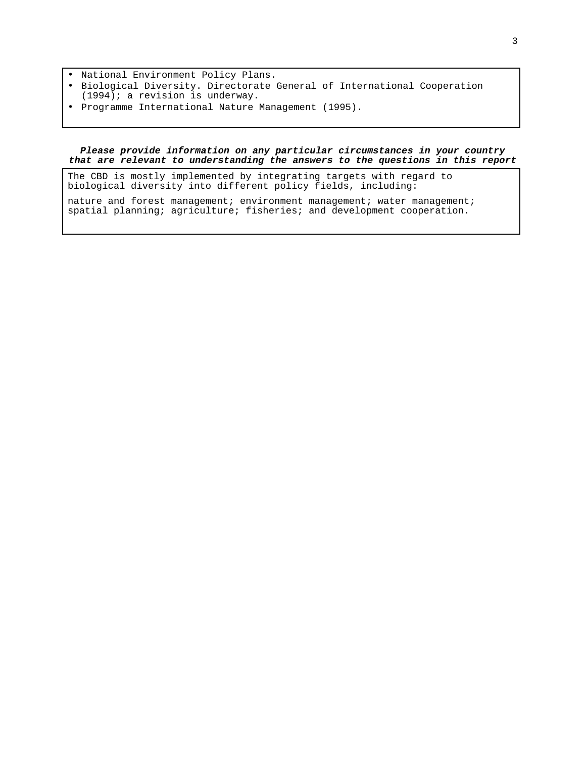- National Environment Policy Plans.
- Biological Diversity. Directorate General of International Cooperation (1994); a revision is underway.
- Programme International Nature Management (1995).

***Please provide information on any particular circumstances in your country that are relevant to understanding the answers to the questions in this report***

The CBD is mostly implemented by integrating targets with regard to biological diversity into different policy fields, including:

nature and forest management; environment management; water management; spatial planning; agriculture; fisheries; and development cooperation.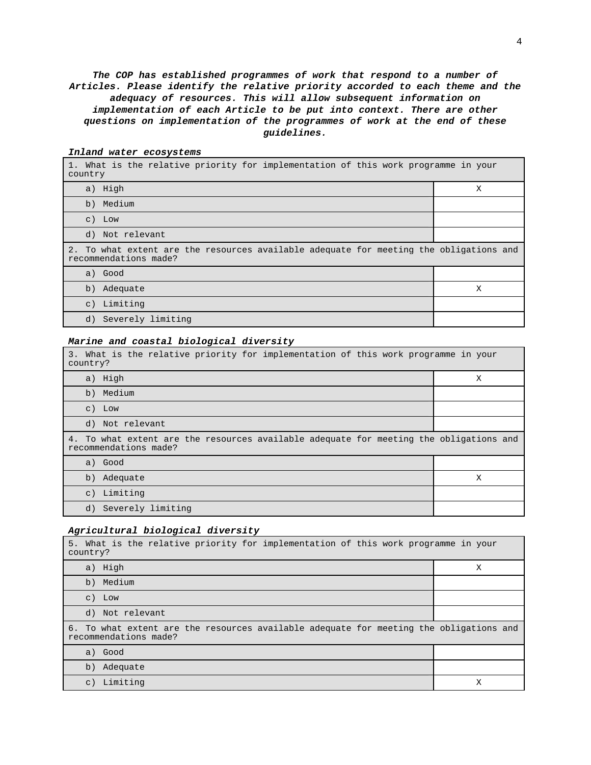***The COP has established programmes of work that respond to a number of Articles. Please identify the relative priority accorded to each theme and the adequacy of resources. This will allow subsequent information on implementation of each Article to be put into context. There are other questions on implementation of the programmes of work at the end of these guidelines.***

***Inland water ecosystems***

| 1. What is the relative priority for implementation of this work programme in your country | |
|---|---|
| a) High | X |
| b) Medium | |
| c) Low | |
| d) Not relevant | |
| **2. To what extent are the resources available adequate for meeting the obligations and recommendations made?** | |
| a) Good | |
| b) Adequate | X |
| c) Limiting | |
| d) Severely limiting | |

***Marine and coastal biological diversity***

| 3. What is the relative priority for implementation of this work programme in your country? | |
|---|---|
| a) High | X |
| b) Medium | |
| c) Low | |
| d) Not relevant | |
| **4. To what extent are the resources available adequate for meeting the obligations and recommendations made?** | |
| a) Good | |
| b) Adequate | X |
| c) Limiting | |
| d) Severely limiting | |

***Agricultural biological diversity***

| 5. What is the relative priority for implementation of this work programme in your country? | |
|---|---|
| a) High | X |
| b) Medium | |
| c) Low | |
| d) Not relevant | |
| **6. To what extent are the resources available adequate for meeting the obligations and recommendations made?** | |
| a) Good | |
| b) Adequate | |
| c) Limiting | X |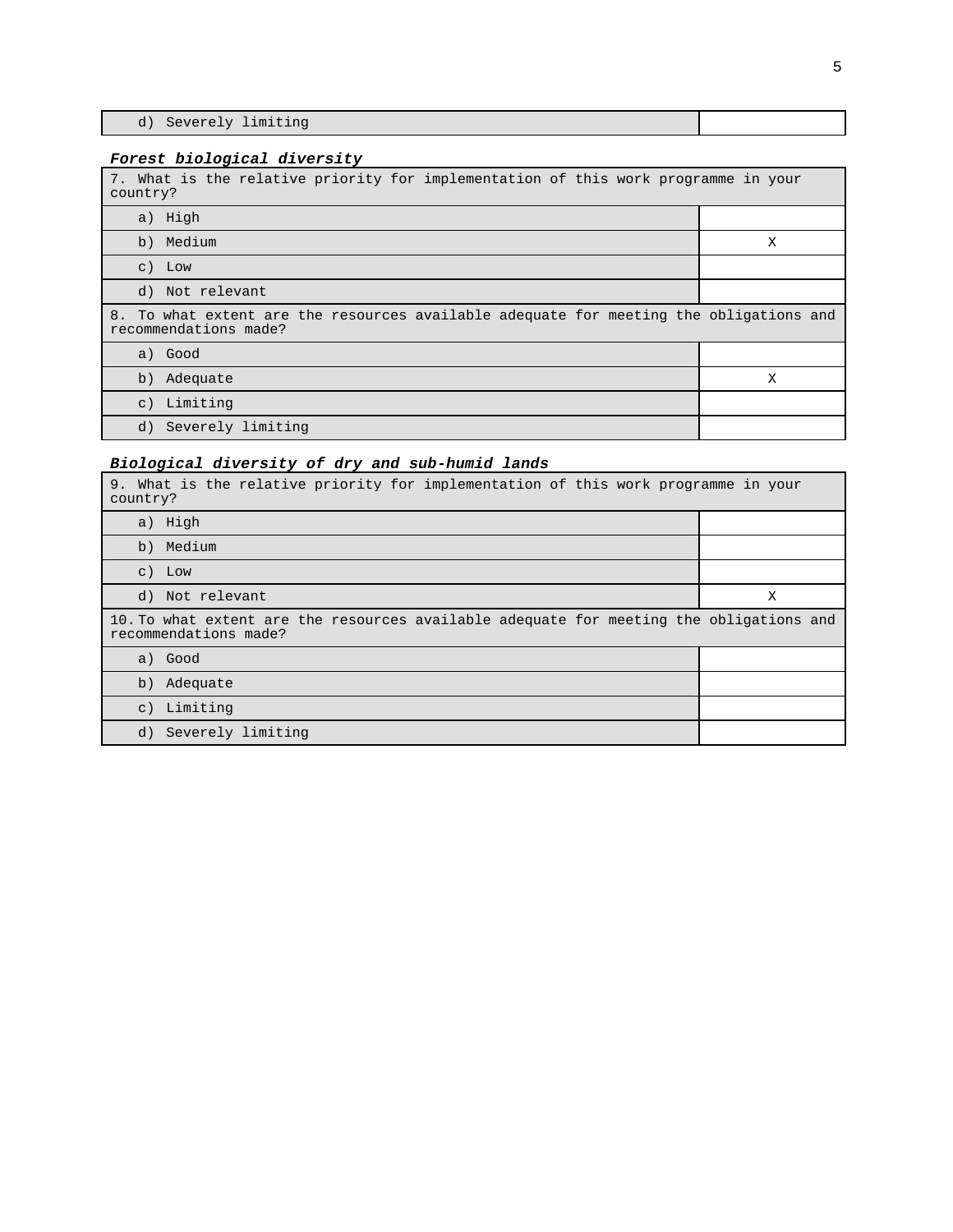| d) Severely limiting | |
|---|---|

***Forest biological diversity***

| 7. What is the relative priority for implementation of this work programme in your country? | |
|---|---|
| a) High | |
| b) Medium | X |
| c) Low | |
| d) Not relevant | |
| 8. To what extent are the resources available adequate for meeting the obligations and recommendations made? | |
| a) Good | |
| b) Adequate | X |
| c) Limiting | |
| d) Severely limiting | |

***Biological diversity of dry and sub-humid lands***

| 9. What is the relative priority for implementation of this work programme in your country? | |
|---|---|
| a) High | |
| b) Medium | |
| c) Low | |
| d) Not relevant | X |
| 10. To what extent are the resources available adequate for meeting the obligations and recommendations made? | |
| a) Good | |
| b) Adequate | |
| c) Limiting | |
| d) Severely limiting | |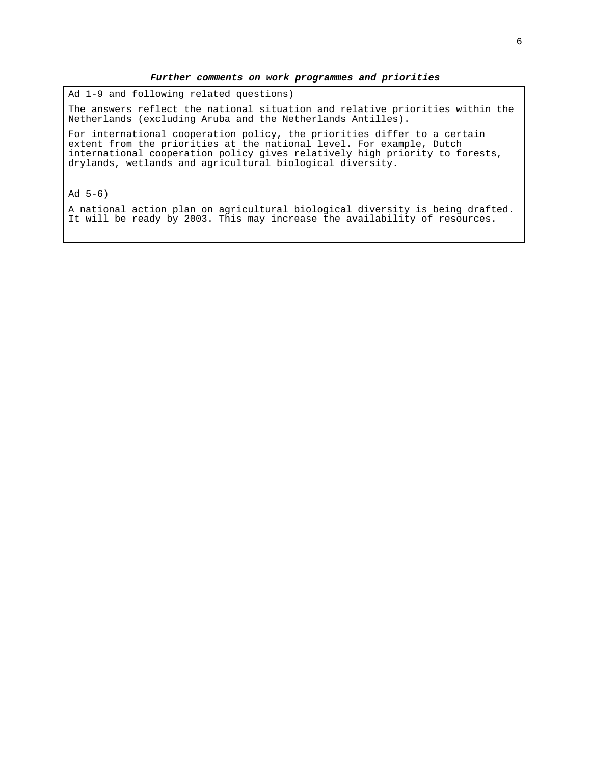***Further comments on work programmes and priorities***

Ad 1-9 and following related questions)

The answers reflect the national situation and relative priorities within the Netherlands (excluding Aruba and the Netherlands Antilles).

For international cooperation policy, the priorities differ to a certain extent from the priorities at the national level. For example, Dutch international cooperation policy gives relatively high priority to forests, drylands, wetlands and agricultural biological diversity.

Ad 5-6)

A national action plan on agricultural biological diversity is being drafted. It will be ready by 2003. This may increase the availability of resources.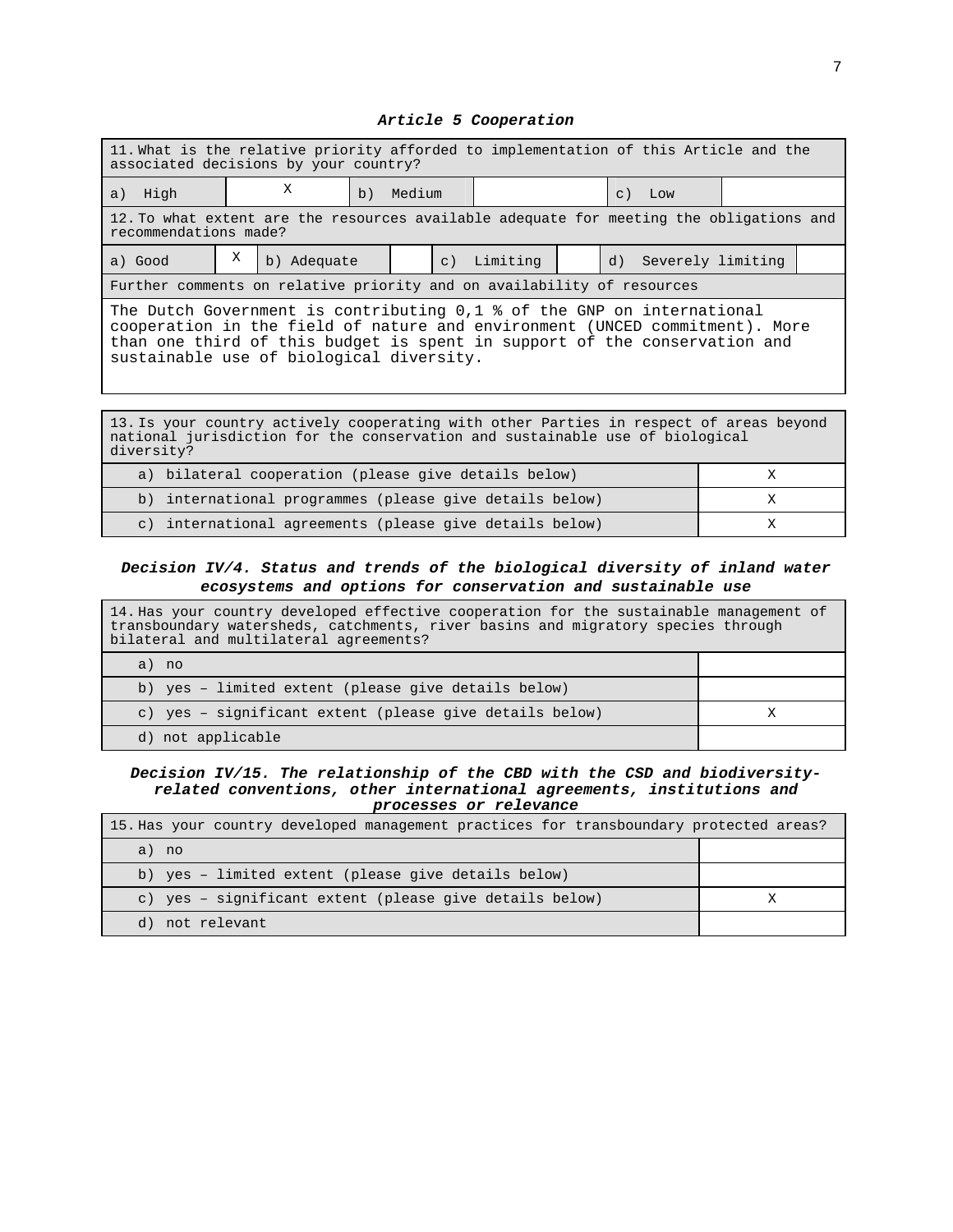### *Article 5 Cooperation*

| 11. What is the relative priority afforded to implementation of this Article and the associated decisions by your country? | | | | | |
|---|---|---|---|---|---|
| a) High | X | b) Medium | | c) Low | |

| 12. To what extent are the resources available adequate for meeting the obligations and recommendations made? | | | | | | | |
|---|---|---|---|---|---|---|---|
| a) Good | X | b) Adequate | | c) Limiting | | d) Severely limiting | |

| Further comments on relative priority and on availability of resources |
|---|
| The Dutch Government is contributing 0,1 % of the GNP on international cooperation in the field of nature and environment (UNCED commitment). More than one third of this budget is spent in support of the conservation and sustainable use of biological diversity. |

| 13. Is your country actively cooperating with other Parties in respect of areas beyond national jurisdiction for the conservation and sustainable use of biological diversity? | |
|---|---|
| a) bilateral cooperation (please give details below) | X |
| b) international programmes (please give details below) | X |
| c) international agreements (please give details below) | X |

### *Decision IV/4. Status and trends of the biological diversity of inland water ecosystems and options for conservation and sustainable use*

| 14. Has your country developed effective cooperation for the sustainable management of transboundary watersheds, catchments, river basins and migratory species through bilateral and multilateral agreements? | |
|---|---|
| a) no | |
| b) yes – limited extent (please give details below) | |
| c) yes – significant extent (please give details below) | X |
| d) not applicable | |

### *Decision IV/15. The relationship of the CBD with the CSD and biodiversity-related conventions, other international agreements, institutions and processes or relevance*

| 15. Has your country developed management practices for transboundary protected areas? | |
|---|---|
| a) no | |
| b) yes – limited extent (please give details below) | |
| c) yes – significant extent (please give details below) | X |
| d) not relevant | |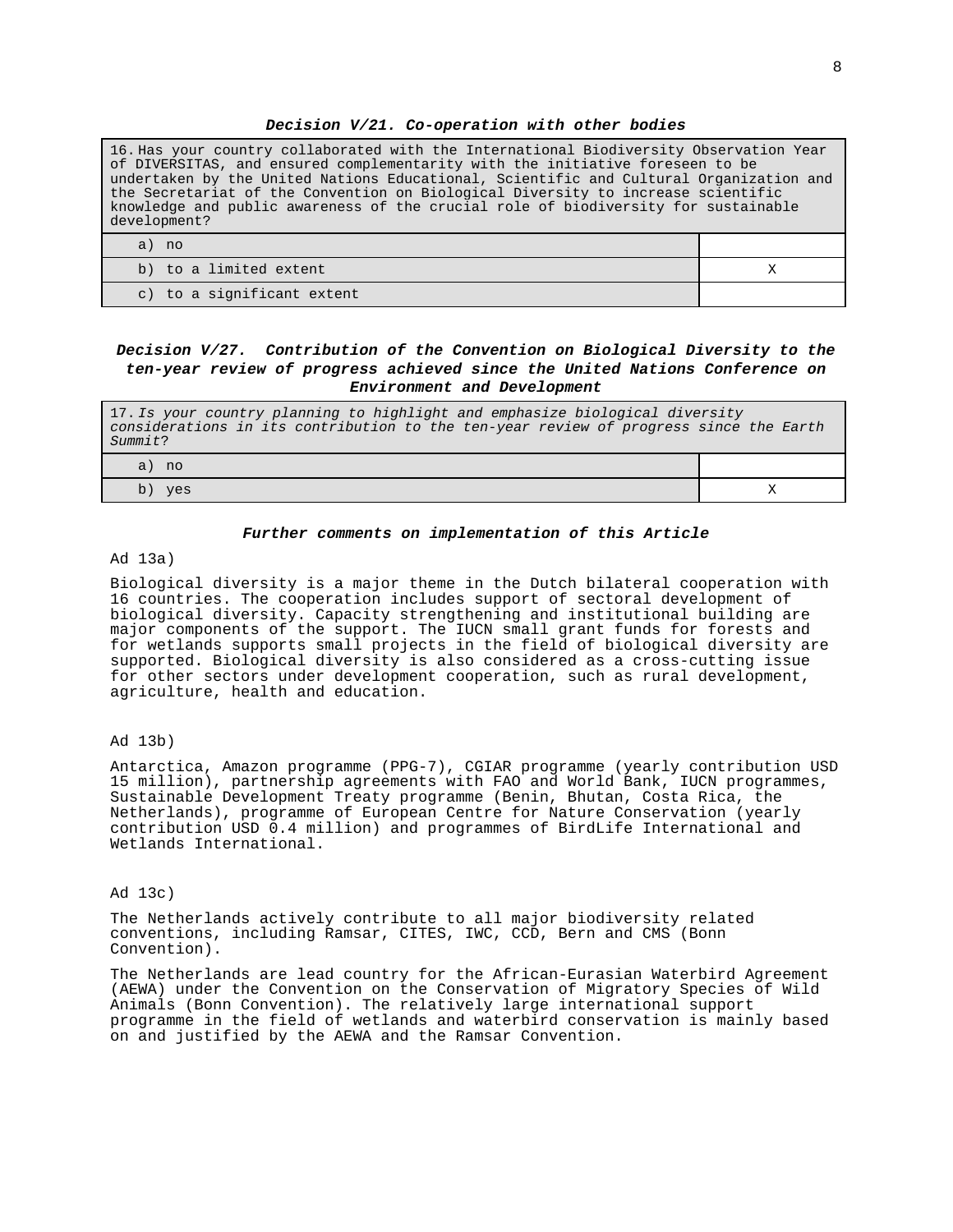### *Decision V/21. Co-operation with other bodies*

| 16. Has your country collaborated with the International Biodiversity Observation Year of DIVERSITAS, and ensured complementarity with the initiative foreseen to be undertaken by the United Nations Educational, Scientific and Cultural Organization and the Secretariat of the Convention on Biological Diversity to increase scientific knowledge and public awareness of the crucial role of biodiversity for sustainable development? | |
|---|---|
| a) no | |
| b) to a limited extent | X |
| c) to a significant extent | |

### *Decision V/27. Contribution of the Convention on Biological Diversity to the ten-year review of progress achieved since the United Nations Conference on Environment and Development*

| 17. *Is your country planning to highlight and emphasize biological diversity considerations in its contribution to the ten-year review of progress since the Earth Summit*? | |
|---|---|
| a) no | |
| b) yes | X |

### *Further comments on implementation of this Article*

Ad 13a)

Biological diversity is a major theme in the Dutch bilateral cooperation with 16 countries. The cooperation includes support of sectoral development of biological diversity. Capacity strengthening and institutional building are major components of the support. The IUCN small grant funds for forests and for wetlands supports small projects in the field of biological diversity are supported. Biological diversity is also considered as a cross-cutting issue for other sectors under development cooperation, such as rural development, agriculture, health and education.

Ad 13b)

Antarctica, Amazon programme (PPG-7), CGIAR programme (yearly contribution USD 15 million), partnership agreements with FAO and World Bank, IUCN programmes, Sustainable Development Treaty programme (Benin, Bhutan, Costa Rica, the Netherlands), programme of European Centre for Nature Conservation (yearly contribution USD 0.4 million) and programmes of BirdLife International and Wetlands International.

Ad 13c)

The Netherlands actively contribute to all major biodiversity related conventions, including Ramsar, CITES, IWC, CCD, Bern and CMS (Bonn Convention).

The Netherlands are lead country for the African-Eurasian Waterbird Agreement (AEWA) under the Convention on the Conservation of Migratory Species of Wild Animals (Bonn Convention). The relatively large international support programme in the field of wetlands and waterbird conservation is mainly based on and justified by the AEWA and the Ramsar Convention.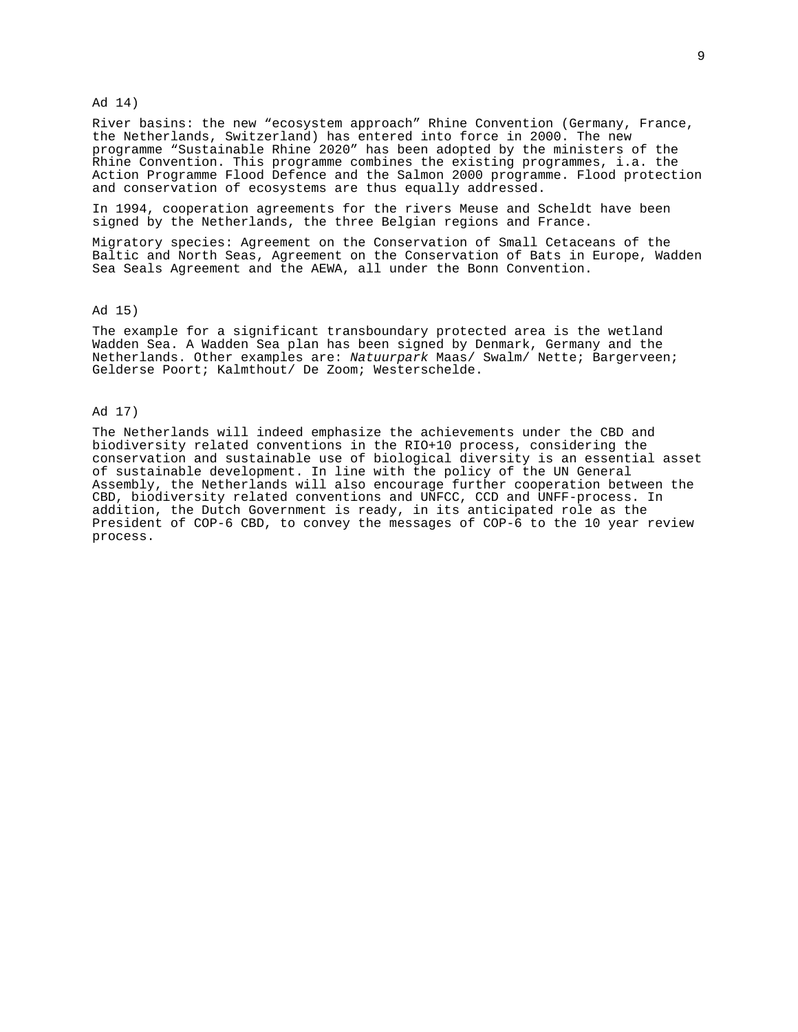Ad 14)

River basins: the new “ecosystem approach” Rhine Convention (Germany, France, the Netherlands, Switzerland) has entered into force in 2000. The new programme “Sustainable Rhine 2020” has been adopted by the ministers of the Rhine Convention. This programme combines the existing programmes, i.a. the Action Programme Flood Defence and the Salmon 2000 programme. Flood protection and conservation of ecosystems are thus equally addressed.

In 1994, cooperation agreements for the rivers Meuse and Scheldt have been signed by the Netherlands, the three Belgian regions and France.

Migratory species: Agreement on the Conservation of Small Cetaceans of the Baltic and North Seas, Agreement on the Conservation of Bats in Europe, Wadden Sea Seals Agreement and the AEWA, all under the Bonn Convention.

Ad 15)

The example for a significant transboundary protected area is the wetland Wadden Sea. A Wadden Sea plan has been signed by Denmark, Germany and the Netherlands. Other examples are: *Natuurpark* Maas/ Swalm/ Nette; Bargerveen; Gelderse Poort; Kalmthout/ De Zoom; Westerschelde.

Ad 17)

The Netherlands will indeed emphasize the achievements under the CBD and biodiversity related conventions in the RIO+10 process, considering the conservation and sustainable use of biological diversity is an essential asset of sustainable development. In line with the policy of the UN General Assembly, the Netherlands will also encourage further cooperation between the CBD, biodiversity related conventions and UNFCC, CCD and UNFF-process. In addition, the Dutch Government is ready, in its anticipated role as the President of COP-6 CBD, to convey the messages of COP-6 to the 10 year review process.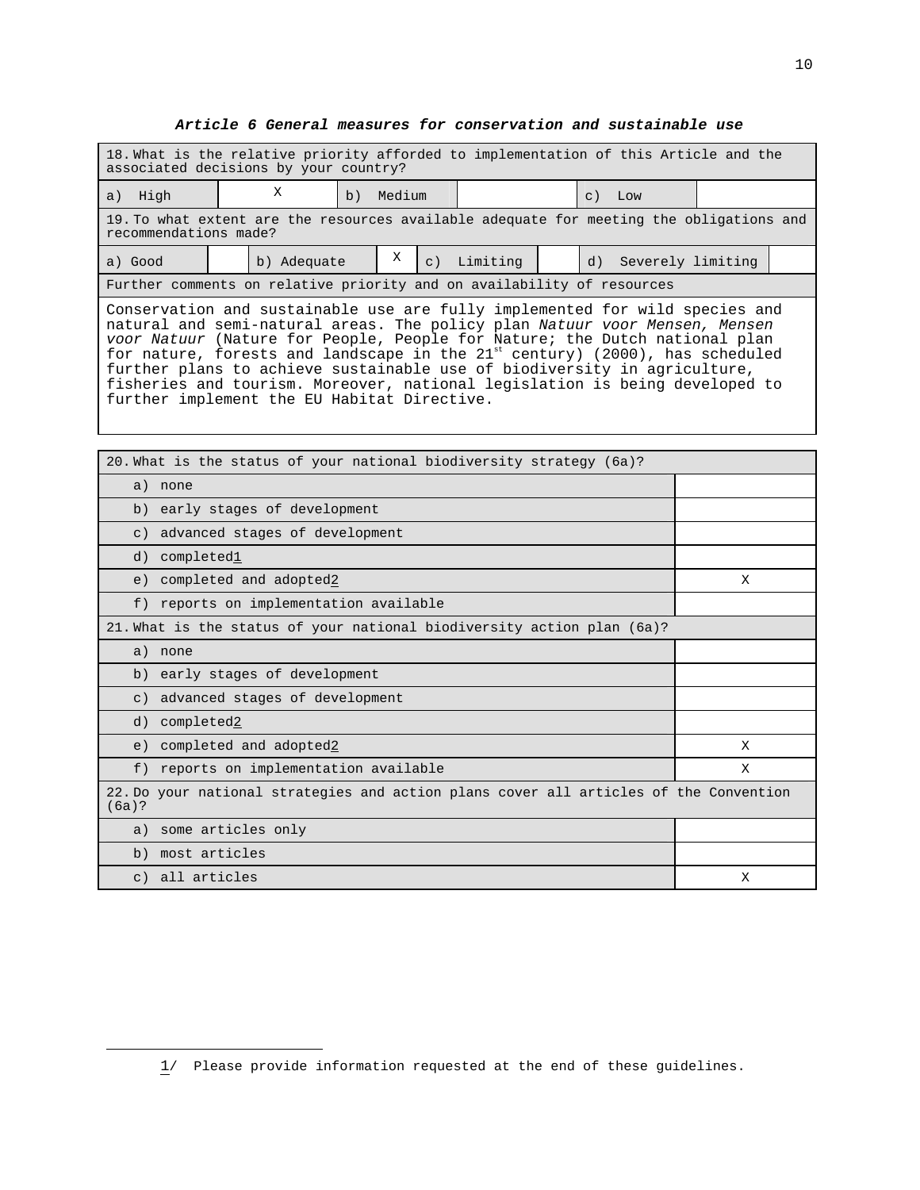***Article 6 General measures for conservation and sustainable use***

| 18. What is the relative priority afforded to implementation of this Article and the associated decisions by your country? | | | | | |
|---|---|---|---|---|---|
| a) High | X | b) Medium | | c) Low | |

| 19. To what extent are the resources available adequate for meeting the obligations and recommendations made? | | | | | | | |
|---|---|---|---|---|---|---|---|
| a) Good | | b) Adequate | X | c) Limiting | | d) Severely limiting | |

| Further comments on relative priority and on availability of resources |
|---|
| Conservation and sustainable use are fully implemented for wild species and natural and semi-natural areas. The policy plan *Natuur voor Mensen, Mensen voor Natuur* (Nature for People, People for Nature; the Dutch national plan for nature, forests and landscape in the 21st century) (2000), has scheduled further plans to achieve sustainable use of biodiversity in agriculture, fisheries and tourism. Moreover, national legislation is being developed to further implement the EU Habitat Directive. |

| 20. What is the status of your national biodiversity strategy (6a)? | |
|---|---|
| a) none | |
| b) early stages of development | |
| c) advanced stages of development | |
| d) completed1 | |
| e) completed and adopted2 | X |
| f) reports on implementation available | |
| **21. What is the status of your national biodiversity action plan (6a)?** | |
| a) none | |
| b) early stages of development | |
| c) advanced stages of development | |
| d) completed2 | |
| e) completed and adopted2 | X |
| f) reports on implementation available | X |
| **22. Do your national strategies and action plans cover all articles of the Convention (6a)?** | |
| a) some articles only | |
| b) most articles | |
| c) all articles | X |

1/ Please provide information requested at the end of these guidelines.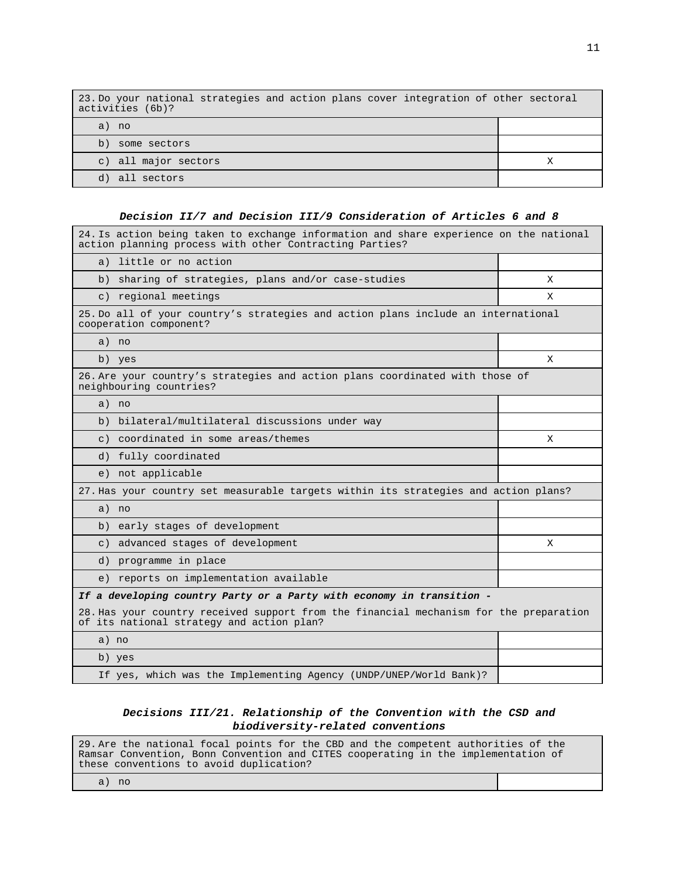| 23. Do your national strategies and action plans cover integration of other sectoral activities (6b)? | |
|---|---|
| a) no | |
| b) some sectors | |
| c) all major sectors | X |
| d) all sectors | |

***Decision II/7 and Decision III/9 Consideration of Articles 6 and 8***

| 24. Is action being taken to exchange information and share experience on the national action planning process with other Contracting Parties? | |
|---|---|
| a) little or no action | |
| b) sharing of strategies, plans and/or case-studies | X |
| c) regional meetings | X |
| 25. Do all of your country's strategies and action plans include an international cooperation component? | |
| a) no | |
| b) yes | X |
| 26. Are your country's strategies and action plans coordinated with those of neighbouring countries? | |
| a) no | |
| b) bilateral/multilateral discussions under way | |
| c) coordinated in some areas/themes | X |
| d) fully coordinated | |
| e) not applicable | |
| 27. Has your country set measurable targets within its strategies and action plans? | |
| a) no | |
| b) early stages of development | |
| c) advanced stages of development | X |
| d) programme in place | |
| e) reports on implementation available | |
| ***If a developing country Party or a Party with economy in transition -*** 28. Has your country received support from the financial mechanism for the preparation of its national strategy and action plan? | |
| a) no | |
| b) yes | |
| If yes, which was the Implementing Agency (UNDP/UNEP/World Bank)? | |

***Decisions III/21. Relationship of the Convention with the CSD and biodiversity-related conventions***

| 29. Are the national focal points for the CBD and the competent authorities of the Ramsar Convention, Bonn Convention and CITES cooperating in the implementation of these conventions to avoid duplication? | |
|---|---|
| a) no | |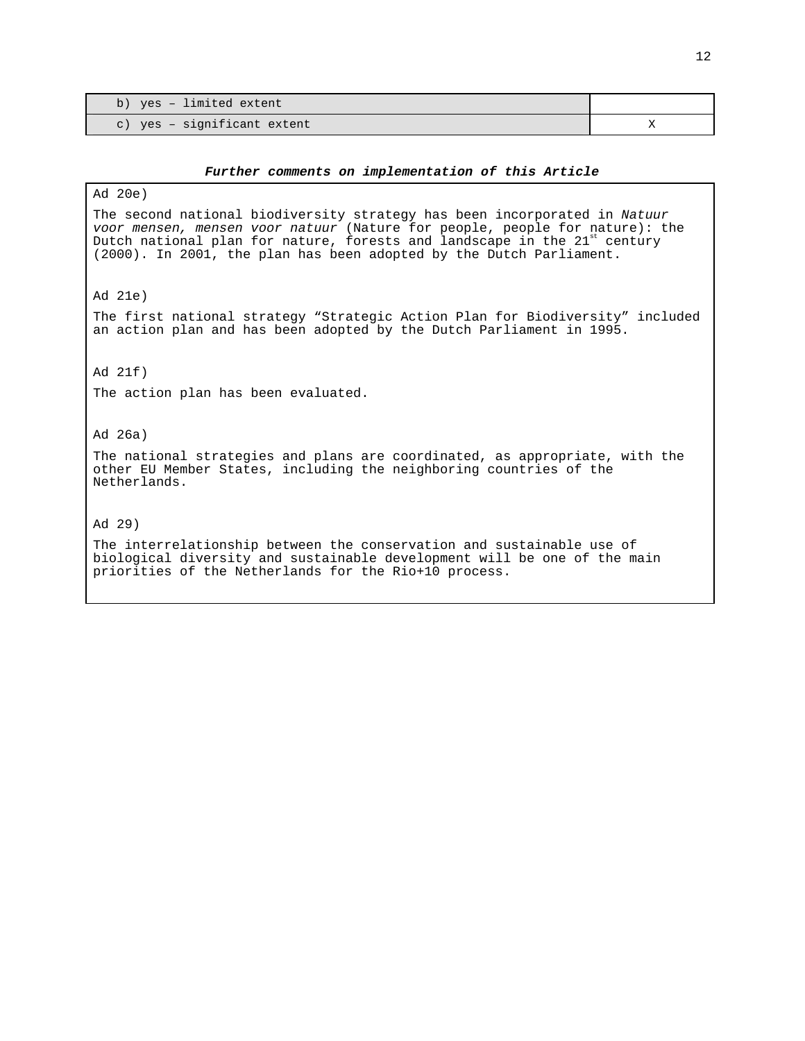| b) yes – limited extent | |
|---|---|
| c) yes – significant extent | X |

***Further comments on implementation of this Article***

Ad 20e)

The second national biodiversity strategy has been incorporated in *Natuur voor mensen, mensen voor natuur* (Nature for people, people for nature): the Dutch national plan for nature, forests and landscape in the 21st century (2000). In 2001, the plan has been adopted by the Dutch Parliament.

Ad 21e)

The first national strategy “Strategic Action Plan for Biodiversity” included an action plan and has been adopted by the Dutch Parliament in 1995.

Ad 21f)

The action plan has been evaluated.

Ad 26a)

The national strategies and plans are coordinated, as appropriate, with the other EU Member States, including the neighboring countries of the Netherlands.

Ad 29)

The interrelationship between the conservation and sustainable use of biological diversity and sustainable development will be one of the main priorities of the Netherlands for the Rio+10 process.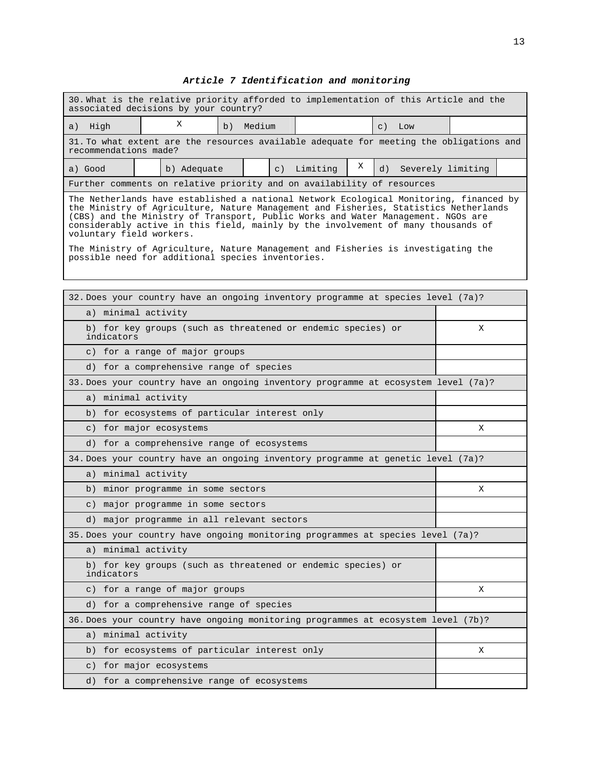### *Article 7 Identification and monitoring*

| 30. What is the relative priority afforded to implementation of this Article and the associated decisions by your country? | | | | | |
|---|---|---|---|---|---|
| a) High | X | b) Medium | | c) Low | |

| 31. To what extent are the resources available adequate for meeting the obligations and recommendations made? | | | | | | | |
|---|---|---|---|---|---|---|---|
| a) Good | | b) Adequate | | c) Limiting | X | d) Severely limiting | |

**Further comments on relative priority and on availability of resources**

The Netherlands have established a national Network Ecological Monitoring, financed by the Ministry of Agriculture, Nature Management and Fisheries, Statistics Netherlands (CBS) and the Ministry of Transport, Public Works and Water Management. NGOs are considerably active in this field, mainly by the involvement of many thousands of voluntary field workers.

The Ministry of Agriculture, Nature Management and Fisheries is investigating the possible need for additional species inventories.

| 32. Does your country have an ongoing inventory programme at species level (7a)? | |
|---|---|
| a) minimal activity | |
| b) for key groups (such as threatened or endemic species) or indicators | X |
| c) for a range of major groups | |
| d) for a comprehensive range of species | |
| **33. Does your country have an ongoing inventory programme at ecosystem level (7a)?** | |
| a) minimal activity | |
| b) for ecosystems of particular interest only | |
| c) for major ecosystems | X |
| d) for a comprehensive range of ecosystems | |
| **34. Does your country have an ongoing inventory programme at genetic level (7a)?** | |
| a) minimal activity | |
| b) minor programme in some sectors | X |
| c) major programme in some sectors | |
| d) major programme in all relevant sectors | |
| **35. Does your country have ongoing monitoring programmes at species level (7a)?** | |
| a) minimal activity | |
| b) for key groups (such as threatened or endemic species) or indicators | |
| c) for a range of major groups | X |
| d) for a comprehensive range of species | |
| **36. Does your country have ongoing monitoring programmes at ecosystem level (7b)?** | |
| a) minimal activity | |
| b) for ecosystems of particular interest only | X |
| c) for major ecosystems | |
| d) for a comprehensive range of ecosystems | |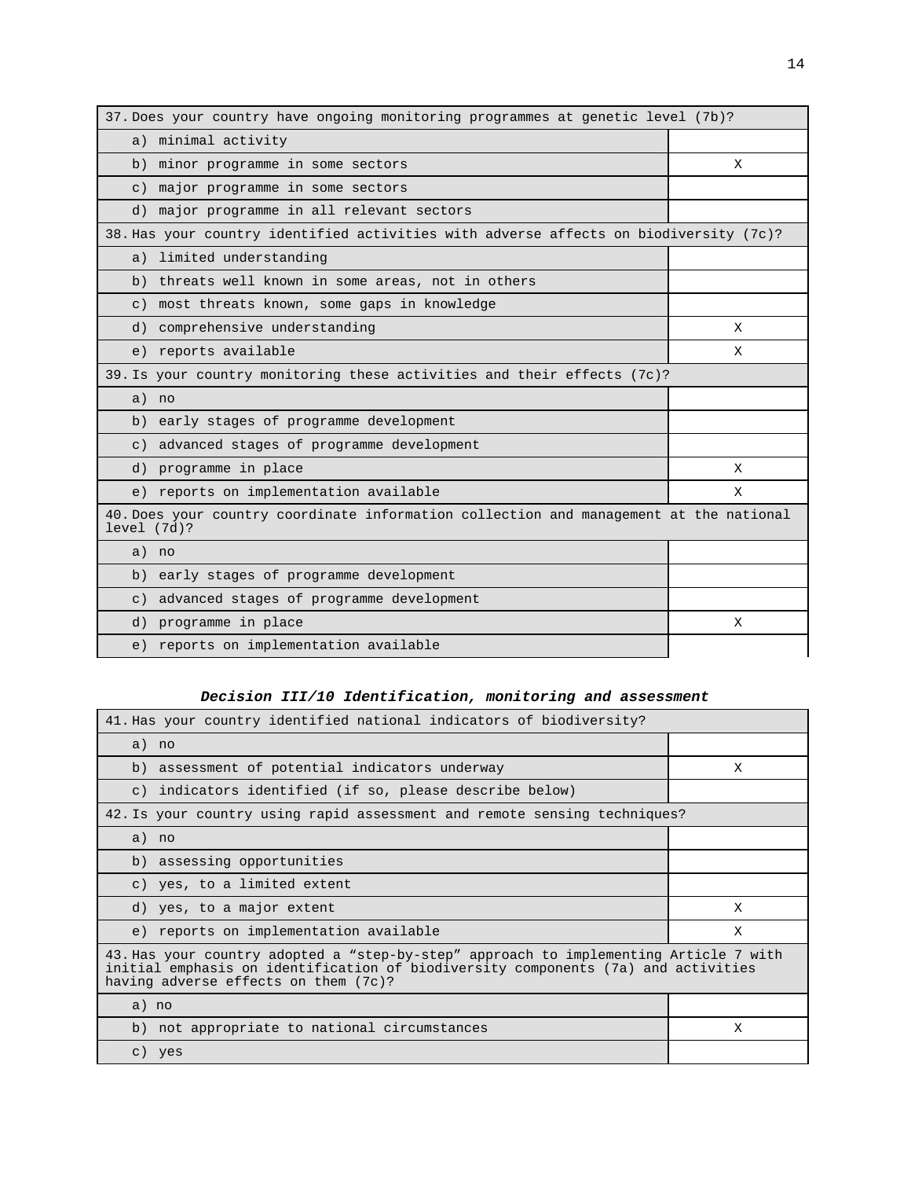| 37. Does your country have ongoing monitoring programmes at genetic level (7b)? | |
|---|---|
| a) minimal activity | |
| b) minor programme in some sectors | X |
| c) major programme in some sectors | |
| d) major programme in all relevant sectors | |
| **38. Has your country identified activities with adverse affects on biodiversity (7c)?** | |
| a) limited understanding | |
| b) threats well known in some areas, not in others | |
| c) most threats known, some gaps in knowledge | |
| d) comprehensive understanding | X |
| e) reports available | X |
| **39. Is your country monitoring these activities and their effects (7c)?** | |
| a) no | |
| b) early stages of programme development | |
| c) advanced stages of programme development | |
| d) programme in place | X |
| e) reports on implementation available | X |
| **40. Does your country coordinate information collection and management at the national level (7d)?** | |
| a) no | |
| b) early stages of programme development | |
| c) advanced stages of programme development | |
| d) programme in place | X |
| e) reports on implementation available | |

***Decision III/10 Identification, monitoring and assessment***

| 41. Has your country identified national indicators of biodiversity? | |
|---|---|
| a) no | |
| b) assessment of potential indicators underway | X |
| c) indicators identified (if so, please describe below) | |
| **42. Is your country using rapid assessment and remote sensing techniques?** | |
| a) no | |
| b) assessing opportunities | |
| c) yes, to a limited extent | |
| d) yes, to a major extent | X |
| e) reports on implementation available | X |
| **43. Has your country adopted a "step-by-step" approach to implementing Article 7 with initial emphasis on identification of biodiversity components (7a) and activities having adverse effects on them (7c)?** | |
| a) no | |
| b) not appropriate to national circumstances | X |
| c) yes | |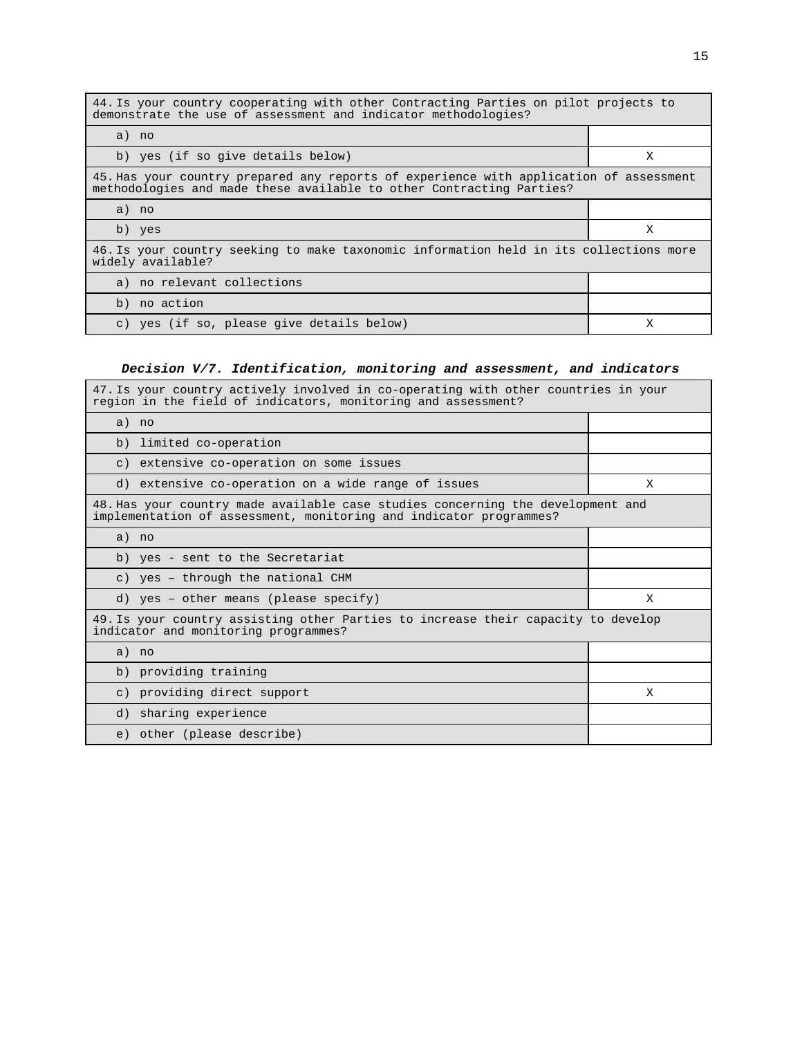| 44. Is your country cooperating with other Contracting Parties on pilot projects to demonstrate the use of assessment and indicator methodologies? | |
|---|---|
| a) no | |
| b) yes (if so give details below) | X |

| 45. Has your country prepared any reports of experience with application of assessment methodologies and made these available to other Contracting Parties? | |
|---|---|
| a) no | |
| b) yes | X |

| 46. Is your country seeking to make taxonomic information held in its collections more widely available? | |
|---|---|
| a) no relevant collections | |
| b) no action | |
| c) yes (if so, please give details below) | X |

***Decision V/7. Identification, monitoring and assessment, and indicators***

| 47. Is your country actively involved in co-operating with other countries in your region in the field of indicators, monitoring and assessment? | |
|---|---|
| a) no | |
| b) limited co-operation | |
| c) extensive co-operation on some issues | |
| d) extensive co-operation on a wide range of issues | X |

| 48. Has your country made available case studies concerning the development and implementation of assessment, monitoring and indicator programmes? | |
|---|---|
| a) no | |
| b) yes - sent to the Secretariat | |
| c) yes – through the national CHM | |
| d) yes – other means (please specify) | X |

| 49. Is your country assisting other Parties to increase their capacity to develop indicator and monitoring programmes? | |
|---|---|
| a) no | |
| b) providing training | |
| c) providing direct support | X |
| d) sharing experience | |
| e) other (please describe) | |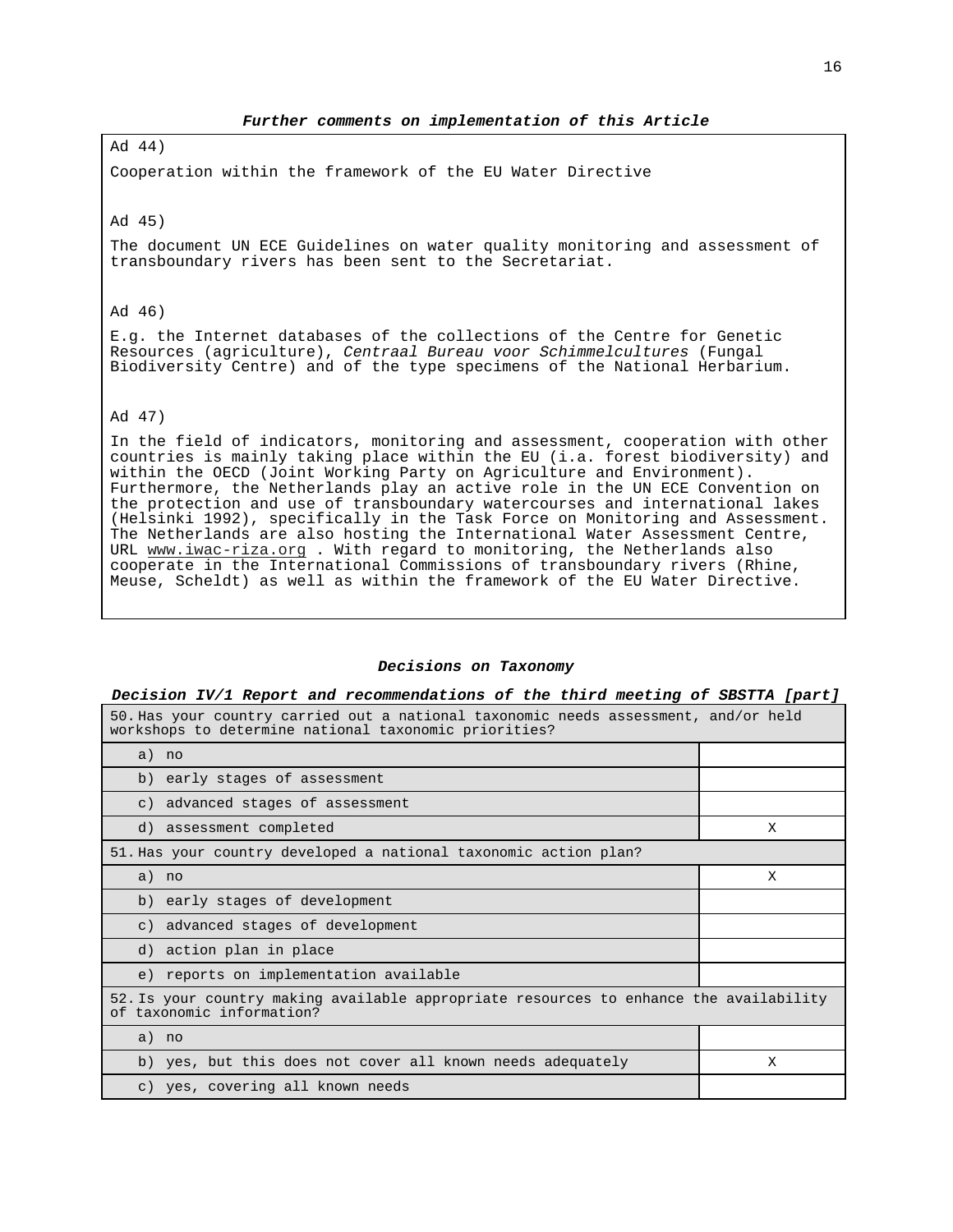***Further comments on implementation of this Article***

Ad 44)

Cooperation within the framework of the EU Water Directive

Ad 45)

The document UN ECE Guidelines on water quality monitoring and assessment of transboundary rivers has been sent to the Secretariat.

Ad 46)

E.g. the Internet databases of the collections of the Centre for Genetic Resources (agriculture), *Centraal Bureau voor Schimmelcultures* (Fungal Biodiversity Centre) and of the type specimens of the National Herbarium.

Ad 47)

In the field of indicators, monitoring and assessment, cooperation with other countries is mainly taking place within the EU (i.a. forest biodiversity) and within the OECD (Joint Working Party on Agriculture and Environment). Furthermore, the Netherlands play an active role in the UN ECE Convention on the protection and use of transboundary watercourses and international lakes (Helsinki 1992), specifically in the Task Force on Monitoring and Assessment. The Netherlands are also hosting the International Water Assessment Centre, URL www.iwac-riza.org . With regard to monitoring, the Netherlands also cooperate in the International Commissions of transboundary rivers (Rhine, Meuse, Scheldt) as well as within the framework of the EU Water Directive.

## ***Decisions on Taxonomy***

***Decision IV/1 Report and recommendations of the third meeting of SBSTTA [part]***

| 50. Has your country carried out a national taxonomic needs assessment, and/or held workshops to determine national taxonomic priorities? | |
|---|---|
| a) no | |
| b) early stages of assessment | |
| c) advanced stages of assessment | |
| d) assessment completed | X |
| **51. Has your country developed a national taxonomic action plan?** | |
| a) no | X |
| b) early stages of development | |
| c) advanced stages of development | |
| d) action plan in place | |
| e) reports on implementation available | |
| **52. Is your country making available appropriate resources to enhance the availability of taxonomic information?** | |
| a) no | |
| b) yes, but this does not cover all known needs adequately | X |
| c) yes, covering all known needs | |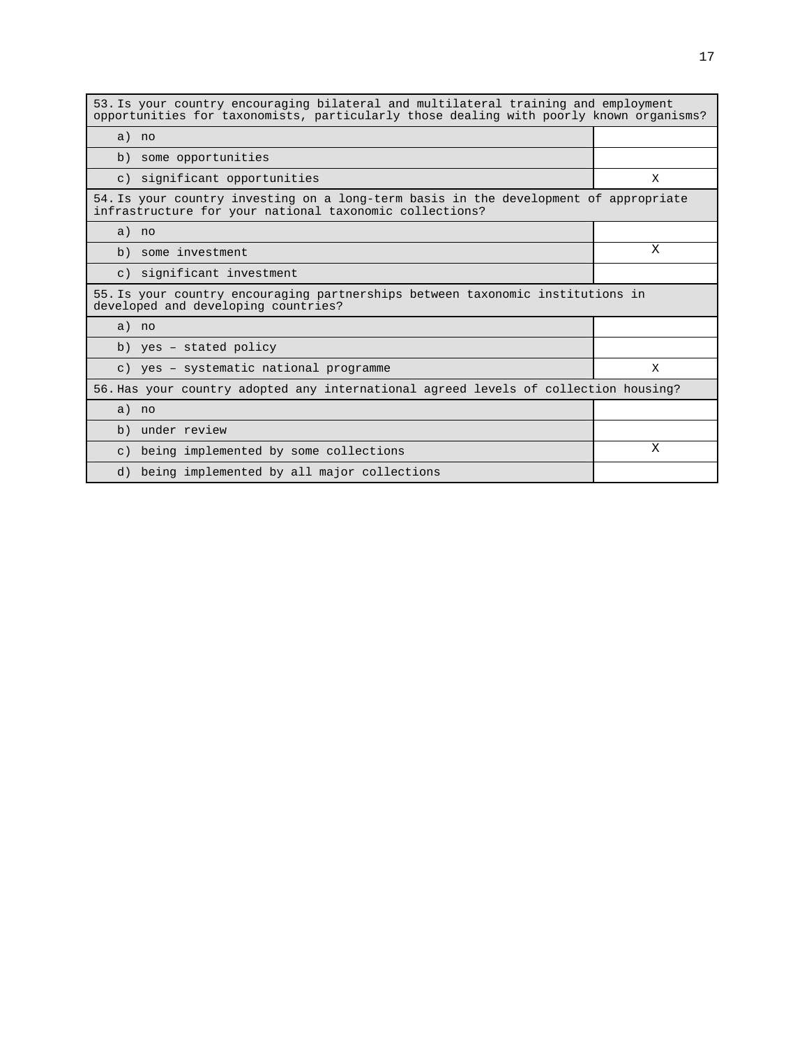| 53. Is your country encouraging bilateral and multilateral training and employment opportunities for taxonomists, particularly those dealing with poorly known organisms? | |
|---|---|
| a) no | |
| b) some opportunities | |
| c) significant opportunities | X |
| **54. Is your country investing on a long-term basis in the development of appropriate infrastructure for your national taxonomic collections?** | |
| a) no | |
| b) some investment | X |
| c) significant investment | |
| **55. Is your country encouraging partnerships between taxonomic institutions in developed and developing countries?** | |
| a) no | |
| b) yes – stated policy | |
| c) yes – systematic national programme | X |
| **56. Has your country adopted any international agreed levels of collection housing?** | |
| a) no | |
| b) under review | |
| c) being implemented by some collections | X |
| d) being implemented by all major collections | |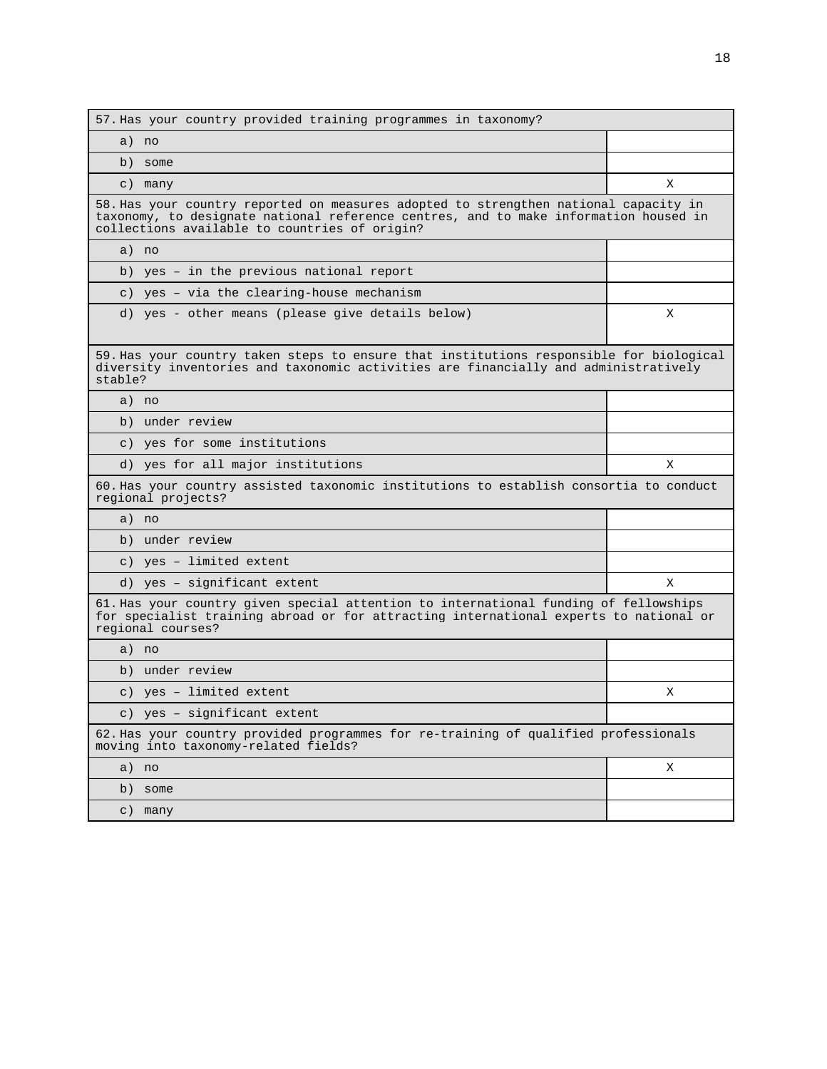| 57. Has your country provided training programmes in taxonomy? | |
|---|---|
| a) no | |
| b) some | |
| c) many | X |

| 58. Has your country reported on measures adopted to strengthen national capacity in taxonomy, to designate national reference centres, and to make information housed in collections available to countries of origin? | |
|---|---|
| a) no | |
| b) yes – in the previous national report | |
| c) yes – via the clearing-house mechanism | |
| d) yes - other means (please give details below) | X |

| 59. Has your country taken steps to ensure that institutions responsible for biological diversity inventories and taxonomic activities are financially and administratively stable? | |
|---|---|
| a) no | |
| b) under review | |
| c) yes for some institutions | |
| d) yes for all major institutions | X |

| 60. Has your country assisted taxonomic institutions to establish consortia to conduct regional projects? | |
|---|---|
| a) no | |
| b) under review | |
| c) yes – limited extent | |
| d) yes – significant extent | X |

| 61. Has your country given special attention to international funding of fellowships for specialist training abroad or for attracting international experts to national or regional courses? | |
|---|---|
| a) no | |
| b) under review | |
| c) yes – limited extent | X |
| c) yes – significant extent | |

| 62. Has your country provided programmes for re-training of qualified professionals moving into taxonomy-related fields? | |
|---|---|
| a) no | X |
| b) some | |
| c) many | |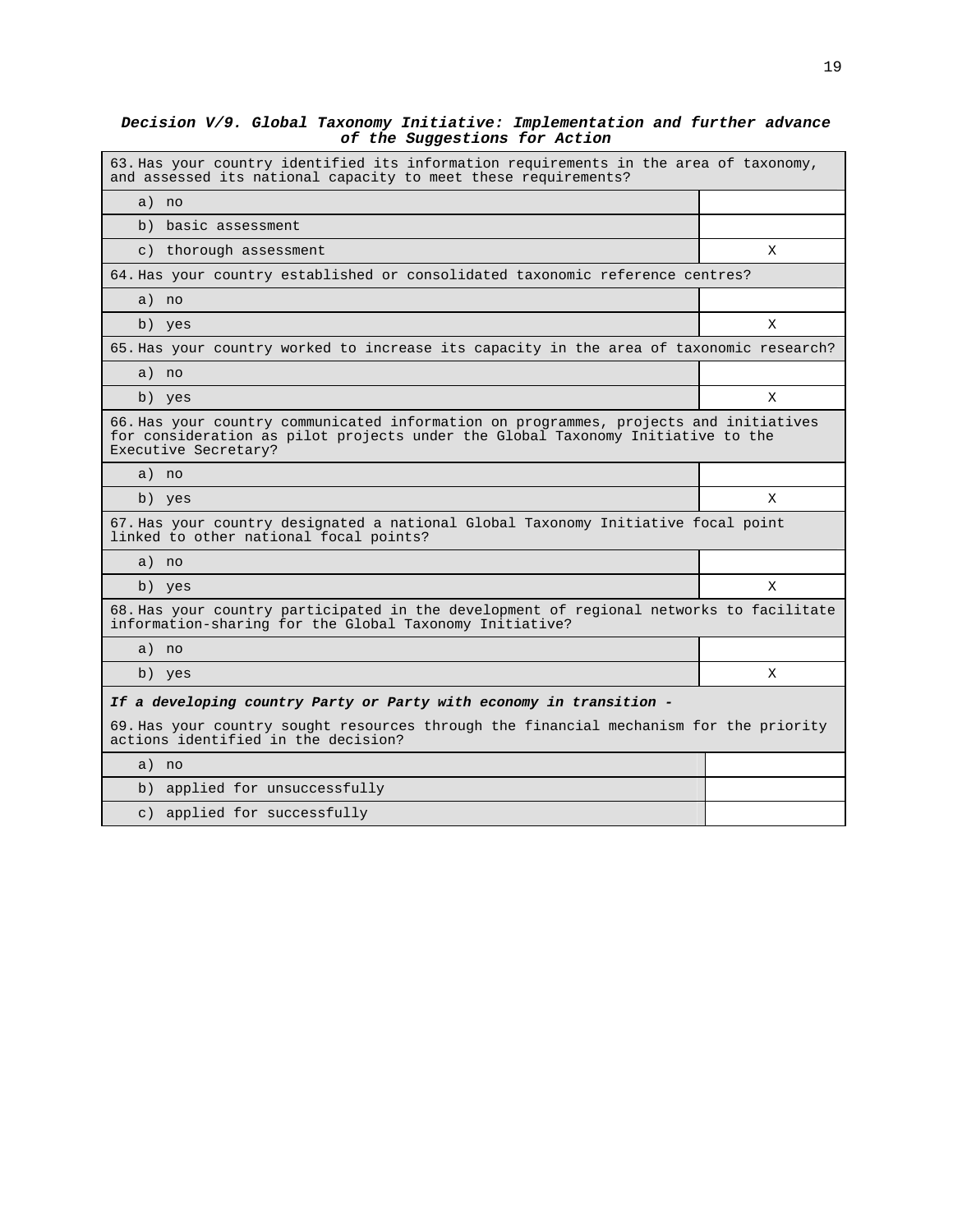**_Decision V/9. Global Taxonomy Initiative: Implementation and further advance of the Suggestions for Action_**

| 63. Has your country identified its information requirements in the area of taxonomy, and assessed its national capacity to meet these requirements? | |
|---|---|
| a) no | |
| b) basic assessment | |
| c) thorough assessment | X |
| **64. Has your country established or consolidated taxonomic reference centres?** | |
| a) no | |
| b) yes | X |
| **65. Has your country worked to increase its capacity in the area of taxonomic research?** | |
| a) no | |
| b) yes | X |
| **66. Has your country communicated information on programmes, projects and initiatives for consideration as pilot projects under the Global Taxonomy Initiative to the Executive Secretary?** | |
| a) no | |
| b) yes | X |
| **67. Has your country designated a national Global Taxonomy Initiative focal point linked to other national focal points?** | |
| a) no | |
| b) yes | X |
| **68. Has your country participated in the development of regional networks to facilitate information-sharing for the Global Taxonomy Initiative?** | |
| a) no | |
| b) yes | X |
| ***If a developing country Party or Party with economy in transition -*** 69. Has your country sought resources through the financial mechanism for the priority actions identified in the decision? | |
| a) no | |
| b) applied for unsuccessfully | |
| c) applied for successfully | |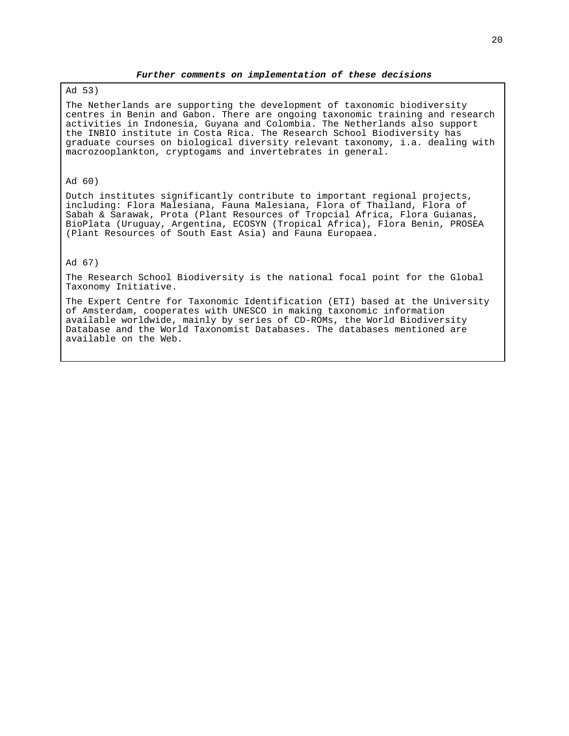***Further comments on implementation of these decisions***

Ad 53)

The Netherlands are supporting the development of taxonomic biodiversity centres in Benin and Gabon. There are ongoing taxonomic training and research activities in Indonesia, Guyana and Colombia. The Netherlands also support the INBIO institute in Costa Rica. The Research School Biodiversity has graduate courses on biological diversity relevant taxonomy, i.a. dealing with macrozooplankton, cryptogams and invertebrates in general.

Ad 60)

Dutch institutes significantly contribute to important regional projects, including: Flora Malesiana, Fauna Malesiana, Flora of Thailand, Flora of Sabah & Sarawak, Prota (Plant Resources of Tropcial Africa, Flora Guianas, BioPlata (Uruguay, Argentina, ECOSYN (Tropical Africa), Flora Benin, PROSEA (Plant Resources of South East Asia) and Fauna Europaea.

Ad 67)

The Research School Biodiversity is the national focal point for the Global Taxonomy Initiative.

The Expert Centre for Taxonomic Identification (ETI) based at the University of Amsterdam, cooperates with UNESCO in making taxonomic information available worldwide, mainly by series of CD-ROMs, the World Biodiversity Database and the World Taxonomist Databases. The databases mentioned are available on the Web.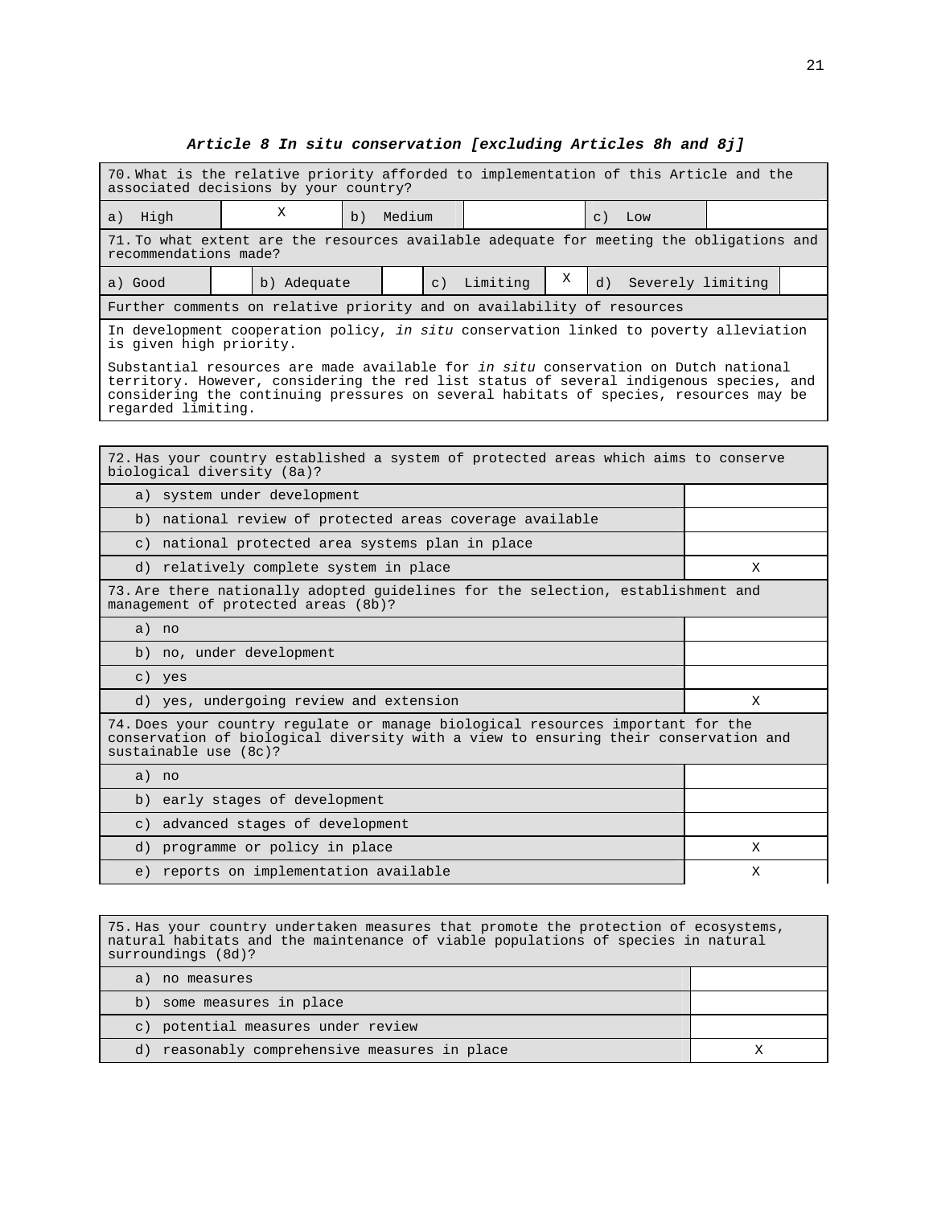### *Article 8 In situ conservation [excluding Articles 8h and 8j]*

| 70. What is the relative priority afforded to implementation of this Article and the associated decisions by your country? | | | | | |
|---|---|---|---|---|---|
| a) High | X | b) Medium | | c) Low | |

| 71. To what extent are the resources available adequate for meeting the obligations and recommendations made? | | | | | | | |
|---|---|---|---|---|---|---|---|
| a) Good | | b) Adequate | | c) Limiting | X | d) Severely limiting | |

Further comments on relative priority and on availability of resources

In development cooperation policy, *in situ* conservation linked to poverty alleviation is given high priority.

Substantial resources are made available for *in situ* conservation on Dutch national territory. However, considering the red list status of several indigenous species, and considering the continuing pressures on several habitats of species, resources may be regarded limiting.

| 72. Has your country established a system of protected areas which aims to conserve biological diversity (8a)? | |
|---|---|
| a) system under development | |
| b) national review of protected areas coverage available | |
| c) national protected area systems plan in place | |
| d) relatively complete system in place | X |

| 73. Are there nationally adopted guidelines for the selection, establishment and management of protected areas (8b)? | |
|---|---|
| a) no | |
| b) no, under development | |
| c) yes | |
| d) yes, undergoing review and extension | X |

| 74. Does your country regulate or manage biological resources important for the conservation of biological diversity with a view to ensuring their conservation and sustainable use (8c)? | |
|---|---|
| a) no | |
| b) early stages of development | |
| c) advanced stages of development | |
| d) programme or policy in place | X |
| e) reports on implementation available | X |

| 75. Has your country undertaken measures that promote the protection of ecosystems, natural habitats and the maintenance of viable populations of species in natural surroundings (8d)? | |
|---|---|
| a) no measures | |
| b) some measures in place | |
| c) potential measures under review | |
| d) reasonably comprehensive measures in place | X |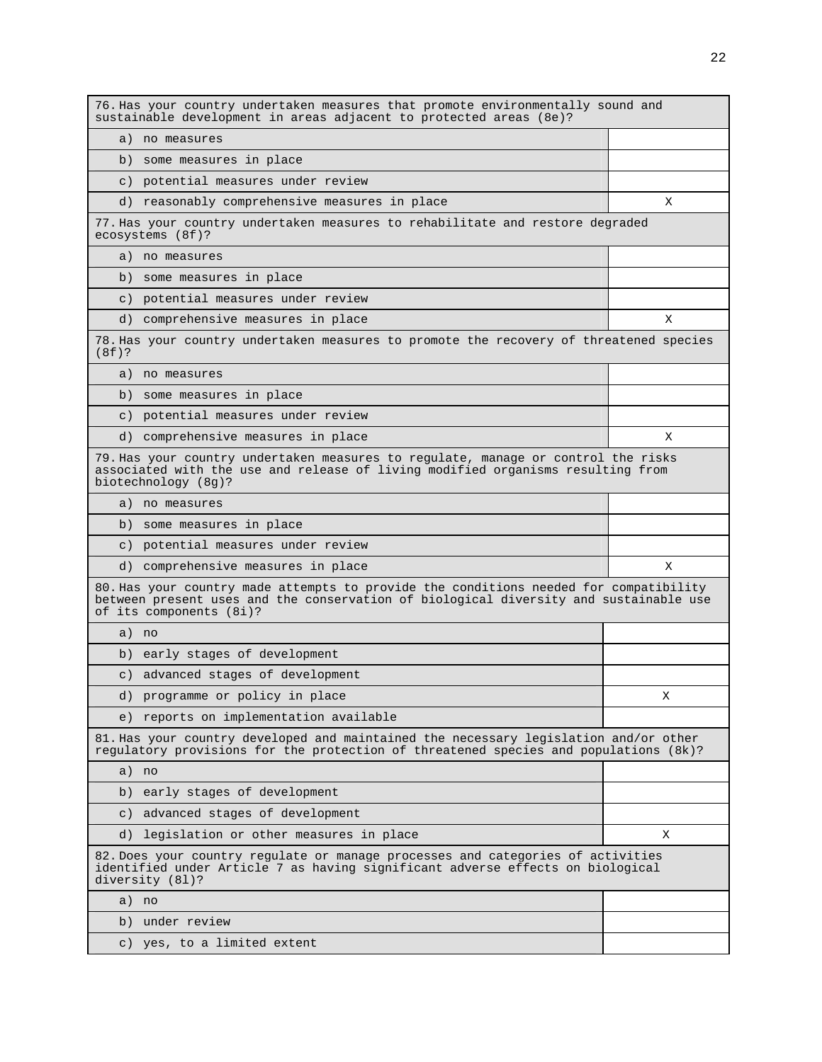| 76. Has your country undertaken measures that promote environmentally sound and sustainable development in areas adjacent to protected areas (8e)? | |
|---|---|
| a) no measures | |
| b) some measures in place | |
| c) potential measures under review | |
| d) reasonably comprehensive measures in place | X |

| 77. Has your country undertaken measures to rehabilitate and restore degraded ecosystems (8f)? | |
|---|---|
| a) no measures | |
| b) some measures in place | |
| c) potential measures under review | |
| d) comprehensive measures in place | X |

| 78. Has your country undertaken measures to promote the recovery of threatened species (8f)? | |
|---|---|
| a) no measures | |
| b) some measures in place | |
| c) potential measures under review | |
| d) comprehensive measures in place | X |

| 79. Has your country undertaken measures to regulate, manage or control the risks associated with the use and release of living modified organisms resulting from biotechnology (8g)? | |
|---|---|
| a) no measures | |
| b) some measures in place | |
| c) potential measures under review | |
| d) comprehensive measures in place | X |

| 80. Has your country made attempts to provide the conditions needed for compatibility between present uses and the conservation of biological diversity and sustainable use of its components (8i)? | |
|---|---|
| a) no | |
| b) early stages of development | |
| c) advanced stages of development | |
| d) programme or policy in place | X |
| e) reports on implementation available | |

| 81. Has your country developed and maintained the necessary legislation and/or other regulatory provisions for the protection of threatened species and populations (8k)? | |
|---|---|
| a) no | |
| b) early stages of development | |
| c) advanced stages of development | |
| d) legislation or other measures in place | X |

| 82. Does your country regulate or manage processes and categories of activities identified under Article 7 as having significant adverse effects on biological diversity (8l)? | |
|---|---|
| a) no | |
| b) under review | |
| c) yes, to a limited extent | |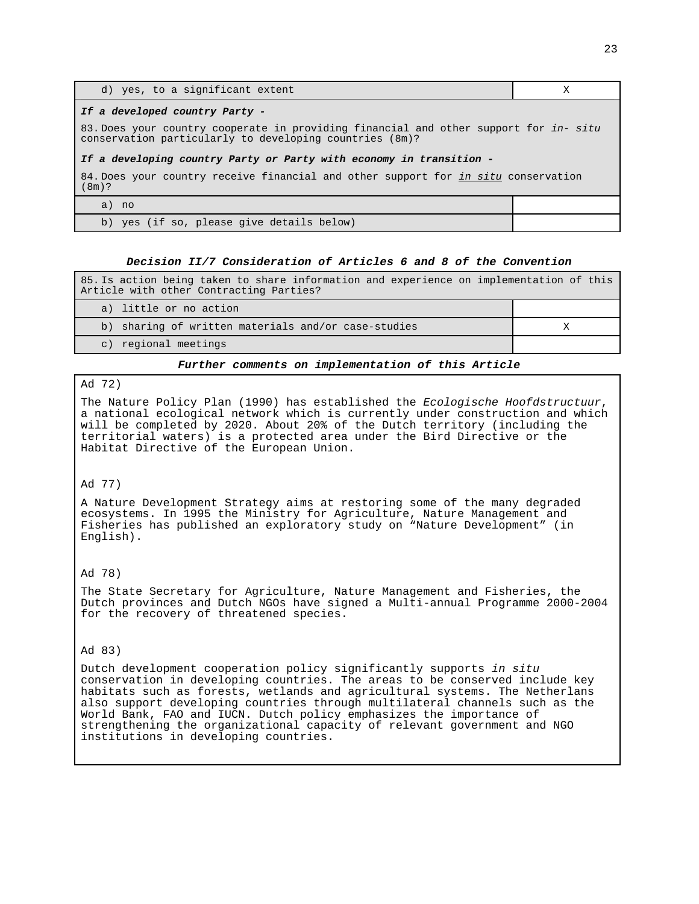| d) yes, to a significant extent | X |
|---|---|

***If a developed country Party -***

83. Does your country cooperate in providing financial and other support for *in- situ* conservation particularly to developing countries (8m)?

***If a developing country Party or Party with economy in transition -***

84. Does your country receive financial and other support for *in situ* conservation (8m)?

| a) no | |
|---|---|
| b) yes (if so, please give details below) | |

***Decision II/7 Consideration of Articles 6 and 8 of the Convention***

85. Is action being taken to share information and experience on implementation of this Article with other Contracting Parties?

| a) little or no action | |
|---|---|
| b) sharing of written materials and/or case-studies | X |
| c) regional meetings | |

***Further comments on implementation of this Article***

Ad 72)

The Nature Policy Plan (1990) has established the *Ecologische Hoofdstructuur*, a national ecological network which is currently under construction and which will be completed by 2020. About 20% of the Dutch territory (including the territorial waters) is a protected area under the Bird Directive or the Habitat Directive of the European Union.

Ad 77)

A Nature Development Strategy aims at restoring some of the many degraded ecosystems. In 1995 the Ministry for Agriculture, Nature Management and Fisheries has published an exploratory study on "Nature Development" (in English).

Ad 78)

The State Secretary for Agriculture, Nature Management and Fisheries, the Dutch provinces and Dutch NGOs have signed a Multi-annual Programme 2000-2004 for the recovery of threatened species.

Ad 83)

Dutch development cooperation policy significantly supports *in situ* conservation in developing countries. The areas to be conserved include key habitats such as forests, wetlands and agricultural systems. The Netherlans also support developing countries through multilateral channels such as the World Bank, FAO and IUCN. Dutch policy emphasizes the importance of strengthening the organizational capacity of relevant government and NGO institutions in developing countries.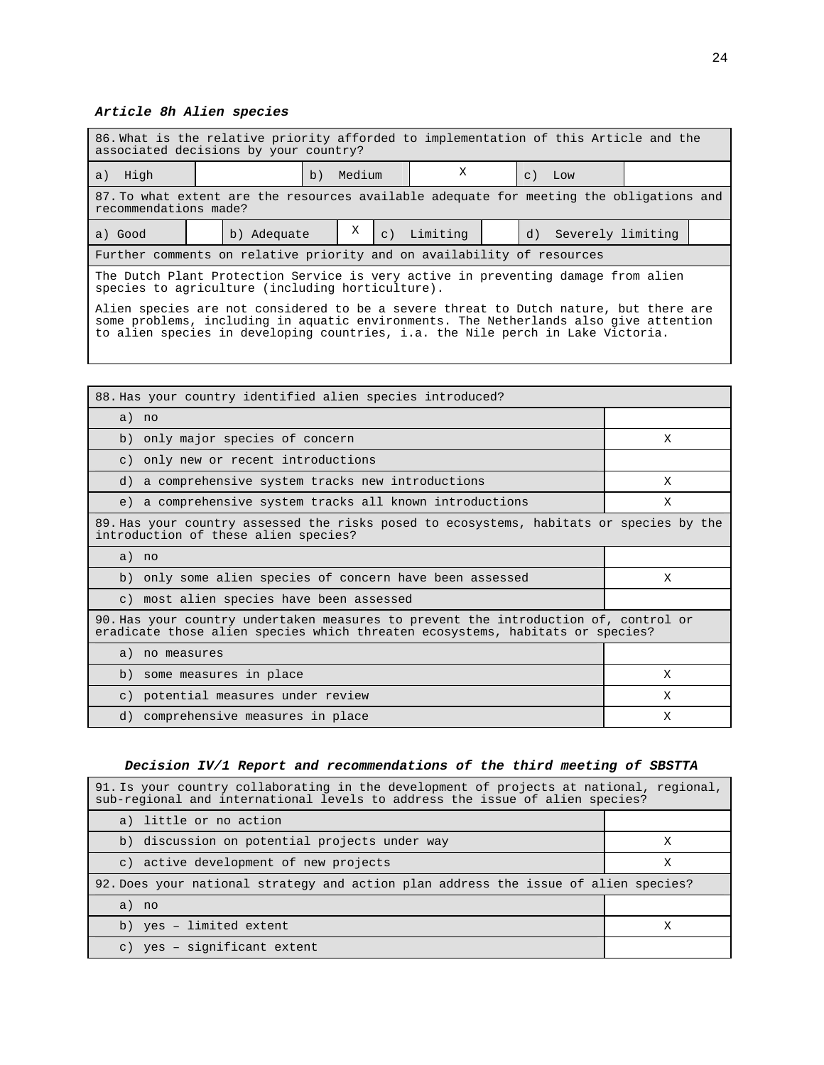### *Article 8h Alien species*

| 86. What is the relative priority afforded to implementation of this Article and the associated decisions by your country? | | | | | |
|---|---|---|---|---|---|
| a) High | | b) Medium | X | c) Low | |

| 87. To what extent are the resources available adequate for meeting the obligations and recommendations made? | | | | | | | |
|---|---|---|---|---|---|---|---|
| a) Good | | b) Adequate | X | c) Limiting | | d) Severely limiting | |

**Further comments on relative priority and on availability of resources**

The Dutch Plant Protection Service is very active in preventing damage from alien species to agriculture (including horticulture).

Alien species are not considered to be a severe threat to Dutch nature, but there are some problems, including in aquatic environments. The Netherlands also give attention to alien species in developing countries, i.a. the Nile perch in Lake Victoria.

| 88. Has your country identified alien species introduced? | |
|---|---|
| a) no | |
| b) only major species of concern | X |
| c) only new or recent introductions | |
| d) a comprehensive system tracks new introductions | X |
| e) a comprehensive system tracks all known introductions | X |
| **89. Has your country assessed the risks posed to ecosystems, habitats or species by the introduction of these alien species?** | |
| a) no | |
| b) only some alien species of concern have been assessed | X |
| c) most alien species have been assessed | |
| **90. Has your country undertaken measures to prevent the introduction of, control or eradicate those alien species which threaten ecosystems, habitats or species?** | |
| a) no measures | |
| b) some measures in place | X |
| c) potential measures under review | X |
| d) comprehensive measures in place | X |

### *Decision IV/1 Report and recommendations of the third meeting of SBSTTA*

| 91. Is your country collaborating in the development of projects at national, regional, sub-regional and international levels to address the issue of alien species? | |
|---|---|
| a) little or no action | |
| b) discussion on potential projects under way | X |
| c) active development of new projects | X |
| **92. Does your national strategy and action plan address the issue of alien species?** | |
| a) no | |
| b) yes – limited extent | X |
| c) yes – significant extent | |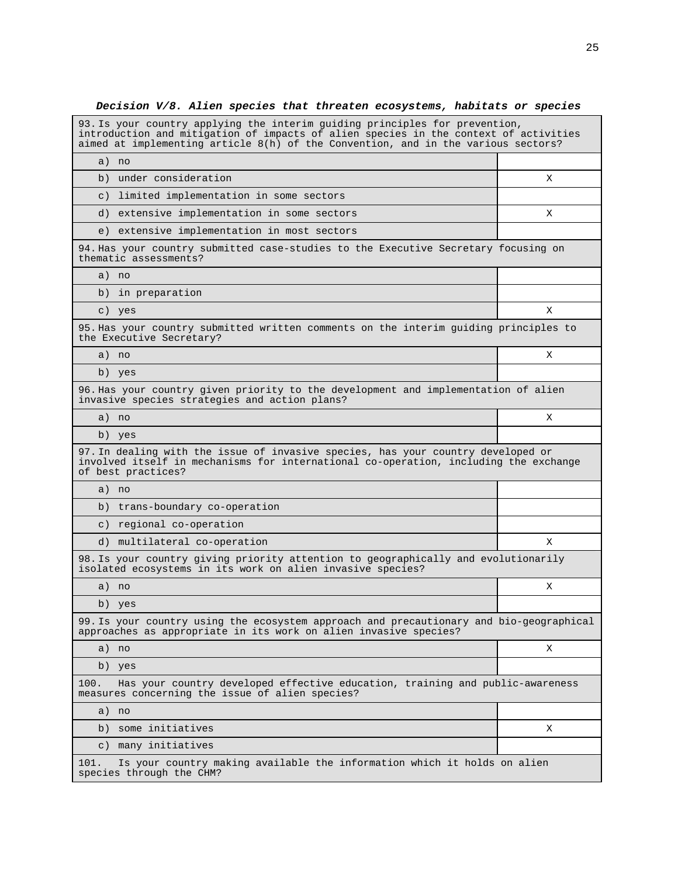***Decision V/8. Alien species that threaten ecosystems, habitats or species***

| 93. Is your country applying the interim guiding principles for prevention, introduction and mitigation of impacts of alien species in the context of activities aimed at implementing article 8(h) of the Convention, and in the various sectors? | |
|---|---|
| a) no | |
| b) under consideration | X |
| c) limited implementation in some sectors | |
| d) extensive implementation in some sectors | X |
| e) extensive implementation in most sectors | |
| **94. Has your country submitted case-studies to the Executive Secretary focusing on thematic assessments?** | |
| a) no | |
| b) in preparation | |
| c) yes | X |
| **95. Has your country submitted written comments on the interim guiding principles to the Executive Secretary?** | |
| a) no | X |
| b) yes | |
| **96. Has your country given priority to the development and implementation of alien invasive species strategies and action plans?** | |
| a) no | X |
| b) yes | |
| **97. In dealing with the issue of invasive species, has your country developed or involved itself in mechanisms for international co-operation, including the exchange of best practices?** | |
| a) no | |
| b) trans-boundary co-operation | |
| c) regional co-operation | |
| d) multilateral co-operation | X |
| **98. Is your country giving priority attention to geographically and evolutionarily isolated ecosystems in its work on alien invasive species?** | |
| a) no | X |
| b) yes | |
| **99. Is your country using the ecosystem approach and precautionary and bio-geographical approaches as appropriate in its work on alien invasive species?** | |
| a) no | X |
| b) yes | |
| **100. Has your country developed effective education, training and public-awareness measures concerning the issue of alien species?** | |
| a) no | |
| b) some initiatives | X |
| c) many initiatives | |
| **101. Is your country making available the information which it holds on alien species through the CHM?** | |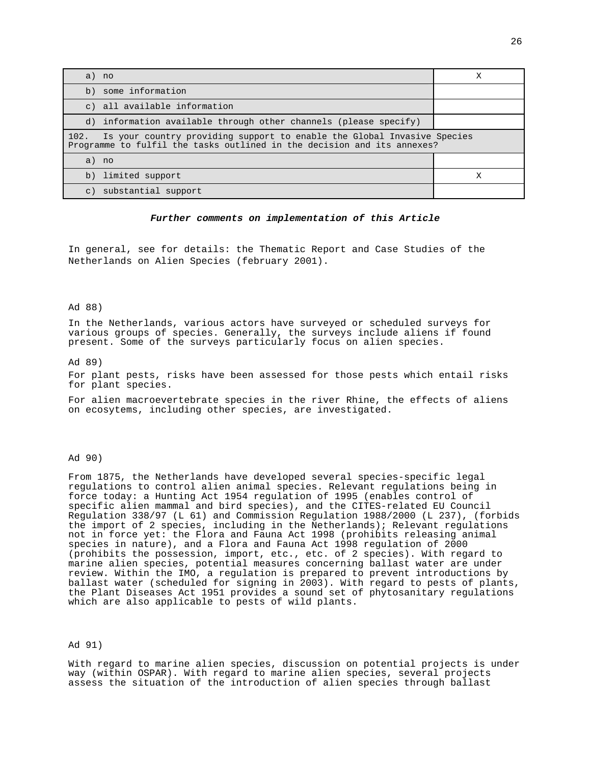| | |
|---|---|
| a) no | X |
| b) some information | |
| c) all available information | |
| d) information available through other channels (please specify) | |
| 102. Is your country providing support to enable the Global Invasive Species Programme to fulfil the tasks outlined in the decision and its annexes? | |
| a) no | |
| b) limited support | X |
| c) substantial support | |

***Further comments on implementation of this Article***

In general, see for details: the Thematic Report and Case Studies of the Netherlands on Alien Species (february 2001).

Ad 88)

In the Netherlands, various actors have surveyed or scheduled surveys for various groups of species. Generally, the surveys include aliens if found present. Some of the surveys particularly focus on alien species.

Ad 89)

For plant pests, risks have been assessed for those pests which entail risks for plant species.

For alien macroevertebrate species in the river Rhine, the effects of aliens on ecosytems, including other species, are investigated.

Ad 90)

From 1875, the Netherlands have developed several species-specific legal regulations to control alien animal species. Relevant regulations being in force today: a Hunting Act 1954 regulation of 1995 (enables control of specific alien mammal and bird species), and the CITES-related EU Council Regulation 338/97 (L 61) and Commission Regulation 1988/2000 (L 237), (forbids the import of 2 species, including in the Netherlands); Relevant regulations not in force yet: the Flora and Fauna Act 1998 (prohibits releasing animal species in nature), and a Flora and Fauna Act 1998 regulation of 2000 (prohibits the possession, import, etc., etc. of 2 species). With regard to marine alien species, potential measures concerning ballast water are under review. Within the IMO, a regulation is prepared to prevent introductions by ballast water (scheduled for signing in 2003). With regard to pests of plants, the Plant Diseases Act 1951 provides a sound set of phytosanitary regulations which are also applicable to pests of wild plants.

Ad 91)

With regard to marine alien species, discussion on potential projects is under way (within OSPAR). With regard to marine alien species, several projects assess the situation of the introduction of alien species through ballast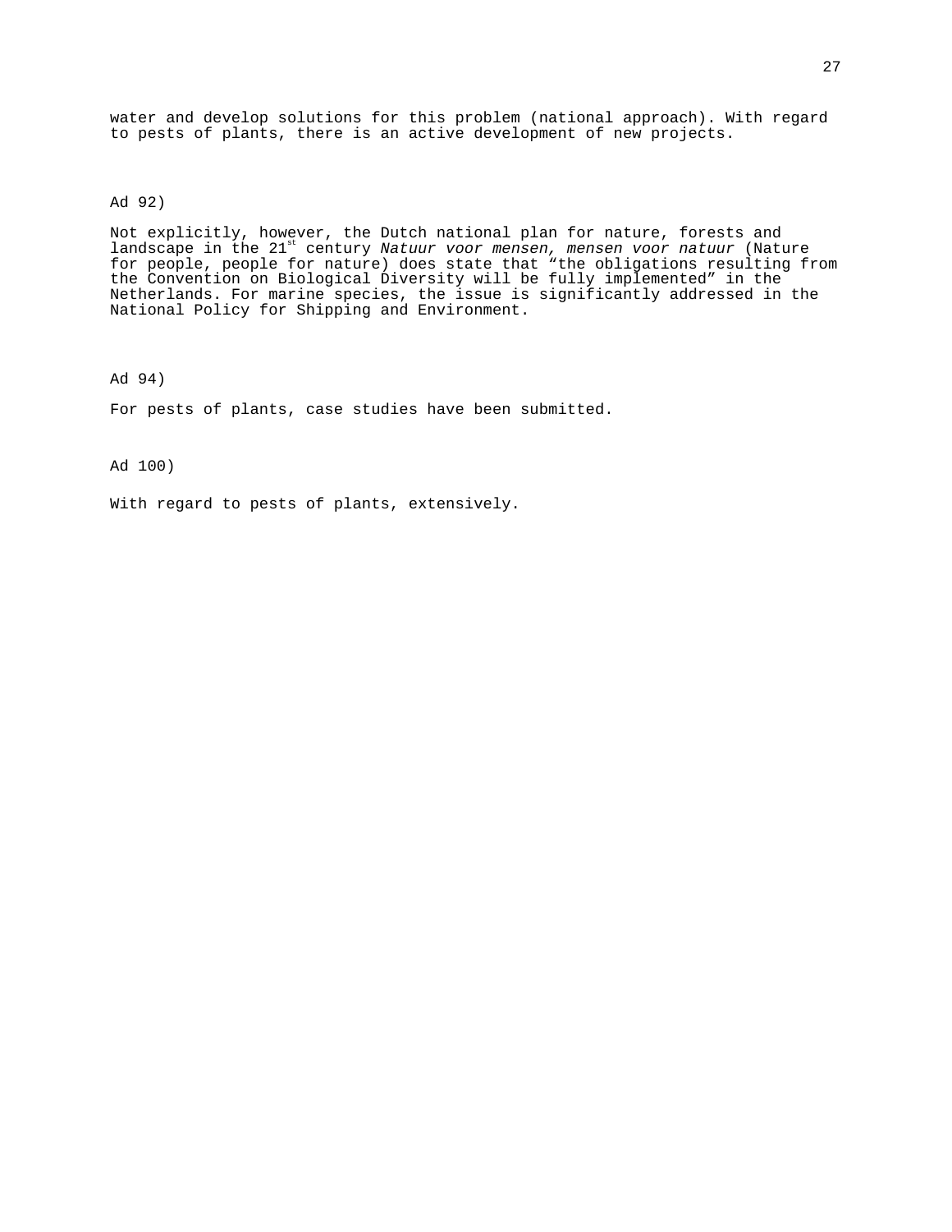water and develop solutions for this problem (national approach). With regard to pests of plants, there is an active development of new projects.

Ad 92)

Not explicitly, however, the Dutch national plan for nature, forests and landscape in the 21st century *Natuur voor mensen, mensen voor natuur* (Nature for people, people for nature) does state that “the obligations resulting from the Convention on Biological Diversity will be fully implemented” in the Netherlands. For marine species, the issue is significantly addressed in the National Policy for Shipping and Environment.

Ad 94)

For pests of plants, case studies have been submitted.

Ad 100)

With regard to pests of plants, extensively.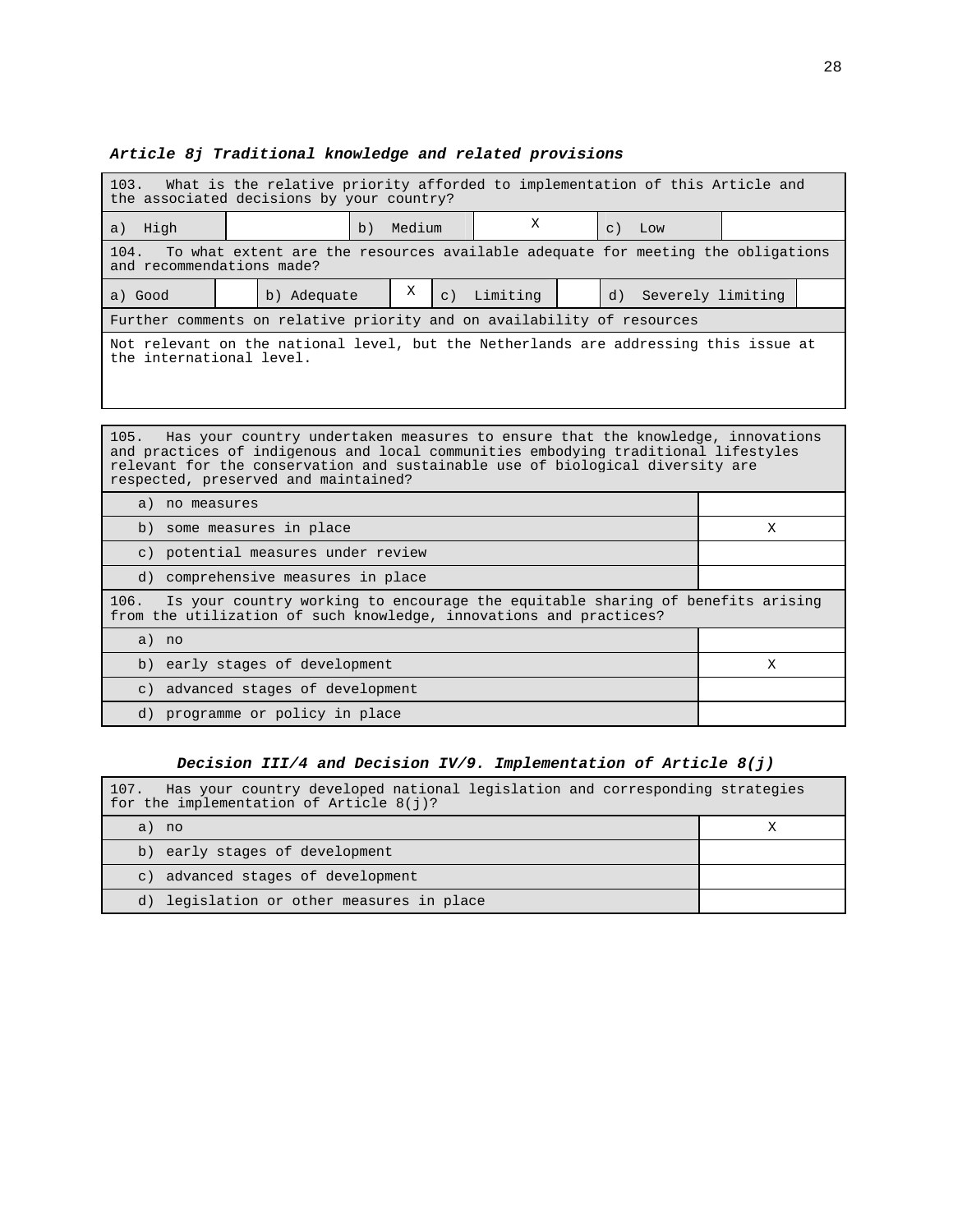### *Article 8j Traditional knowledge and related provisions*

| 103. What is the relative priority afforded to implementation of this Article and the associated decisions by your country? | | | | | |
|---|---|---|---|---|---|
| a) High | | b) Medium | X | c) Low | |

| 104. To what extent are the resources available adequate for meeting the obligations and recommendations made? | | | | | | | |
|---|---|---|---|---|---|---|---|
| a) Good | | b) Adequate | X | c) Limiting | | d) Severely limiting | |

| Further comments on relative priority and on availability of resources |
|---|
| Not relevant on the national level, but the Netherlands are addressing this issue at the international level. |

| 105. Has your country undertaken measures to ensure that the knowledge, innovations and practices of indigenous and local communities embodying traditional lifestyles relevant for the conservation and sustainable use of biological diversity are respected, preserved and maintained? | |
|---|---|
| a) no measures | |
| b) some measures in place | X |
| c) potential measures under review | |
| d) comprehensive measures in place | |

| 106. Is your country working to encourage the equitable sharing of benefits arising from the utilization of such knowledge, innovations and practices? | |
|---|---|
| a) no | |
| b) early stages of development | X |
| c) advanced stages of development | |
| d) programme or policy in place | |

### *Decision III/4 and Decision IV/9. Implementation of Article 8(j)*

| 107. Has your country developed national legislation and corresponding strategies for the implementation of Article 8(j)? | |
|---|---|
| a) no | X |
| b) early stages of development | |
| c) advanced stages of development | |
| d) legislation or other measures in place | |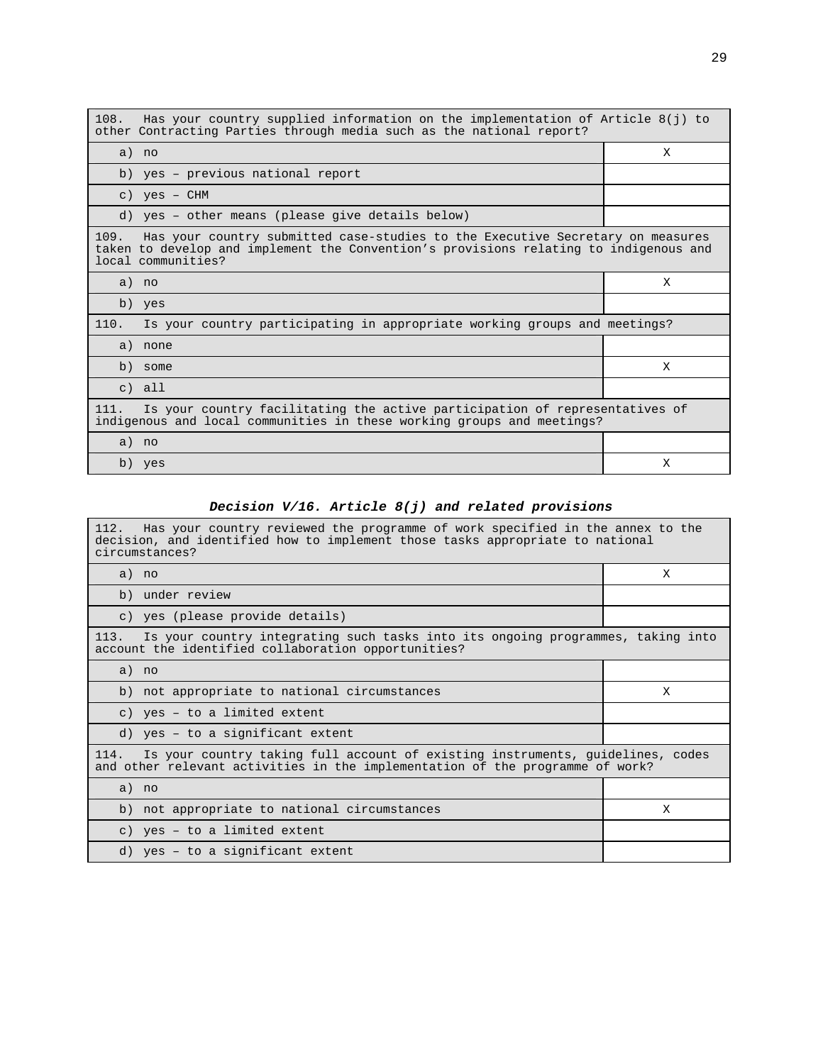| 108. Has your country supplied information on the implementation of Article 8(j) to other Contracting Parties through media such as the national report? | |
|---|---|
| a) no | X |
| b) yes – previous national report | |
| c) yes – CHM | |
| d) yes – other means (please give details below) | |

| 109. Has your country submitted case-studies to the Executive Secretary on measures taken to develop and implement the Convention's provisions relating to indigenous and local communities? | |
|---|---|
| a) no | X |
| b) yes | |

| 110. Is your country participating in appropriate working groups and meetings? | |
|---|---|
| a) none | |
| b) some | X |
| c) all | |

| 111. Is your country facilitating the active participation of representatives of indigenous and local communities in these working groups and meetings? | |
|---|---|
| a) no | |
| b) yes | X |

### *Decision V/16. Article 8(j) and related provisions*

| 112. Has your country reviewed the programme of work specified in the annex to the decision, and identified how to implement those tasks appropriate to national circumstances? | |
|---|---|
| a) no | X |
| b) under review | |
| c) yes (please provide details) | |

| 113. Is your country integrating such tasks into its ongoing programmes, taking into account the identified collaboration opportunities? | |
|---|---|
| a) no | |
| b) not appropriate to national circumstances | X |
| c) yes – to a limited extent | |
| d) yes – to a significant extent | |

| 114. Is your country taking full account of existing instruments, guidelines, codes and other relevant activities in the implementation of the programme of work? | |
|---|---|
| a) no | |
| b) not appropriate to national circumstances | X |
| c) yes – to a limited extent | |
| d) yes – to a significant extent | |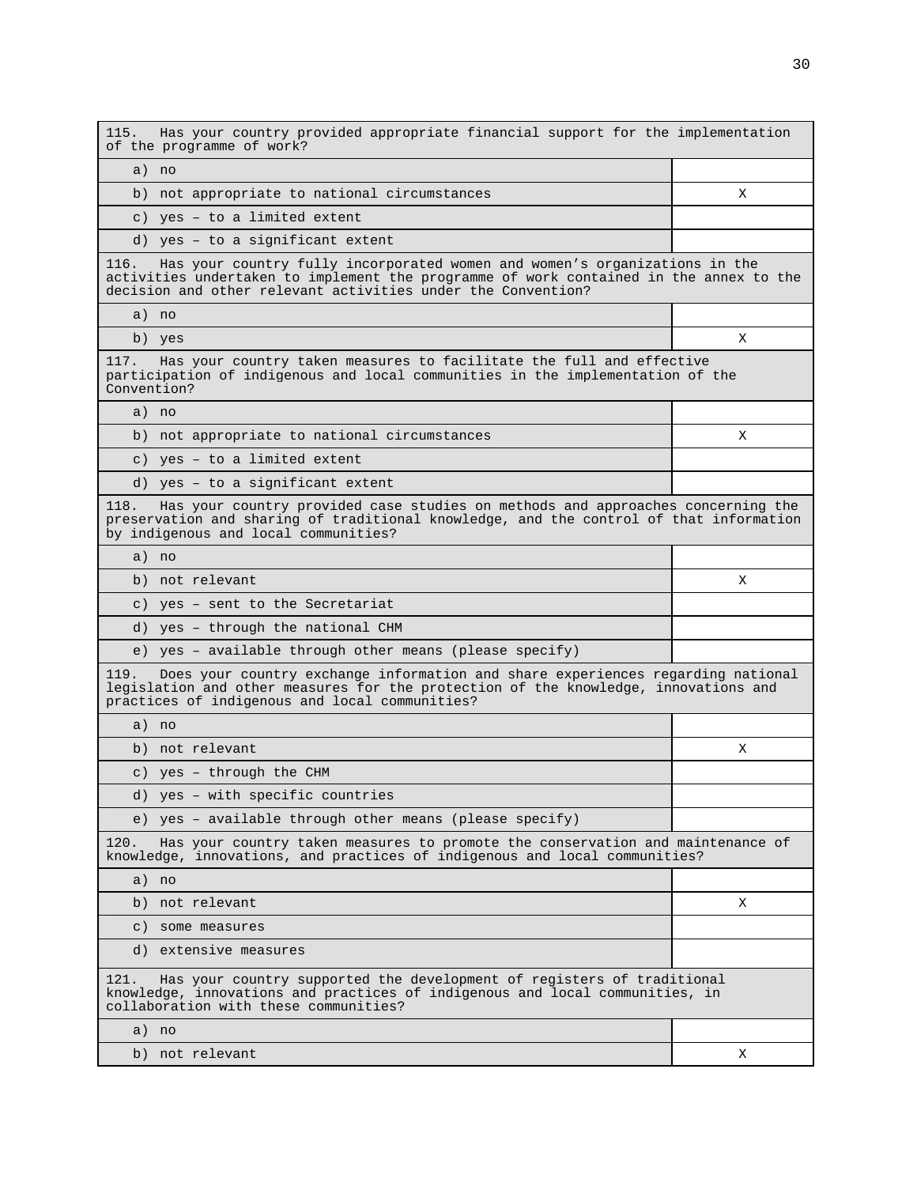| 115. Has your country provided appropriate financial support for the implementation of the programme of work? | |
|---|---|
| a) no | |
| b) not appropriate to national circumstances | X |
| c) yes – to a limited extent | |
| d) yes – to a significant extent | |

| 116. Has your country fully incorporated women and women's organizations in the activities undertaken to implement the programme of work contained in the annex to the decision and other relevant activities under the Convention? | |
|---|---|
| a) no | |
| b) yes | X |

| 117. Has your country taken measures to facilitate the full and effective participation of indigenous and local communities in the implementation of the Convention? | |
|---|---|
| a) no | |
| b) not appropriate to national circumstances | X |
| c) yes – to a limited extent | |
| d) yes – to a significant extent | |

| 118. Has your country provided case studies on methods and approaches concerning the preservation and sharing of traditional knowledge, and the control of that information by indigenous and local communities? | |
|---|---|
| a) no | |
| b) not relevant | X |
| c) yes – sent to the Secretariat | |
| d) yes – through the national CHM | |
| e) yes – available through other means (please specify) | |

| 119. Does your country exchange information and share experiences regarding national legislation and other measures for the protection of the knowledge, innovations and practices of indigenous and local communities? | |
|---|---|
| a) no | |
| b) not relevant | X |
| c) yes – through the CHM | |
| d) yes – with specific countries | |
| e) yes – available through other means (please specify) | |

| 120. Has your country taken measures to promote the conservation and maintenance of knowledge, innovations, and practices of indigenous and local communities? | |
|---|---|
| a) no | |
| b) not relevant | X |
| c) some measures | |
| d) extensive measures | |

| 121. Has your country supported the development of registers of traditional knowledge, innovations and practices of indigenous and local communities, in collaboration with these communities? | |
|---|---|
| a) no | |
| b) not relevant | X |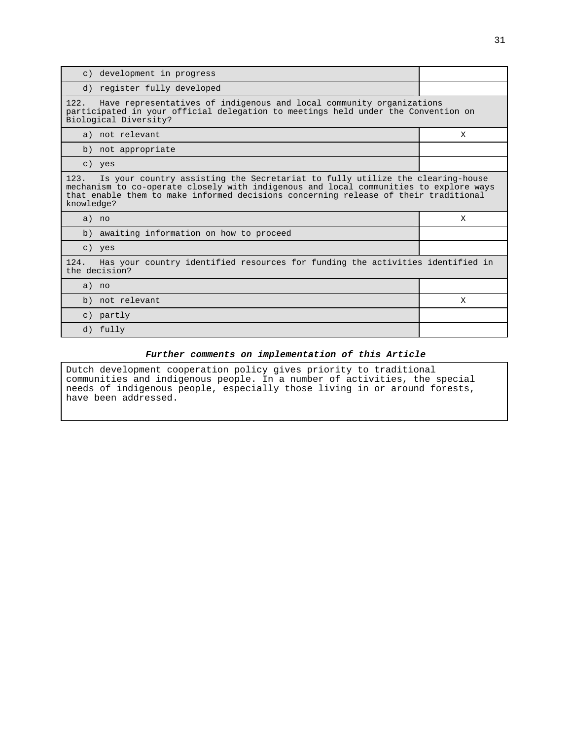| | |
|---|---|
| c) development in progress | |
| d) register fully developed | |
| **122.** Have representatives of indigenous and local community organizations participated in your official delegation to meetings held under the Convention on Biological Diversity? | |
| a) not relevant | X |
| b) not appropriate | |
| c) yes | |
| **123.** Is your country assisting the Secretariat to fully utilize the clearing-house mechanism to co-operate closely with indigenous and local communities to explore ways that enable them to make informed decisions concerning release of their traditional knowledge? | |
| a) no | X |
| b) awaiting information on how to proceed | |
| c) yes | |
| **124.** Has your country identified resources for funding the activities identified in the decision? | |
| a) no | |
| b) not relevant | X |
| c) partly | |
| d) fully | |

***Further comments on implementation of this Article***

Dutch development cooperation policy gives priority to traditional communities and indigenous people. In a number of activities, the special needs of indigenous people, especially those living in or around forests, have been addressed.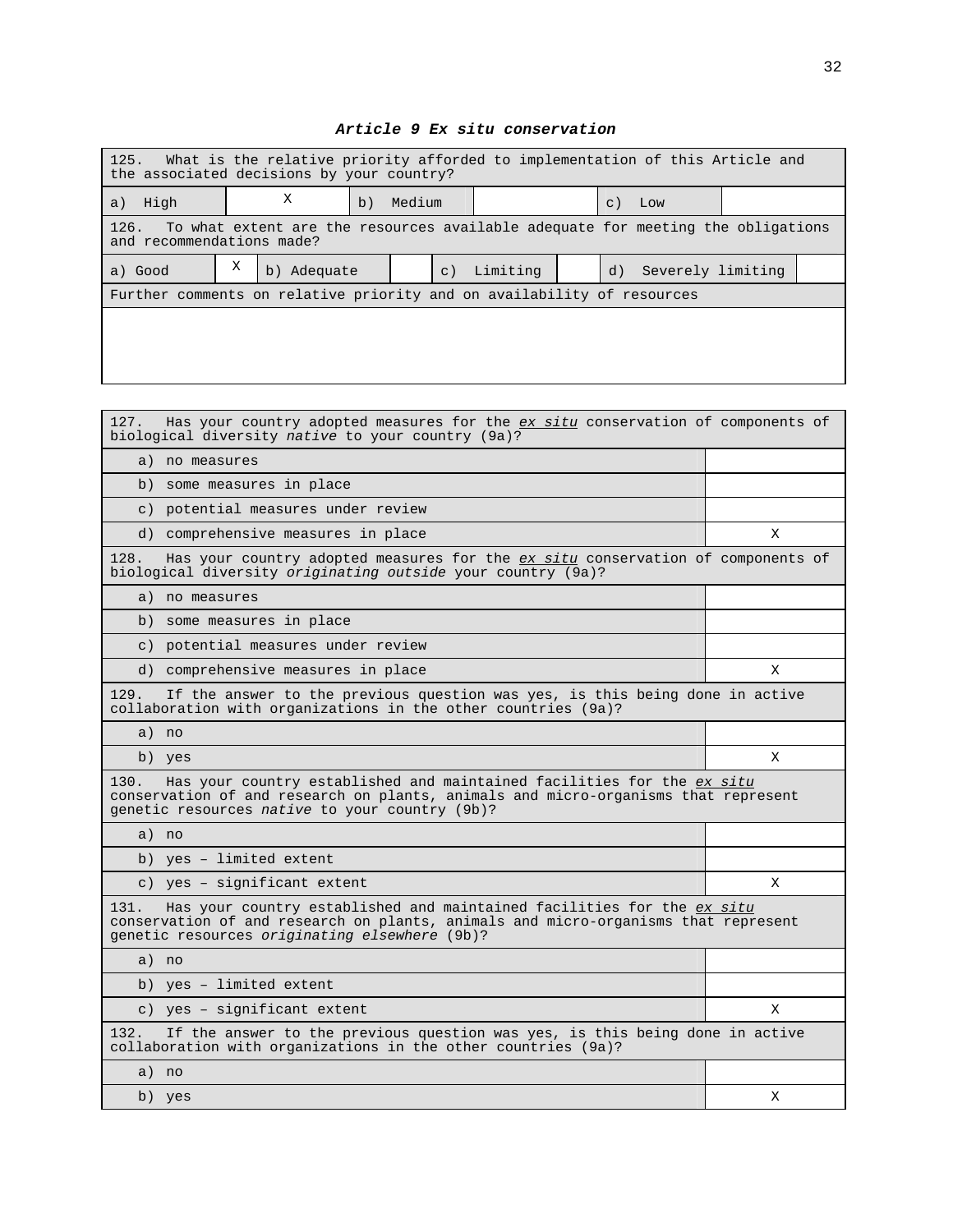### *Article 9 Ex situ conservation*

| 125. What is the relative priority afforded to implementation of this Article and the associated decisions by your country? | | | | | |
|---|---|---|---|---|---|
| a) High | X | b) Medium | | c) Low | |

| 126. To what extent are the resources available adequate for meeting the obligations and recommendations made? | | | | | | | |
|---|---|---|---|---|---|---|---|
| a) Good | X | b) Adequate | | c) Limiting | | d) Severely limiting | |

| Further comments on relative priority and on availability of resources |
|---|
| |

| 127. Has your country adopted measures for the *ex situ* conservation of components of biological diversity *native* to your country (9a)? | |
|---|---|
| a) no measures | |
| b) some measures in place | |
| c) potential measures under review | |
| d) comprehensive measures in place | X |
| **128. Has your country adopted measures for the *ex situ* conservation of components of biological diversity *originating outside* your country (9a)?** | |
| a) no measures | |
| b) some measures in place | |
| c) potential measures under review | |
| d) comprehensive measures in place | X |
| **129. If the answer to the previous question was yes, is this being done in active collaboration with organizations in the other countries (9a)?** | |
| a) no | |
| b) yes | X |
| **130. Has your country established and maintained facilities for the *ex situ* conservation of and research on plants, animals and micro-organisms that represent genetic resources *native* to your country (9b)?** | |
| a) no | |
| b) yes – limited extent | |
| c) yes – significant extent | X |
| **131. Has your country established and maintained facilities for the *ex situ* conservation of and research on plants, animals and micro-organisms that represent genetic resources *originating elsewhere* (9b)?** | |
| a) no | |
| b) yes – limited extent | |
| c) yes – significant extent | X |
| **132. If the answer to the previous question was yes, is this being done in active collaboration with organizations in the other countries (9a)?** | |
| a) no | |
| b) yes | X |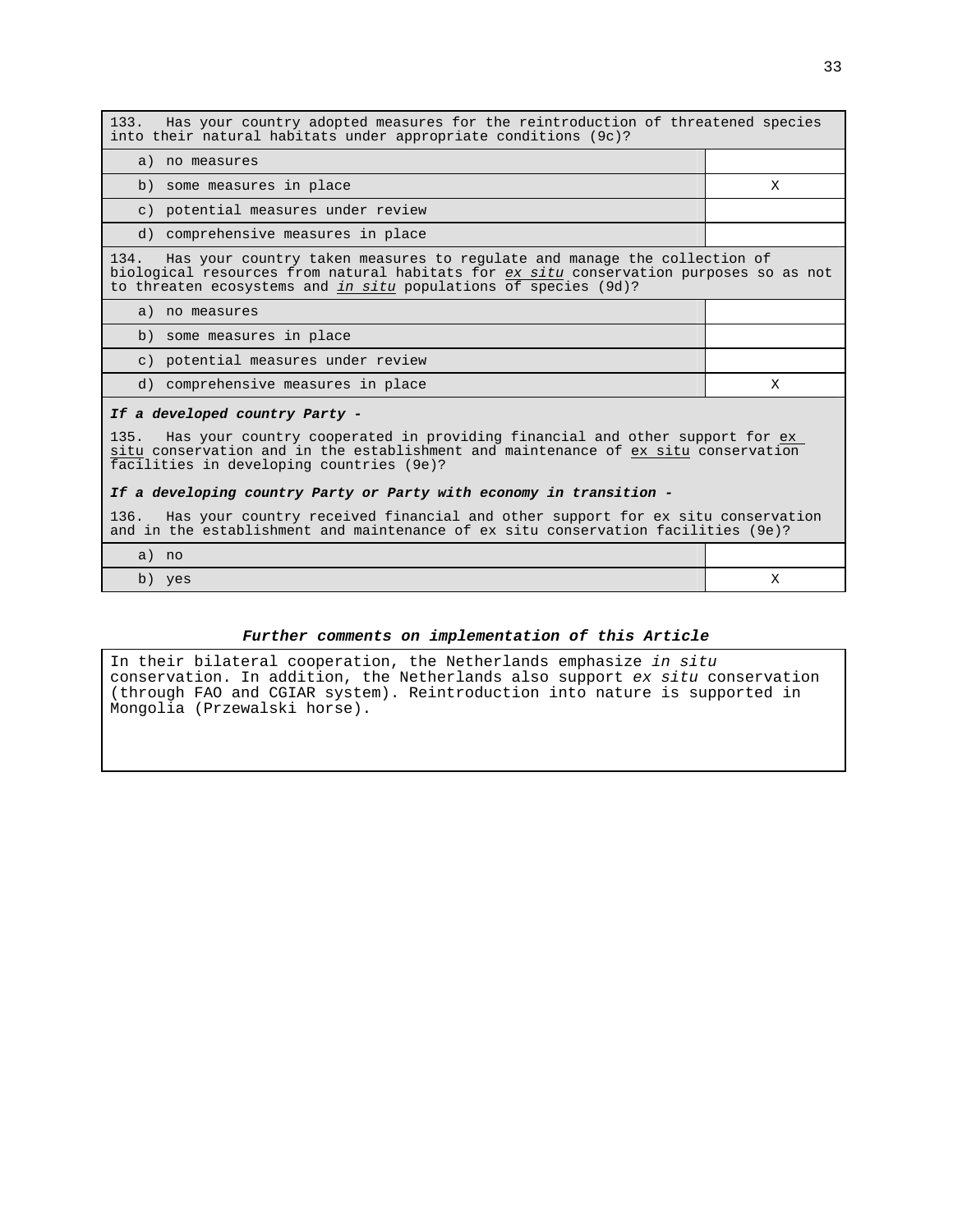| 133. Has your country adopted measures for the reintroduction of threatened species into their natural habitats under appropriate conditions (9c)? | |
|---|---|
| a) no measures | |
| b) some measures in place | X |
| c) potential measures under review | |
| d) comprehensive measures in place | |

| 134. Has your country taken measures to regulate and manage the collection of biological resources from natural habitats for *ex situ* conservation purposes so as not to threaten ecosystems and *in situ* populations of species (9d)? | |
|---|---|
| a) no measures | |
| b) some measures in place | |
| c) potential measures under review | |
| d) comprehensive measures in place | X |

***If a developed country Party -***

135. Has your country cooperated in providing financial and other support for ex situ conservation and in the establishment and maintenance of ex situ conservation facilities in developing countries (9e)?

***If a developing country Party or Party with economy in transition -***

| 136. Has your country received financial and other support for ex situ conservation and in the establishment and maintenance of ex situ conservation facilities (9e)? | |
|---|---|
| a) no | |
| b) yes | X |

***Further comments on implementation of this Article***

In their bilateral cooperation, the Netherlands emphasize *in situ* conservation. In addition, the Netherlands also support *ex situ* conservation (through FAO and CGIAR system). Reintroduction into nature is supported in Mongolia (Przewalski horse).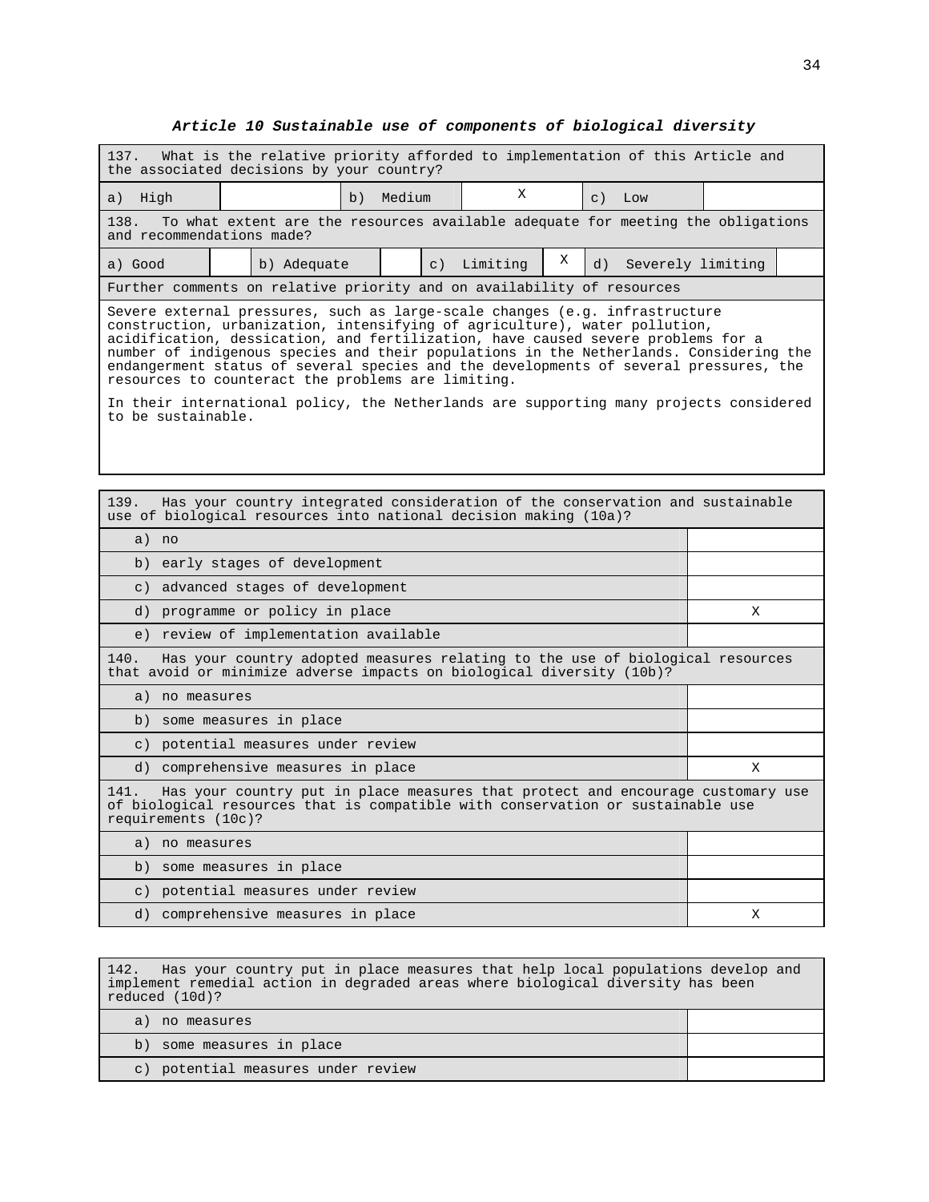### *Article 10 Sustainable use of components of biological diversity*

| 137. What is the relative priority afforded to implementation of this Article and the associated decisions by your country? | | | | | |
|---|---|---|---|---|---|
| a) High | | b) Medium | X | c) Low | |

| 138. To what extent are the resources available adequate for meeting the obligations and recommendations made? | | | | | | | |
|---|---|---|---|---|---|---|---|
| a) Good | | b) Adequate | | c) Limiting | X | d) Severely limiting | |

Further comments on relative priority and on availability of resources

Severe external pressures, such as large-scale changes (e.g. infrastructure construction, urbanization, intensifying of agriculture), water pollution, acidification, dessication, and fertilization, have caused severe problems for a number of indigenous species and their populations in the Netherlands. Considering the endangerment status of several species and the developments of several pressures, the resources to counteract the problems are limiting.

In their international policy, the Netherlands are supporting many projects considered to be sustainable.

| 139. Has your country integrated consideration of the conservation and sustainable use of biological resources into national decision making (10a)? | |
|---|---|
| a) no | |
| b) early stages of development | |
| c) advanced stages of development | |
| d) programme or policy in place | X |
| e) review of implementation available | |

| 140. Has your country adopted measures relating to the use of biological resources that avoid or minimize adverse impacts on biological diversity (10b)? | |
|---|---|
| a) no measures | |
| b) some measures in place | |
| c) potential measures under review | |
| d) comprehensive measures in place | X |

| 141. Has your country put in place measures that protect and encourage customary use of biological resources that is compatible with conservation or sustainable use requirements (10c)? | |
|---|---|
| a) no measures | |
| b) some measures in place | |
| c) potential measures under review | |
| d) comprehensive measures in place | X |

| 142. Has your country put in place measures that help local populations develop and implement remedial action in degraded areas where biological diversity has been reduced (10d)? | |
|---|---|
| a) no measures | |
| b) some measures in place | |
| c) potential measures under review | |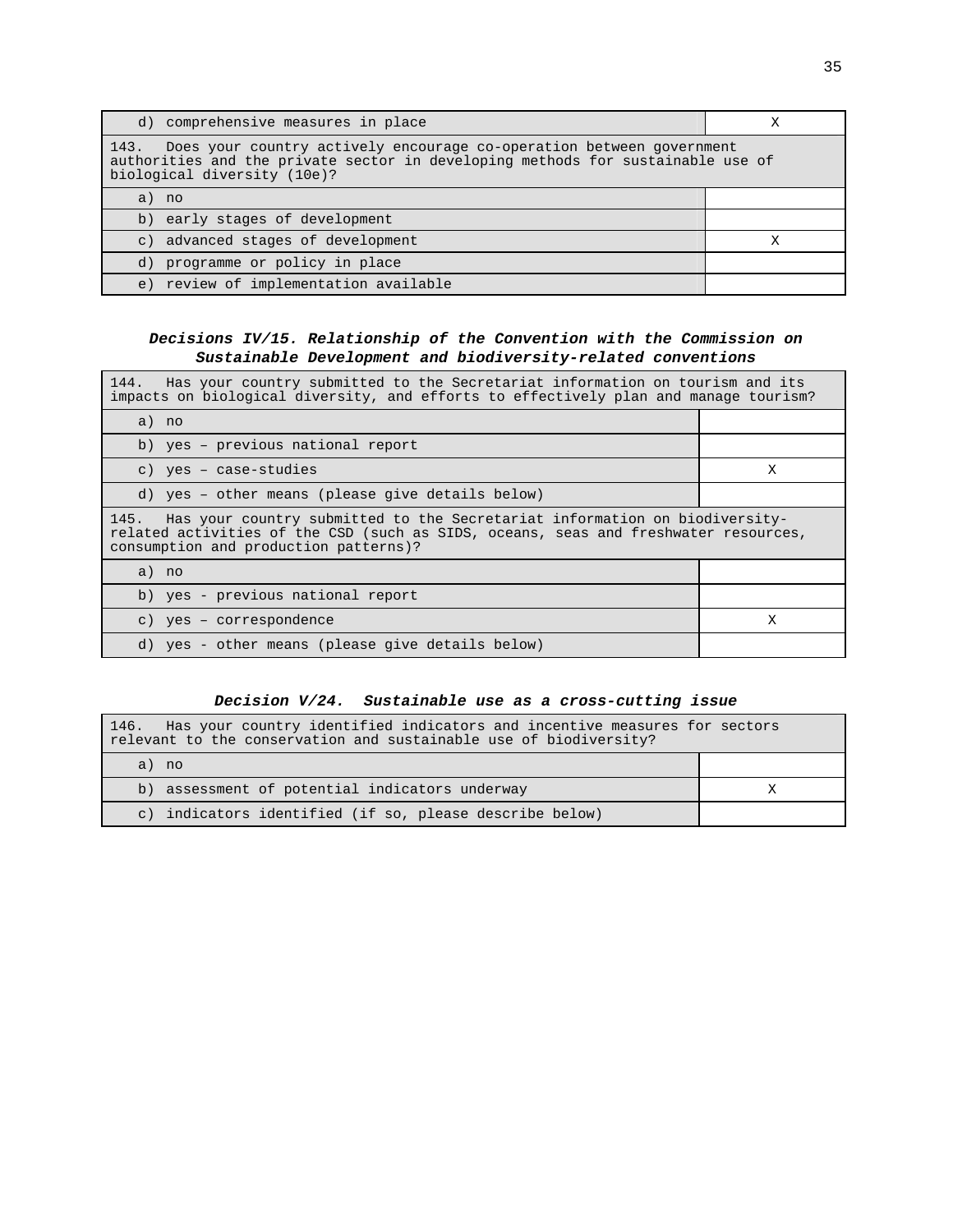| | |
|---|---|
| d) comprehensive measures in place | X |
| 143. Does your country actively encourage co-operation between government authorities and the private sector in developing methods for sustainable use of biological diversity (10e)? | |
| a) no | |
| b) early stages of development | |
| c) advanced stages of development | X |
| d) programme or policy in place | |
| e) review of implementation available | |

### *Decisions IV/15. Relationship of the Convention with the Commission on Sustainable Development and biodiversity-related conventions*

| | |
|---|---|
| 144. Has your country submitted to the Secretariat information on tourism and its impacts on biological diversity, and efforts to effectively plan and manage tourism? | |
| a) no | |
| b) yes – previous national report | |
| c) yes – case-studies | X |
| d) yes – other means (please give details below) | |
| 145. Has your country submitted to the Secretariat information on biodiversity-related activities of the CSD (such as SIDS, oceans, seas and freshwater resources, consumption and production patterns)? | |
| a) no | |
| b) yes - previous national report | |
| c) yes – correspondence | X |
| d) yes - other means (please give details below) | |

### *Decision V/24. Sustainable use as a cross-cutting issue*

| | |
|---|---|
| 146. Has your country identified indicators and incentive measures for sectors relevant to the conservation and sustainable use of biodiversity? | |
| a) no | |
| b) assessment of potential indicators underway | X |
| c) indicators identified (if so, please describe below) | |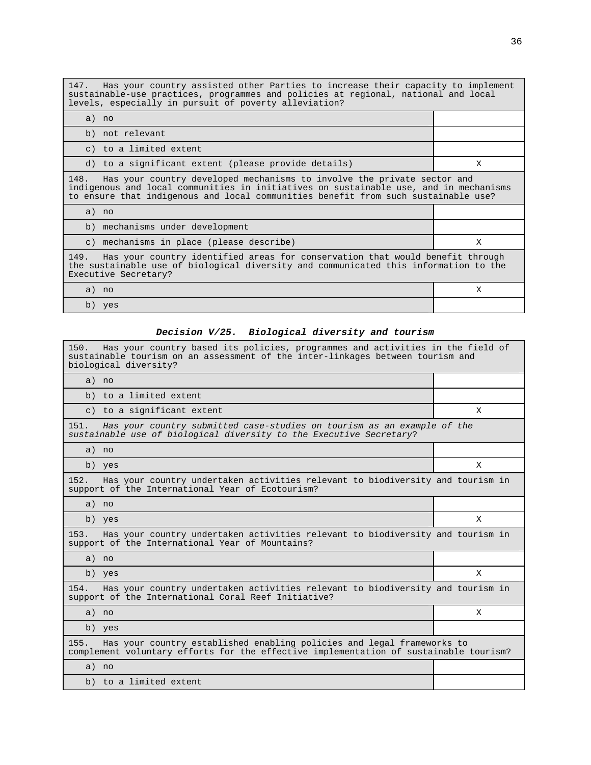| 147. Has your country assisted other Parties to increase their capacity to implement sustainable-use practices, programmes and policies at regional, national and local levels, especially in pursuit of poverty alleviation? | |
|---|---|
| a) no | |
| b) not relevant | |
| c) to a limited extent | |
| d) to a significant extent (please provide details) | X |
| **148. Has your country developed mechanisms to involve the private sector and indigenous and local communities in initiatives on sustainable use, and in mechanisms to ensure that indigenous and local communities benefit from such sustainable use?** | |
| a) no | |
| b) mechanisms under development | |
| c) mechanisms in place (please describe) | X |
| **149. Has your country identified areas for conservation that would benefit through the sustainable use of biological diversity and communicated this information to the Executive Secretary?** | |
| a) no | X |
| b) yes | |

### *Decision V/25. Biological diversity and tourism*

| 150. Has your country based its policies, programmes and activities in the field of sustainable tourism on an assessment of the inter-linkages between tourism and biological diversity? | |
|---|---|
| a) no | |
| b) to a limited extent | |
| c) to a significant extent | X |
| **151.** ***Has your country submitted case-studies on tourism as an example of the sustainable use of biological diversity to the Executive Secretary?*** | |
| a) no | |
| b) yes | X |
| **152. Has your country undertaken activities relevant to biodiversity and tourism in support of the International Year of Ecotourism?** | |
| a) no | |
| b) yes | X |
| **153. Has your country undertaken activities relevant to biodiversity and tourism in support of the International Year of Mountains?** | |
| a) no | |
| b) yes | X |
| **154. Has your country undertaken activities relevant to biodiversity and tourism in support of the International Coral Reef Initiative?** | |
| a) no | X |
| b) yes | |
| **155. Has your country established enabling policies and legal frameworks to complement voluntary efforts for the effective implementation of sustainable tourism?** | |
| a) no | |
| b) to a limited extent | |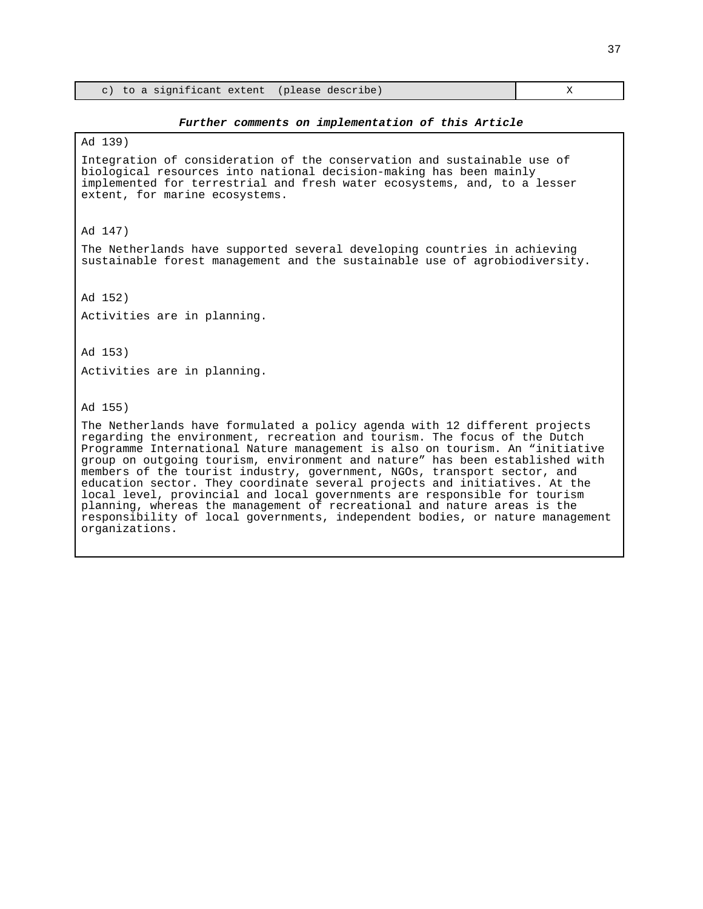| c) to a significant extent (please describe) | X |
| --- | --- |

***Further comments on implementation of this Article***

Ad 139)

Integration of consideration of the conservation and sustainable use of biological resources into national decision-making has been mainly implemented for terrestrial and fresh water ecosystems, and, to a lesser extent, for marine ecosystems.

Ad 147)

The Netherlands have supported several developing countries in achieving sustainable forest management and the sustainable use of agrobiodiversity.

Ad 152)

Activities are in planning.

Ad 153)

Activities are in planning.

Ad 155)

The Netherlands have formulated a policy agenda with 12 different projects regarding the environment, recreation and tourism. The focus of the Dutch Programme International Nature management is also on tourism. An “initiative group on outgoing tourism, environment and nature” has been established with members of the tourist industry, government, NGOs, transport sector, and education sector. They coordinate several projects and initiatives. At the local level, provincial and local governments are responsible for tourism planning, whereas the management of recreational and nature areas is the responsibility of local governments, independent bodies, or nature management organizations.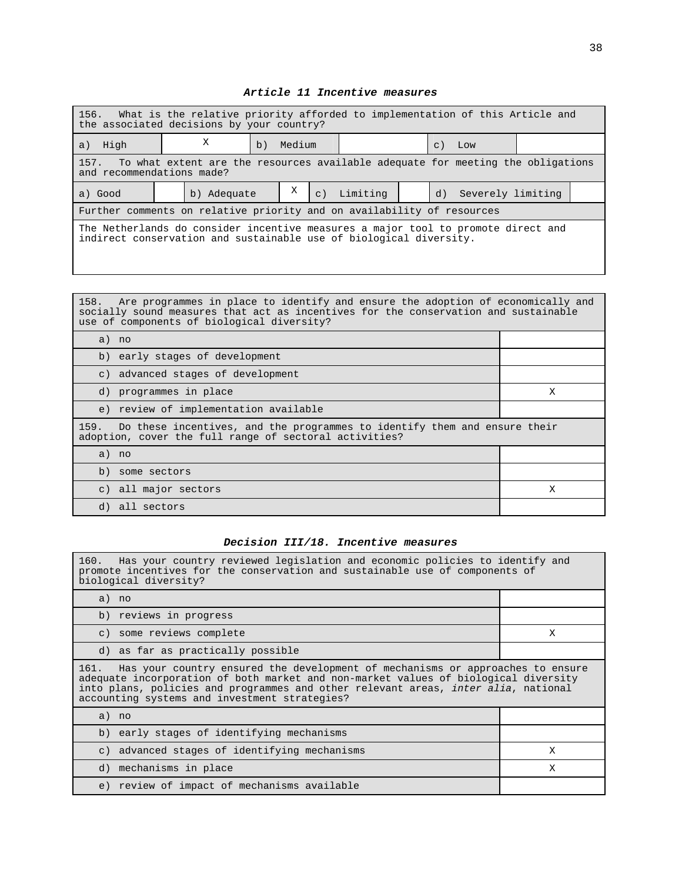### *Article 11 Incentive measures*

| 156. What is the relative priority afforded to implementation of this Article and the associated decisions by your country? | | | | | |
|---|---|---|---|---|---|
| a) High | X | b) Medium | | c) Low | |

| 157. To what extent are the resources available adequate for meeting the obligations and recommendations made? | | | | | | | |
|---|---|---|---|---|---|---|---|
| a) Good | | b) Adequate | X | c) Limiting | | d) Severely limiting | |

| Further comments on relative priority and on availability of resources |
|---|
| The Netherlands do consider incentive measures a major tool to promote direct and indirect conservation and sustainable use of biological diversity. |

| 158. Are programmes in place to identify and ensure the adoption of economically and socially sound measures that act as incentives for the conservation and sustainable use of components of biological diversity? | |
|---|---|
| a) no | |
| b) early stages of development | |
| c) advanced stages of development | |
| d) programmes in place | X |
| e) review of implementation available | |

| 159. Do these incentives, and the programmes to identify them and ensure their adoption, cover the full range of sectoral activities? | |
|---|---|
| a) no | |
| b) some sectors | |
| c) all major sectors | X |
| d) all sectors | |

### *Decision III/18. Incentive measures*

| 160. Has your country reviewed legislation and economic policies to identify and promote incentives for the conservation and sustainable use of components of biological diversity? | |
|---|---|
| a) no | |
| b) reviews in progress | |
| c) some reviews complete | X |
| d) as far as practically possible | |

| 161. Has your country ensured the development of mechanisms or approaches to ensure adequate incorporation of both market and non-market values of biological diversity into plans, policies and programmes and other relevant areas, *inter alia*, national accounting systems and investment strategies? | |
|---|---|
| a) no | |
| b) early stages of identifying mechanisms | |
| c) advanced stages of identifying mechanisms | X |
| d) mechanisms in place | X |
| e) review of impact of mechanisms available | |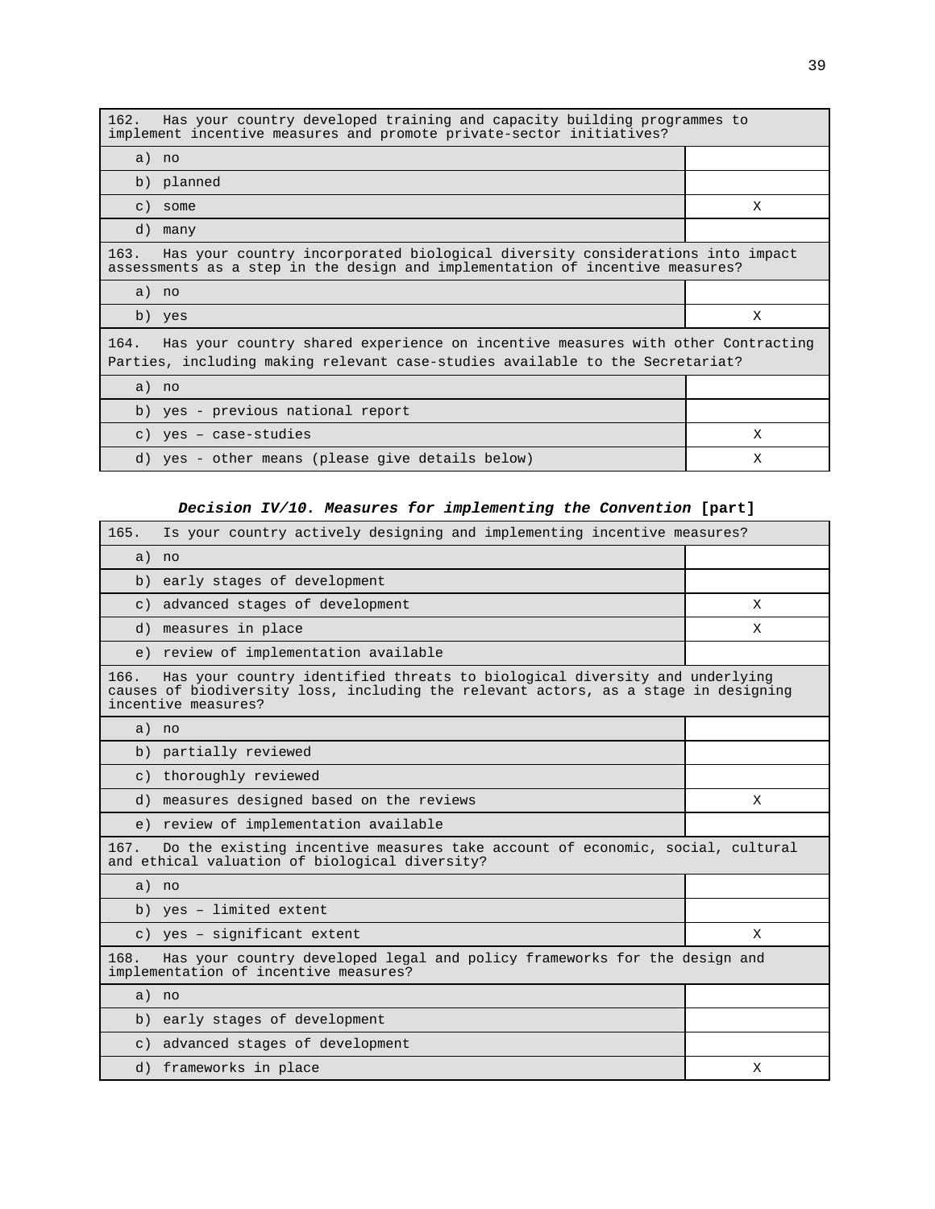| 162. Has your country developed training and capacity building programmes to implement incentive measures and promote private-sector initiatives? | |
|---|---|
| a) no | |
| b) planned | |
| c) some | X |
| d) many | |

| 163. Has your country incorporated biological diversity considerations into impact assessments as a step in the design and implementation of incentive measures? | |
|---|---|
| a) no | |
| b) yes | X |

| 164. Has your country shared experience on incentive measures with other Contracting Parties, including making relevant case-studies available to the Secretariat? | |
|---|---|
| a) no | |
| b) yes - previous national report | |
| c) yes – case-studies | X |
| d) yes - other means (please give details below) | X |

### *Decision IV/10. Measures for implementing the Convention* [part]

| 165. Is your country actively designing and implementing incentive measures? | |
|---|---|
| a) no | |
| b) early stages of development | |
| c) advanced stages of development | X |
| d) measures in place | X |
| e) review of implementation available | |

| 166. Has your country identified threats to biological diversity and underlying causes of biodiversity loss, including the relevant actors, as a stage in designing incentive measures? | |
|---|---|
| a) no | |
| b) partially reviewed | |
| c) thoroughly reviewed | |
| d) measures designed based on the reviews | X |
| e) review of implementation available | |

| 167. Do the existing incentive measures take account of economic, social, cultural and ethical valuation of biological diversity? | |
|---|---|
| a) no | |
| b) yes – limited extent | |
| c) yes – significant extent | X |

| 168. Has your country developed legal and policy frameworks for the design and implementation of incentive measures? | |
|---|---|
| a) no | |
| b) early stages of development | |
| c) advanced stages of development | |
| d) frameworks in place | X |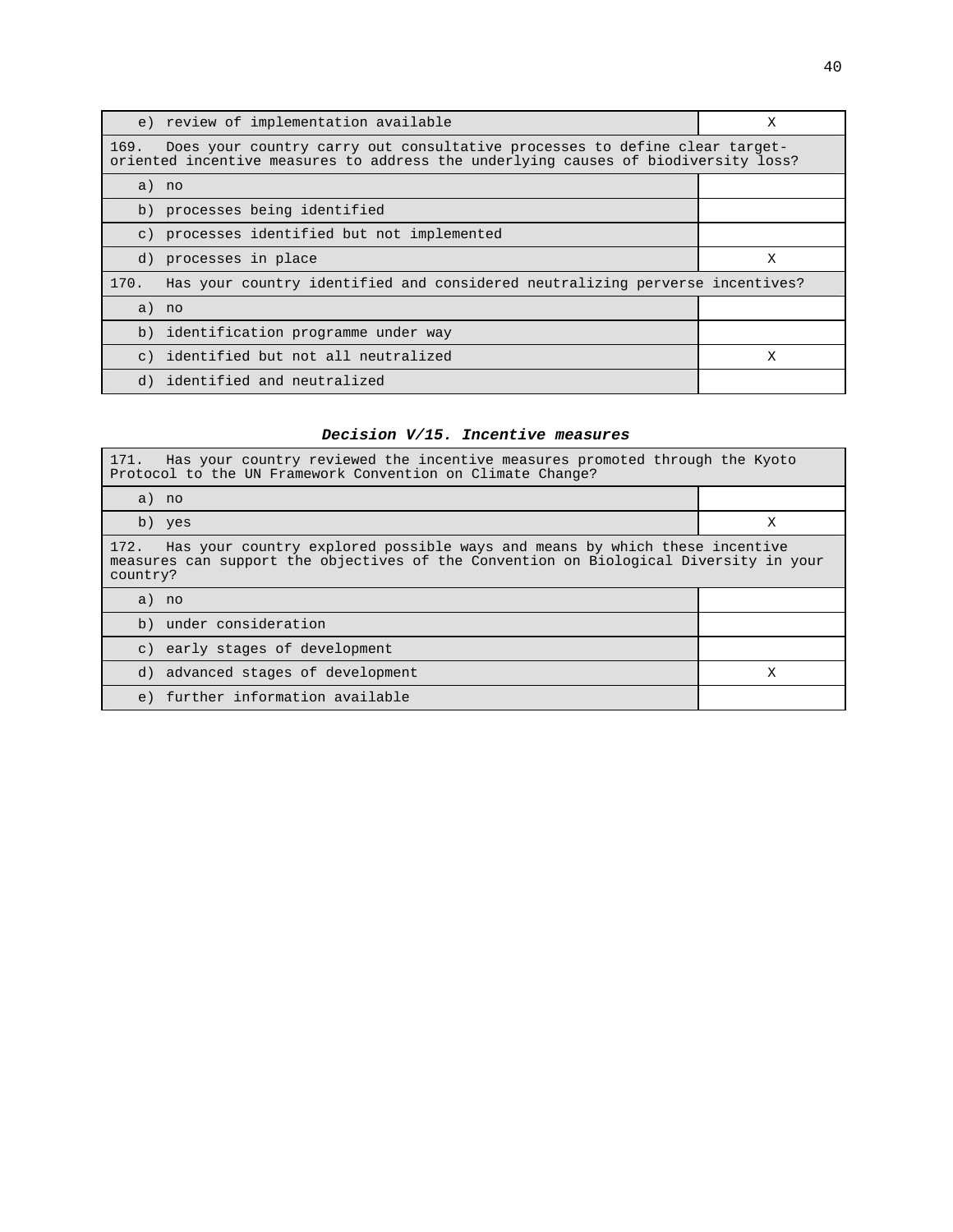| e) review of implementation available | X |
|---|---|
| **169.** Does your country carry out consultative processes to define clear target-oriented incentive measures to address the underlying causes of biodiversity loss? | |
| a) no | |
| b) processes being identified | |
| c) processes identified but not implemented | |
| d) processes in place | X |
| **170.** Has your country identified and considered neutralizing perverse incentives? | |
| a) no | |
| b) identification programme under way | |
| c) identified but not all neutralized | X |
| d) identified and neutralized | |

### *Decision V/15. Incentive measures*

| 171. Has your country reviewed the incentive measures promoted through the Kyoto Protocol to the UN Framework Convention on Climate Change? | |
|---|---|
| a) no | |
| b) yes | X |
| 172. Has your country explored possible ways and means by which these incentive measures can support the objectives of the Convention on Biological Diversity in your country? | |
| a) no | |
| b) under consideration | |
| c) early stages of development | |
| d) advanced stages of development | X |
| e) further information available | |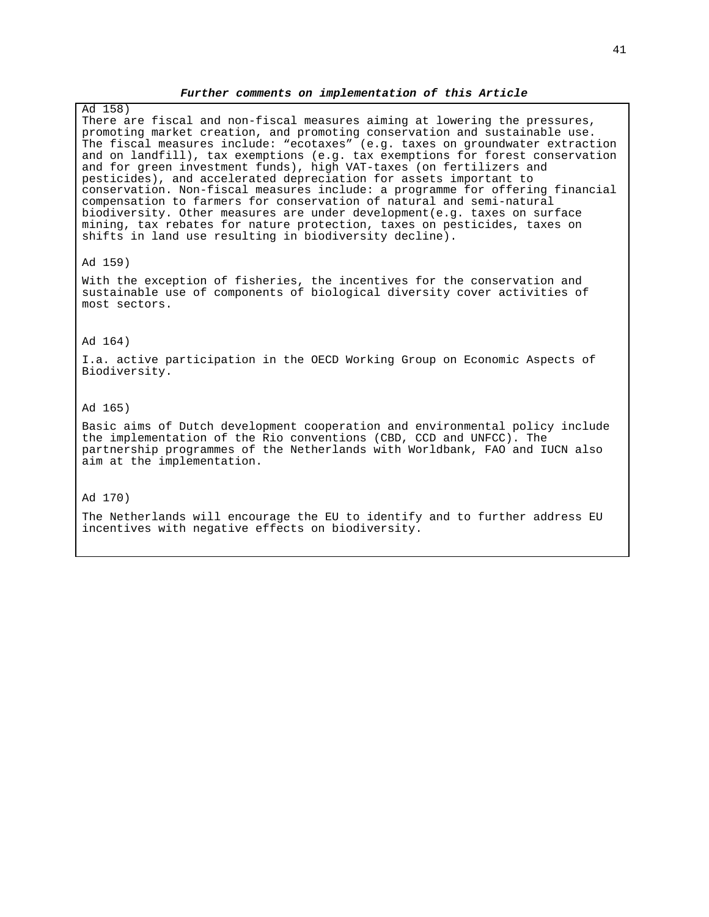***Further comments on implementation of this Article***

Ad 158)
There are fiscal and non-fiscal measures aiming at lowering the pressures, promoting market creation, and promoting conservation and sustainable use. The fiscal measures include: "ecotaxes" (e.g. taxes on groundwater extraction and on landfill), tax exemptions (e.g. tax exemptions for forest conservation and for green investment funds), high VAT-taxes (on fertilizers and pesticides), and accelerated depreciation for assets important to conservation. Non-fiscal measures include: a programme for offering financial compensation to farmers for conservation of natural and semi-natural biodiversity. Other measures are under development(e.g. taxes on surface mining, tax rebates for nature protection, taxes on pesticides, taxes on shifts in land use resulting in biodiversity decline).

Ad 159)

With the exception of fisheries, the incentives for the conservation and sustainable use of components of biological diversity cover activities of most sectors.

Ad 164)

I.a. active participation in the OECD Working Group on Economic Aspects of Biodiversity.

Ad 165)

Basic aims of Dutch development cooperation and environmental policy include the implementation of the Rio conventions (CBD, CCD and UNFCC). The partnership programmes of the Netherlands with Worldbank, FAO and IUCN also aim at the implementation.

Ad 170)

The Netherlands will encourage the EU to identify and to further address EU incentives with negative effects on biodiversity.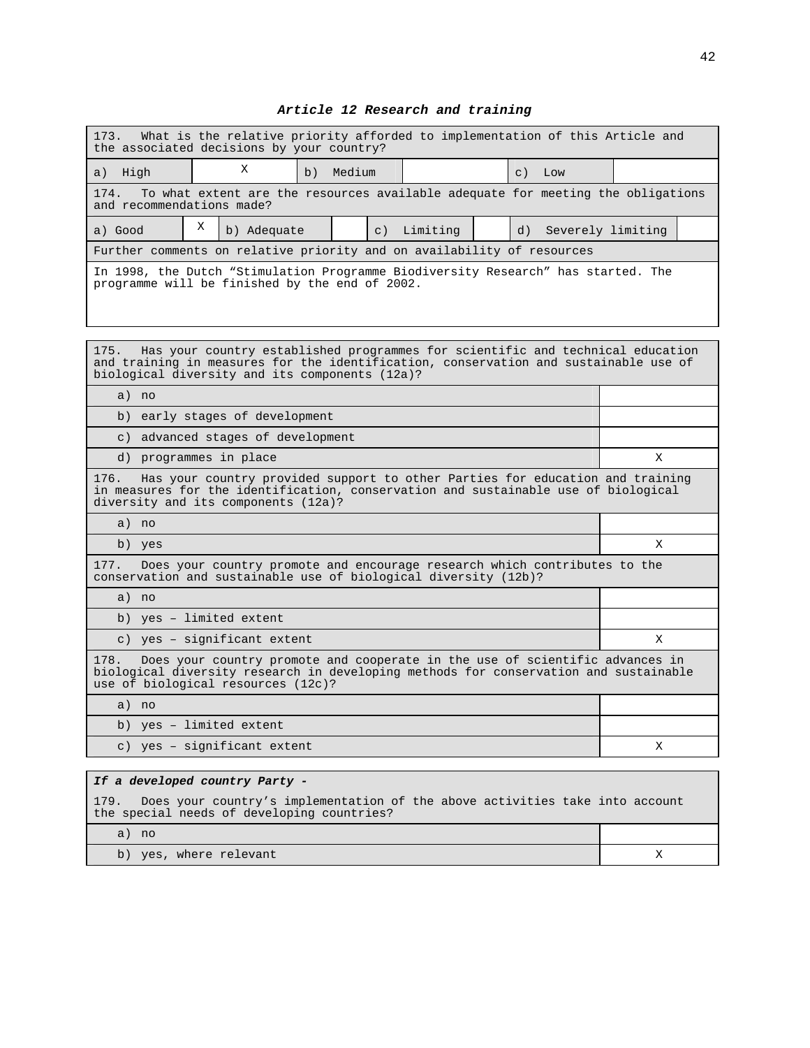***Article 12 Research and training***

| 173. What is the relative priority afforded to implementation of this Article and the associated decisions by your country? | | | | | |
|---|---|---|---|---|---|
| a) High | X | b) Medium | | c) Low | |

| 174. To what extent are the resources available adequate for meeting the obligations and recommendations made? | | | | | | | |
|---|---|---|---|---|---|---|---|
| a) Good | X | b) Adequate | | c) Limiting | | d) Severely limiting | |

| Further comments on relative priority and on availability of resources |
|---|
| In 1998, the Dutch "Stimulation Programme Biodiversity Research" has started. The programme will be finished by the end of 2002. |

| 175. Has your country established programmes for scientific and technical education and training in measures for the identification, conservation and sustainable use of biological diversity and its components (12a)? | |
|---|---|
| a) no | |
| b) early stages of development | |
| c) advanced stages of development | |
| d) programmes in place | X |
| **176. Has your country provided support to other Parties for education and training in measures for the identification, conservation and sustainable use of biological diversity and its components (12a)?** | |
| a) no | |
| b) yes | X |
| **177. Does your country promote and encourage research which contributes to the conservation and sustainable use of biological diversity (12b)?** | |
| a) no | |
| b) yes – limited extent | |
| c) yes – significant extent | X |
| **178. Does your country promote and cooperate in the use of scientific advances in biological diversity research in developing methods for conservation and sustainable use of biological resources (12c)?** | |
| a) no | |
| b) yes – limited extent | |
| c) yes – significant extent | X |

| ***If a developed country Party -*** 179. Does your country's implementation of the above activities take into account the special needs of developing countries? | |
|---|---|
| a) no | |
| b) yes, where relevant | X |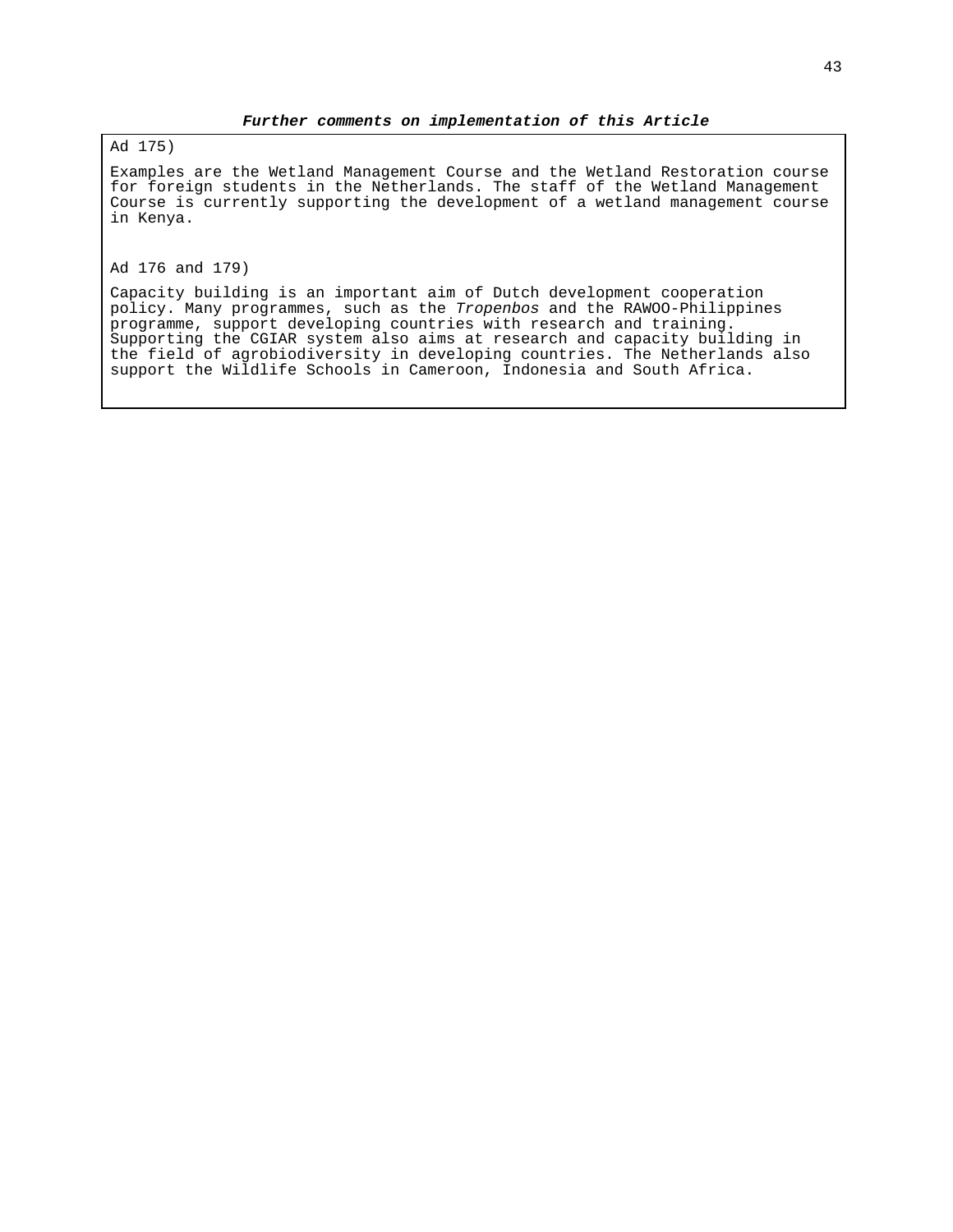***Further comments on implementation of this Article***

Ad 175)

Examples are the Wetland Management Course and the Wetland Restoration course for foreign students in the Netherlands. The staff of the Wetland Management Course is currently supporting the development of a wetland management course in Kenya.

Ad 176 and 179)

Capacity building is an important aim of Dutch development cooperation policy. Many programmes, such as the *Tropenbos* and the RAWOO-Philippines programme, support developing countries with research and training. Supporting the CGIAR system also aims at research and capacity building in the field of agrobiodiversity in developing countries. The Netherlands also support the Wildlife Schools in Cameroon, Indonesia and South Africa.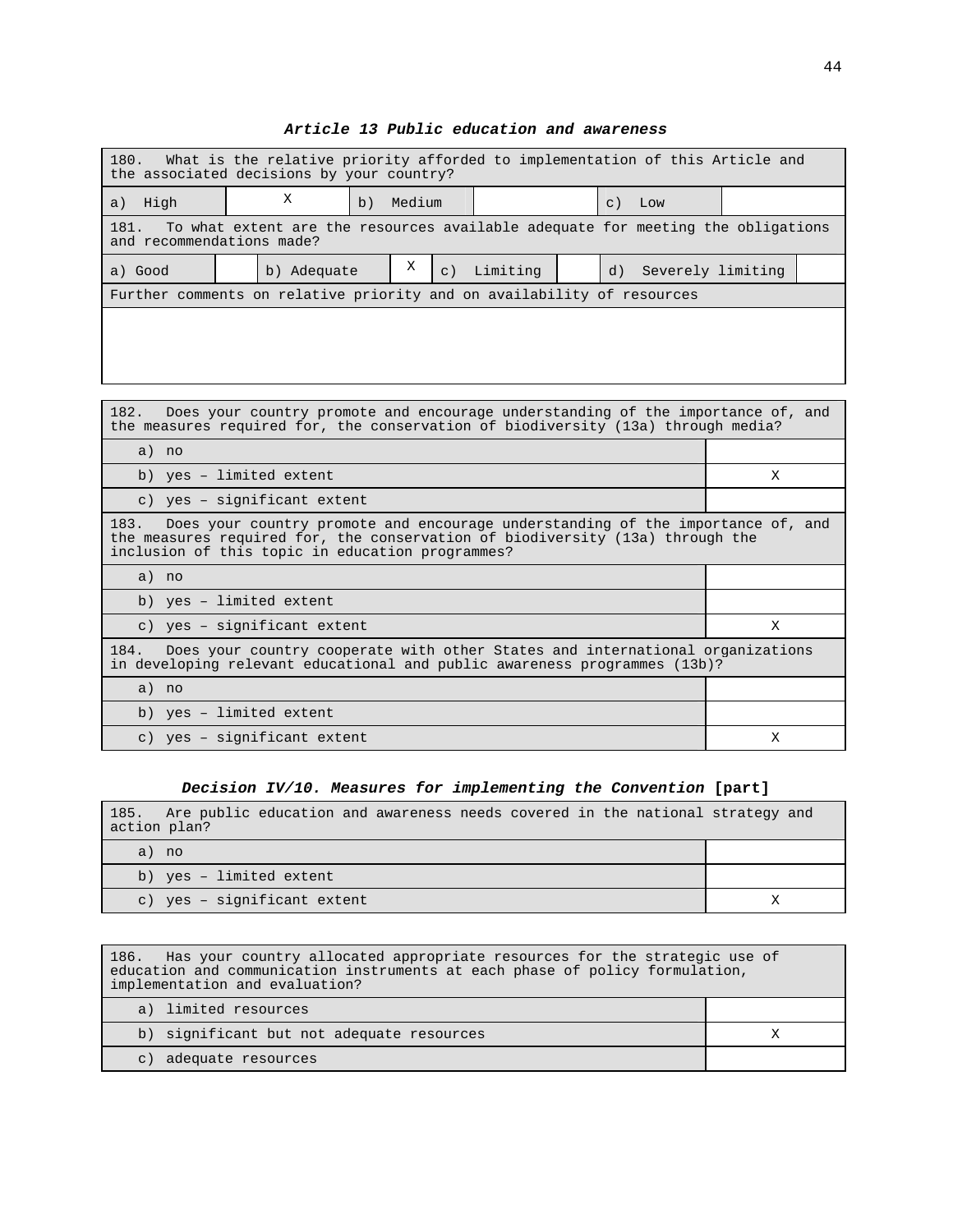### *Article 13 Public education and awareness*

| 180. What is the relative priority afforded to implementation of this Article and the associated decisions by your country? | | | | | |
|---|---|---|---|---|---|
| a) High | X | b) Medium | | c) Low | |

| 181. To what extent are the resources available adequate for meeting the obligations and recommendations made? | | | | | | | |
|---|---|---|---|---|---|---|---|
| a) Good | | b) Adequate | X | c) Limiting | | d) Severely limiting | |

| Further comments on relative priority and on availability of resources |
|---|
| |

| 182. Does your country promote and encourage understanding of the importance of, and the measures required for, the conservation of biodiversity (13a) through media? | |
|---|---|
| a) no | |
| b) yes – limited extent | X |
| c) yes – significant extent | |
| **183.** Does your country promote and encourage understanding of the importance of, and the measures required for, the conservation of biodiversity (13a) through the inclusion of this topic in education programmes? | |
| a) no | |
| b) yes – limited extent | |
| c) yes – significant extent | X |
| **184.** Does your country cooperate with other States and international organizations in developing relevant educational and public awareness programmes (13b)? | |
| a) no | |
| b) yes – limited extent | |
| c) yes – significant extent | X |

### *Decision IV/10. Measures for implementing the Convention* [part]

| 185. Are public education and awareness needs covered in the national strategy and action plan? | |
|---|---|
| a) no | |
| b) yes – limited extent | |
| c) yes – significant extent | X |

| 186. Has your country allocated appropriate resources for the strategic use of education and communication instruments at each phase of policy formulation, implementation and evaluation? | |
|---|---|
| a) limited resources | |
| b) significant but not adequate resources | X |
| c) adequate resources | |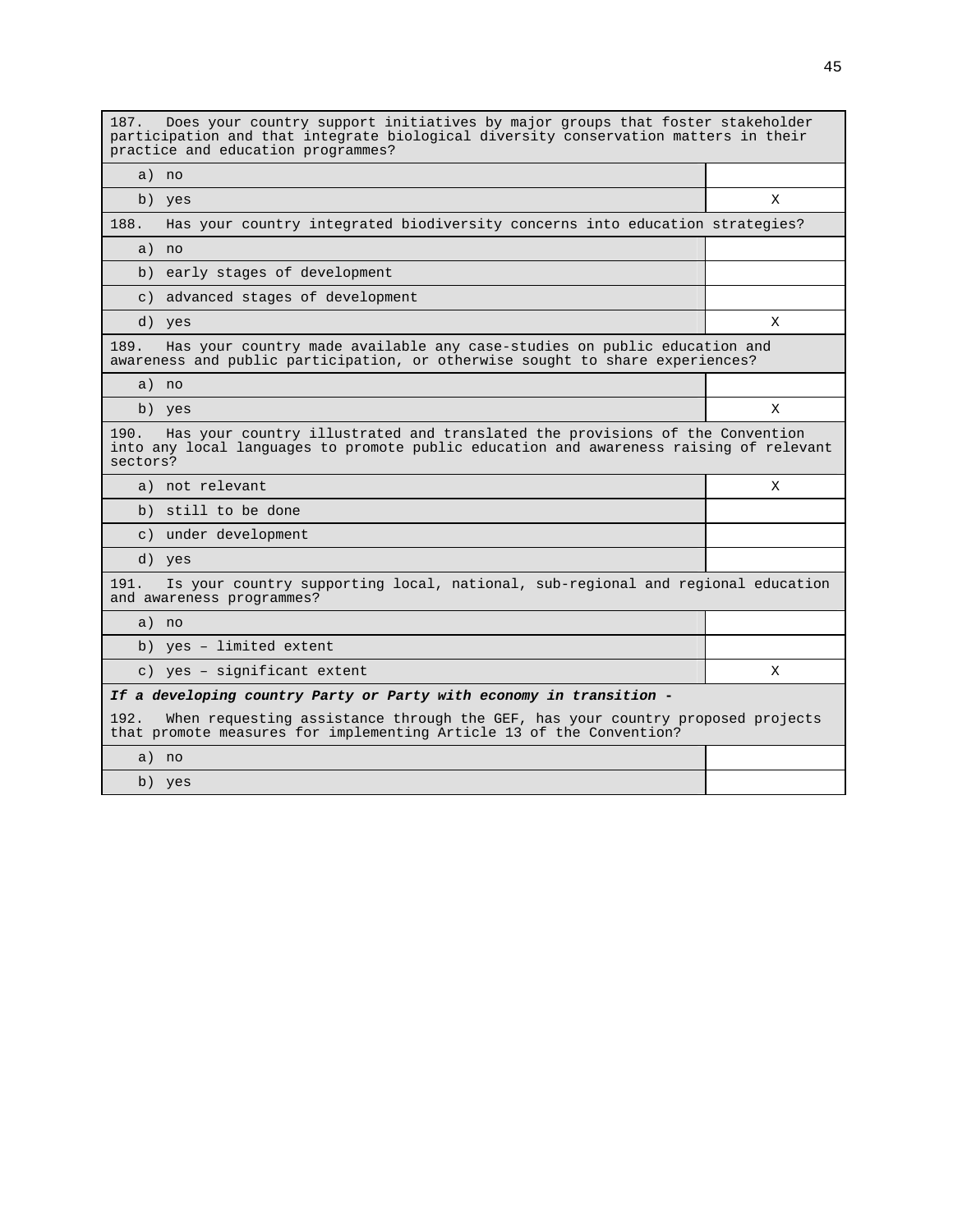| 187. Does your country support initiatives by major groups that foster stakeholder participation and that integrate biological diversity conservation matters in their practice and education programmes? | |
|---|---|
| a) no | |
| b) yes | X |
| 188. Has your country integrated biodiversity concerns into education strategies? | |
| a) no | |
| b) early stages of development | |
| c) advanced stages of development | |
| d) yes | X |
| 189. Has your country made available any case-studies on public education and awareness and public participation, or otherwise sought to share experiences? | |
| a) no | |
| b) yes | X |
| 190. Has your country illustrated and translated the provisions of the Convention into any local languages to promote public education and awareness raising of relevant sectors? | |
| a) not relevant | X |
| b) still to be done | |
| c) under development | |
| d) yes | |
| 191. Is your country supporting local, national, sub-regional and regional education and awareness programmes? | |
| a) no | |
| b) yes – limited extent | |
| c) yes – significant extent | X |
| ***If a developing country Party or Party with economy in transition -*** 192. When requesting assistance through the GEF, has your country proposed projects that promote measures for implementing Article 13 of the Convention? | |
| a) no | |
| b) yes | |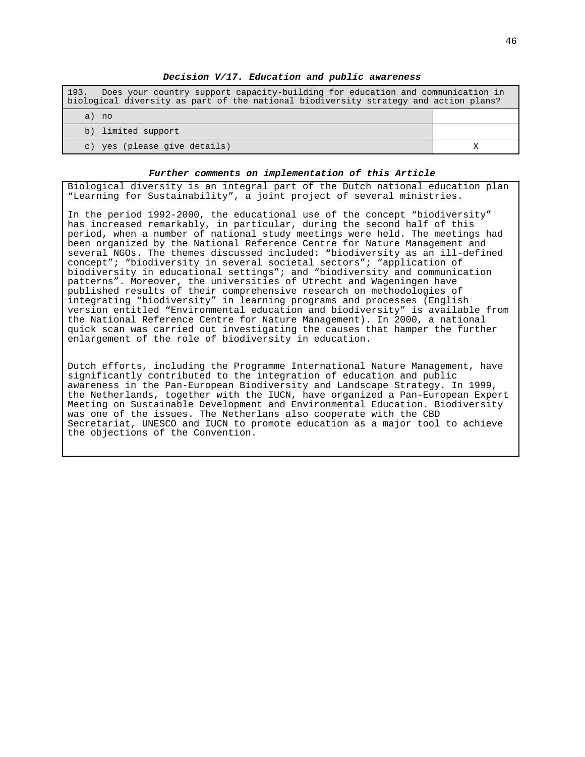### *Decision V/17. Education and public awareness*

| 193. Does your country support capacity-building for education and communication in biological diversity as part of the national biodiversity strategy and action plans? | |
|---|---|
| a) no | |
| b) limited support | |
| c) yes (please give details) | X |

### *Further comments on implementation of this Article*

Biological diversity is an integral part of the Dutch national education plan “Learning for Sustainability”, a joint project of several ministries.

In the period 1992-2000, the educational use of the concept “biodiversity” has increased remarkably, in particular, during the second half of this period, when a number of national study meetings were held. The meetings had been organized by the National Reference Centre for Nature Management and several NGOs. The themes discussed included: “biodiversity as an ill-defined concept”; “biodiversity in several societal sectors”; “application of biodiversity in educational settings”; and “biodiversity and communication patterns”. Moreover, the universities of Utrecht and Wageningen have published results of their comprehensive research on methodologies of integrating “biodiversity” in learning programs and processes (English version entitled “Environmental education and biodiversity” is available from the National Reference Centre for Nature Management). In 2000, a national quick scan was carried out investigating the causes that hamper the further enlargement of the role of biodiversity in education.

Dutch efforts, including the Programme International Nature Management, have significantly contributed to the integration of education and public awareness in the Pan-European Biodiversity and Landscape Strategy. In 1999, the Netherlands, together with the IUCN, have organized a Pan-European Expert Meeting on Sustainable Development and Environmental Education. Biodiversity was one of the issues. The Netherlans also cooperate with the CBD Secretariat, UNESCO and IUCN to promote education as a major tool to achieve the objections of the Convention.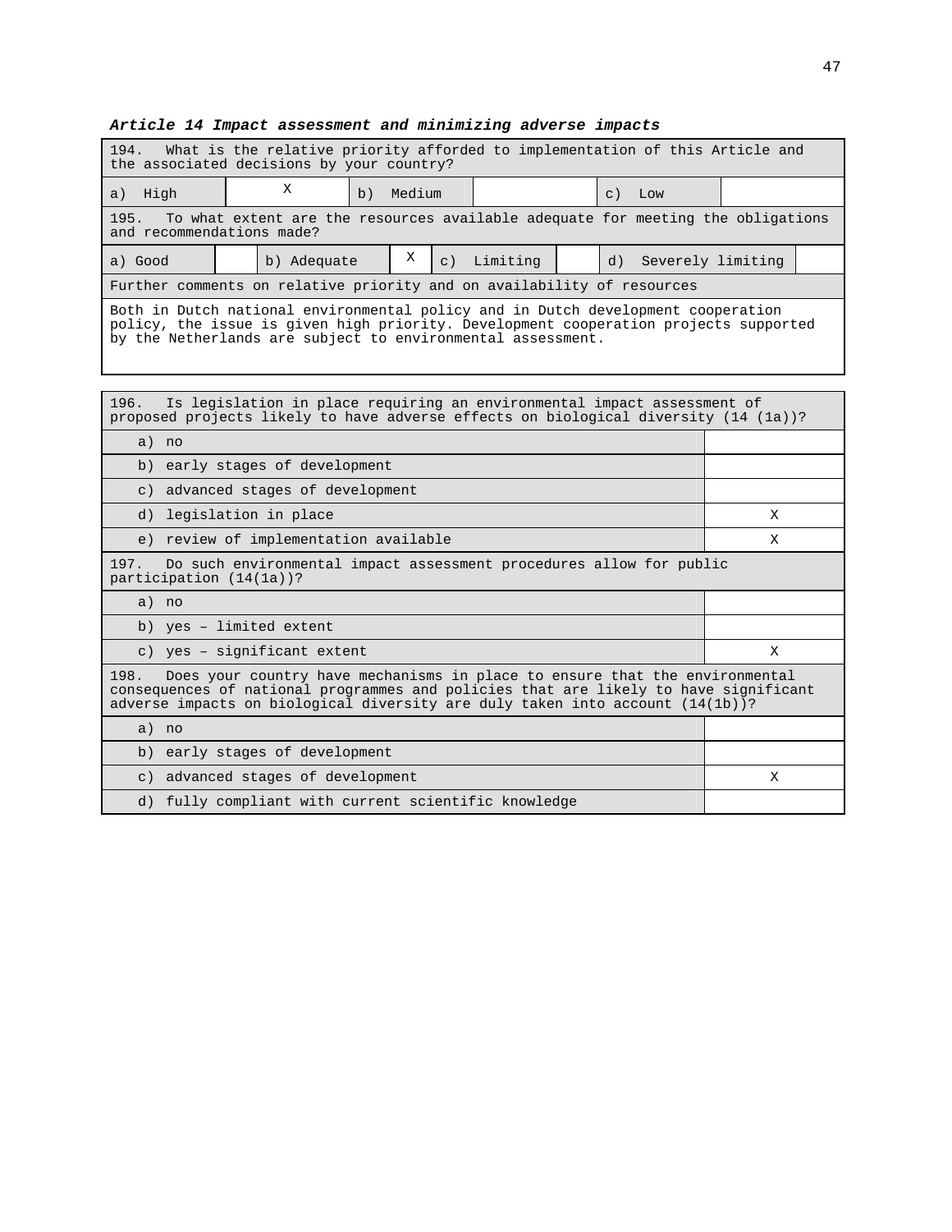***Article 14 Impact assessment and minimizing adverse impacts***

| 194. What is the relative priority afforded to implementation of this Article and the associated decisions by your country? | | | | | |
|---|---|---|---|---|---|
| a) High | X | b) Medium | | c) Low | |

| 195. To what extent are the resources available adequate for meeting the obligations and recommendations made? | | | | | | | |
|---|---|---|---|---|---|---|---|
| a) Good | | b) Adequate | X | c) Limiting | | d) Severely limiting | |

Further comments on relative priority and on availability of resources

Both in Dutch national environmental policy and in Dutch development cooperation policy, the issue is given high priority. Development cooperation projects supported by the Netherlands are subject to environmental assessment.

| 196. Is legislation in place requiring an environmental impact assessment of proposed projects likely to have adverse effects on biological diversity (14 (1a))? | |
|---|---|
| a) no | |
| b) early stages of development | |
| c) advanced stages of development | |
| d) legislation in place | X |
| e) review of implementation available | X |

| 197. Do such environmental impact assessment procedures allow for public participation (14(1a))? | |
|---|---|
| a) no | |
| b) yes – limited extent | |
| c) yes – significant extent | X |

| 198. Does your country have mechanisms in place to ensure that the environmental consequences of national programmes and policies that are likely to have significant adverse impacts on biological diversity are duly taken into account (14(1b))? | |
|---|---|
| a) no | |
| b) early stages of development | |
| c) advanced stages of development | X |
| d) fully compliant with current scientific knowledge | |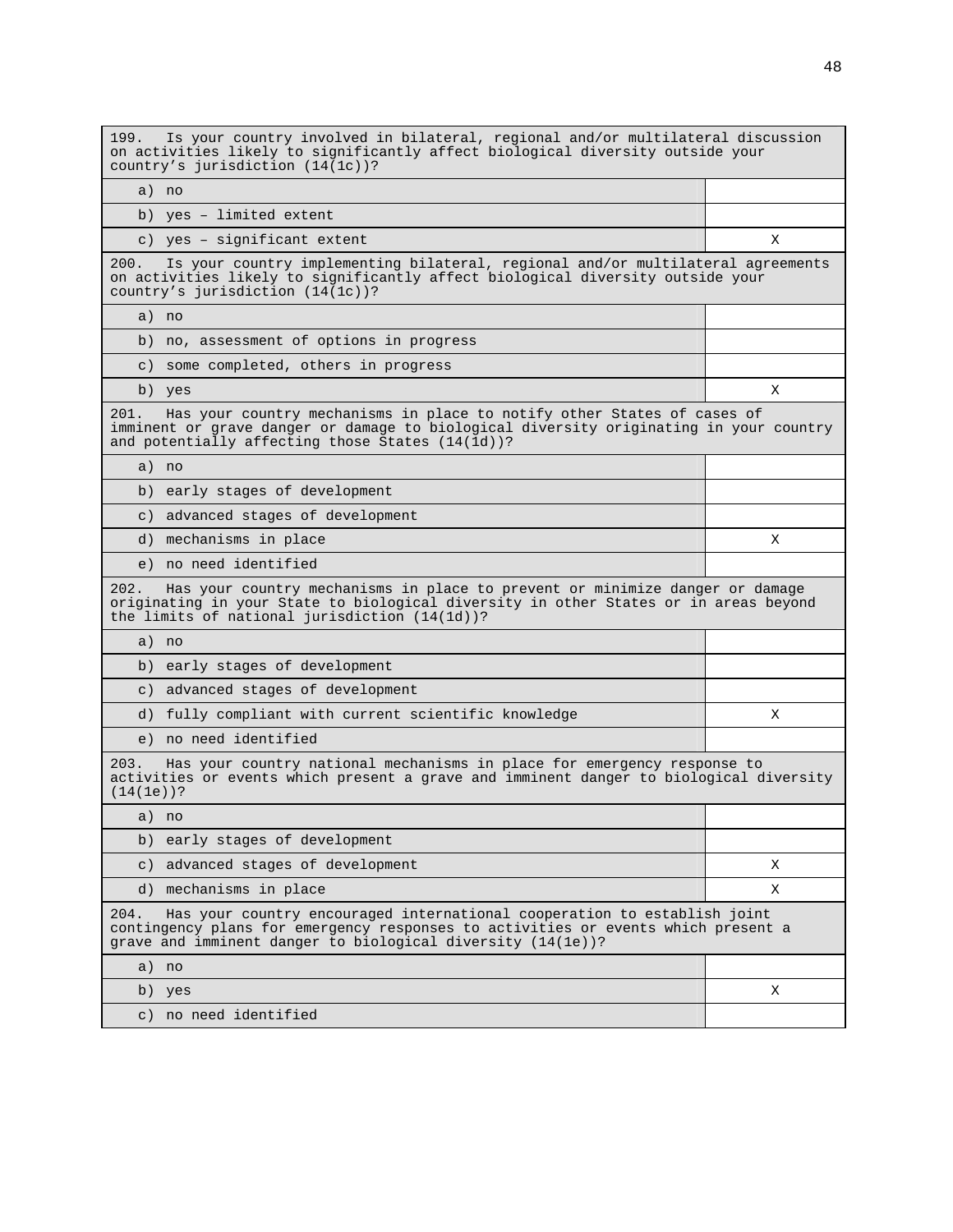| 199. Is your country involved in bilateral, regional and/or multilateral discussion on activities likely to significantly affect biological diversity outside your country's jurisdiction (14(1c))? | |
|---|---|
| a) no | |
| b) yes – limited extent | |
| c) yes – significant extent | X |

| 200. Is your country implementing bilateral, regional and/or multilateral agreements on activities likely to significantly affect biological diversity outside your country's jurisdiction (14(1c))? | |
|---|---|
| a) no | |
| b) no, assessment of options in progress | |
| c) some completed, others in progress | |
| b) yes | X |

| 201. Has your country mechanisms in place to notify other States of cases of imminent or grave danger or damage to biological diversity originating in your country and potentially affecting those States (14(1d))? | |
|---|---|
| a) no | |
| b) early stages of development | |
| c) advanced stages of development | |
| d) mechanisms in place | X |
| e) no need identified | |

| 202. Has your country mechanisms in place to prevent or minimize danger or damage originating in your State to biological diversity in other States or in areas beyond the limits of national jurisdiction (14(1d))? | |
|---|---|
| a) no | |
| b) early stages of development | |
| c) advanced stages of development | |
| d) fully compliant with current scientific knowledge | X |
| e) no need identified | |

| 203. Has your country national mechanisms in place for emergency response to activities or events which present a grave and imminent danger to biological diversity (14(1e))? | |
|---|---|
| a) no | |
| b) early stages of development | |
| c) advanced stages of development | X |
| d) mechanisms in place | X |

| 204. Has your country encouraged international cooperation to establish joint contingency plans for emergency responses to activities or events which present a grave and imminent danger to biological diversity (14(1e))? | |
|---|---|
| a) no | |
| b) yes | X |
| c) no need identified | |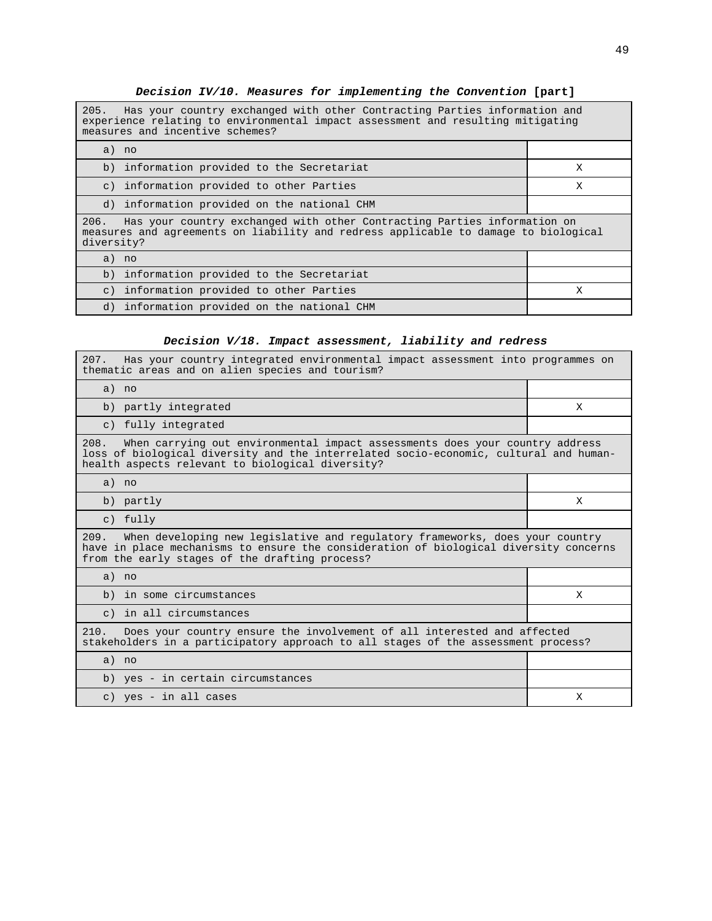### *Decision IV/10. Measures for implementing the Convention* [part]

| 205. Has your country exchanged with other Contracting Parties information and experience relating to environmental impact assessment and resulting mitigating measures and incentive schemes? | |
|---|---|
| a) no | |
| b) information provided to the Secretariat | X |
| c) information provided to other Parties | X |
| d) information provided on the national CHM | |
| **206. Has your country exchanged with other Contracting Parties information on measures and agreements on liability and redress applicable to damage to biological diversity?** | |
| a) no | |
| b) information provided to the Secretariat | |
| c) information provided to other Parties | X |
| d) information provided on the national CHM | |

### *Decision V/18. Impact assessment, liability and redress*

| 207. Has your country integrated environmental impact assessment into programmes on thematic areas and on alien species and tourism? | |
|---|---|
| a) no | |
| b) partly integrated | X |
| c) fully integrated | |
| **208. When carrying out environmental impact assessments does your country address loss of biological diversity and the interrelated socio-economic, cultural and human-health aspects relevant to biological diversity?** | |
| a) no | |
| b) partly | X |
| c) fully | |
| **209. When developing new legislative and regulatory frameworks, does your country have in place mechanisms to ensure the consideration of biological diversity concerns from the early stages of the drafting process?** | |
| a) no | |
| b) in some circumstances | X |
| c) in all circumstances | |
| **210. Does your country ensure the involvement of all interested and affected stakeholders in a participatory approach to all stages of the assessment process?** | |
| a) no | |
| b) yes - in certain circumstances | |
| c) yes - in all cases | X |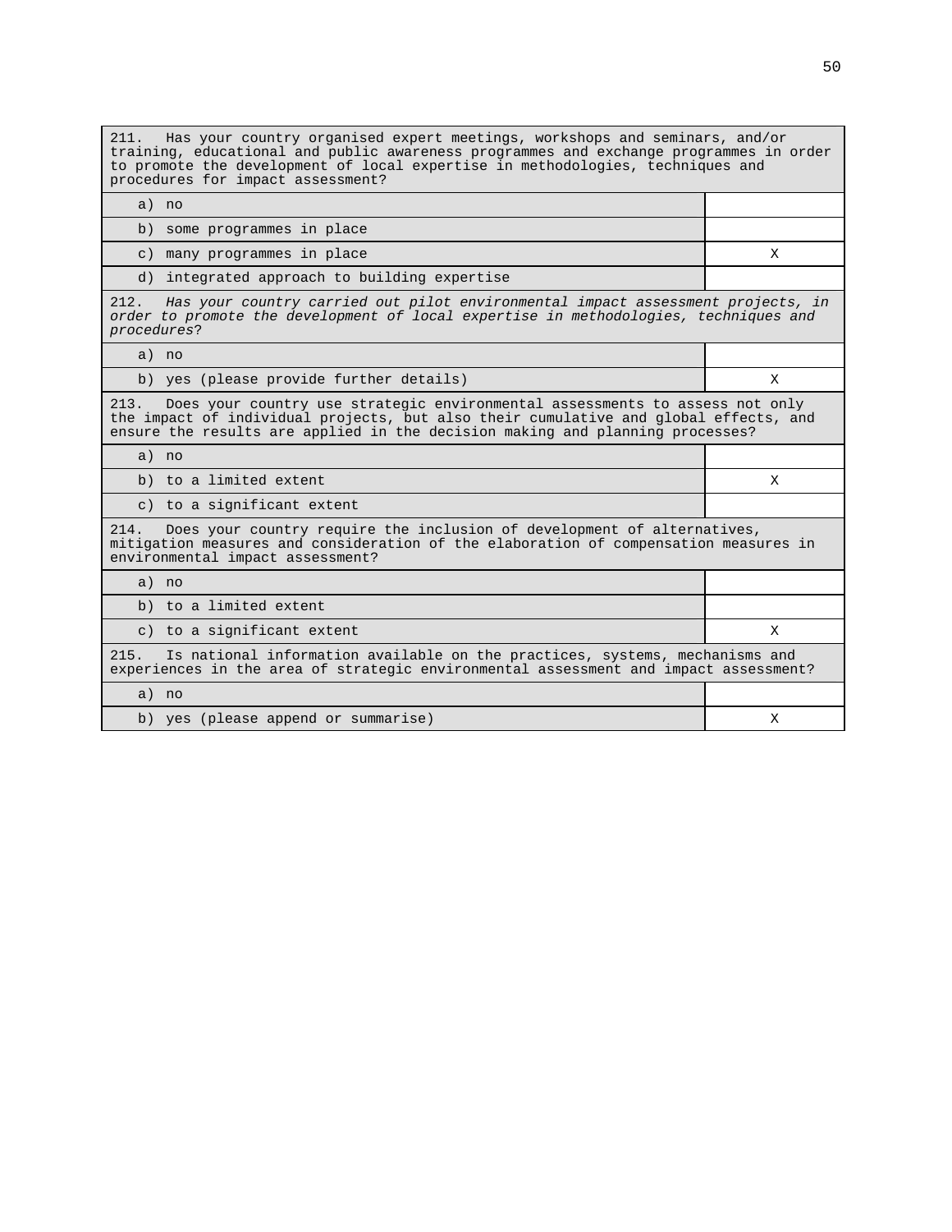| 211. Has your country organised expert meetings, workshops and seminars, and/or training, educational and public awareness programmes and exchange programmes in order to promote the development of local expertise in methodologies, techniques and procedures for impact assessment? | |
|---|---|
| a) no | |
| b) some programmes in place | |
| c) many programmes in place | X |
| d) integrated approach to building expertise | |
| 212. *Has your country carried out pilot environmental impact assessment projects, in order to promote the development of local expertise in methodologies, techniques and procedures*? | |
| a) no | |
| b) yes (please provide further details) | X |
| 213. Does your country use strategic environmental assessments to assess not only the impact of individual projects, but also their cumulative and global effects, and ensure the results are applied in the decision making and planning processes? | |
| a) no | |
| b) to a limited extent | X |
| c) to a significant extent | |
| 214. Does your country require the inclusion of development of alternatives, mitigation measures and consideration of the elaboration of compensation measures in environmental impact assessment? | |
| a) no | |
| b) to a limited extent | |
| c) to a significant extent | X |
| 215. Is national information available on the practices, systems, mechanisms and experiences in the area of strategic environmental assessment and impact assessment? | |
| a) no | |
| b) yes (please append or summarise) | X |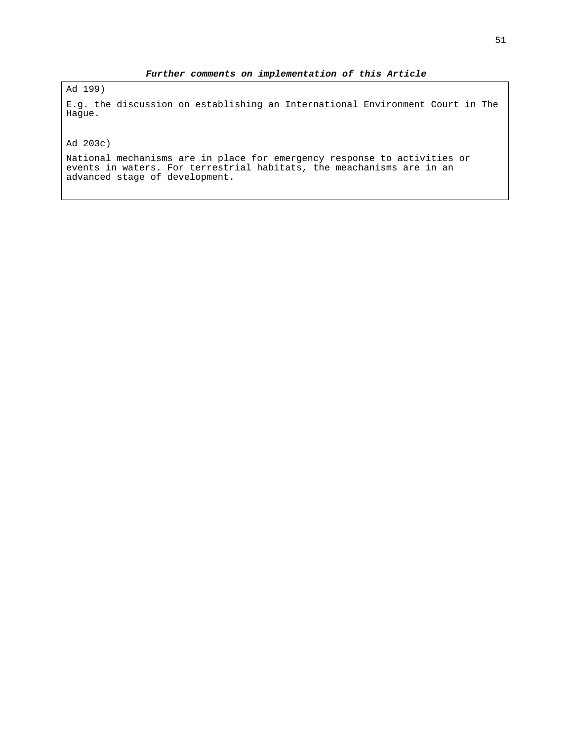***Further comments on implementation of this Article***

Ad 199)

E.g. the discussion on establishing an International Environment Court in The Hague.

Ad 203c)

National mechanisms are in place for emergency response to activities or events in waters. For terrestrial habitats, the meachanisms are in an advanced stage of development.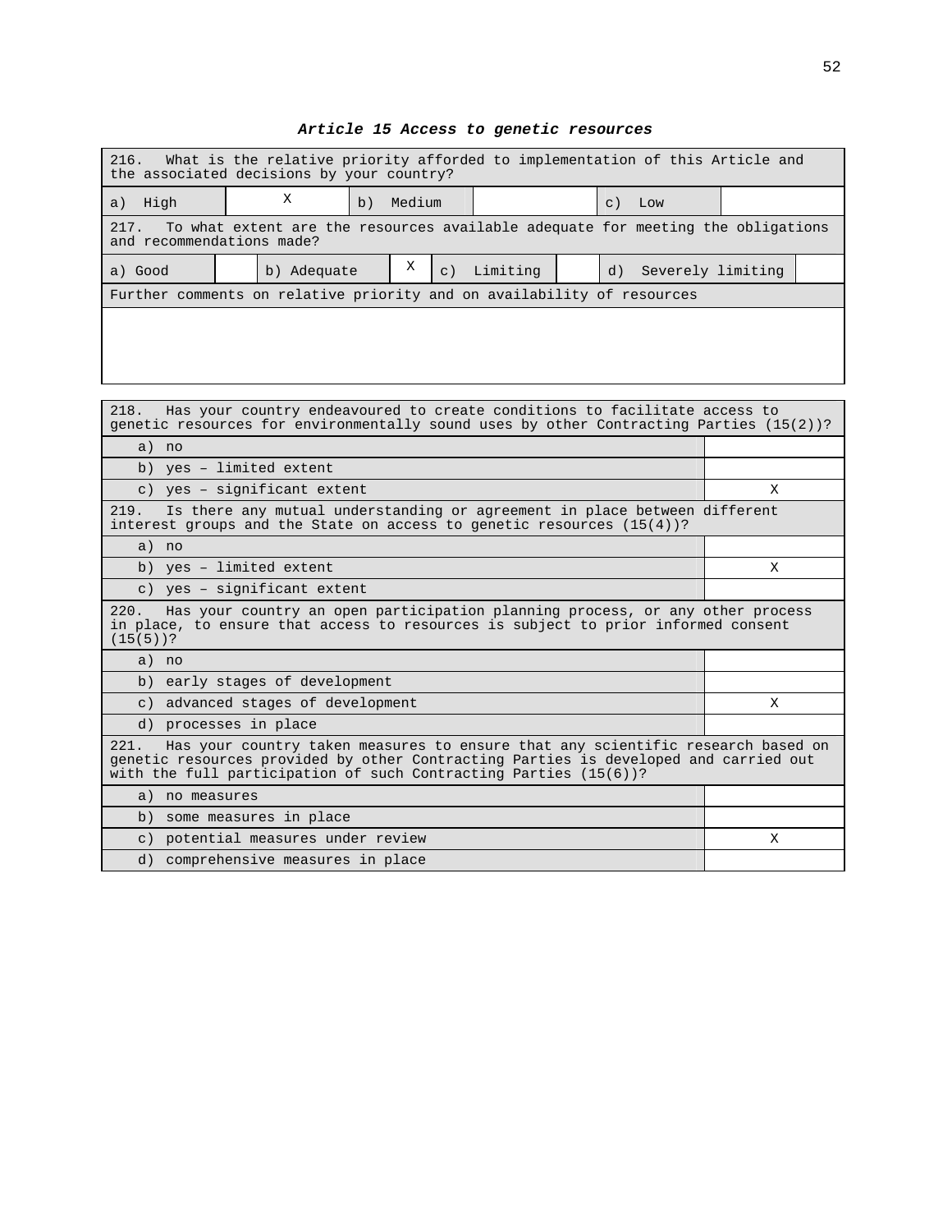### *Article 15 Access to genetic resources*

| 216. What is the relative priority afforded to implementation of this Article and the associated decisions by your country? | | | | | |
|---|---|---|---|---|---|
| a) High | X | b) Medium | | c) Low | |

| 217. To what extent are the resources available adequate for meeting the obligations and recommendations made? | | | | | | | |
|---|---|---|---|---|---|---|---|
| a) Good | | b) Adequate | X | c) Limiting | | d) Severely limiting | |

| Further comments on relative priority and on availability of resources |
|---|
| |

| 218. Has your country endeavoured to create conditions to facilitate access to genetic resources for environmentally sound uses by other Contracting Parties (15(2))? | |
|---|---|
| a) no | |
| b) yes – limited extent | |
| c) yes – significant extent | X |
| **219. Is there any mutual understanding or agreement in place between different interest groups and the State on access to genetic resources (15(4))?** | |
| a) no | |
| b) yes – limited extent | X |
| c) yes – significant extent | |
| **220. Has your country an open participation planning process, or any other process in place, to ensure that access to resources is subject to prior informed consent (15(5))?** | |
| a) no | |
| b) early stages of development | |
| c) advanced stages of development | X |
| d) processes in place | |
| **221. Has your country taken measures to ensure that any scientific research based on genetic resources provided by other Contracting Parties is developed and carried out with the full participation of such Contracting Parties (15(6))?** | |
| a) no measures | |
| b) some measures in place | |
| c) potential measures under review | X |
| d) comprehensive measures in place | |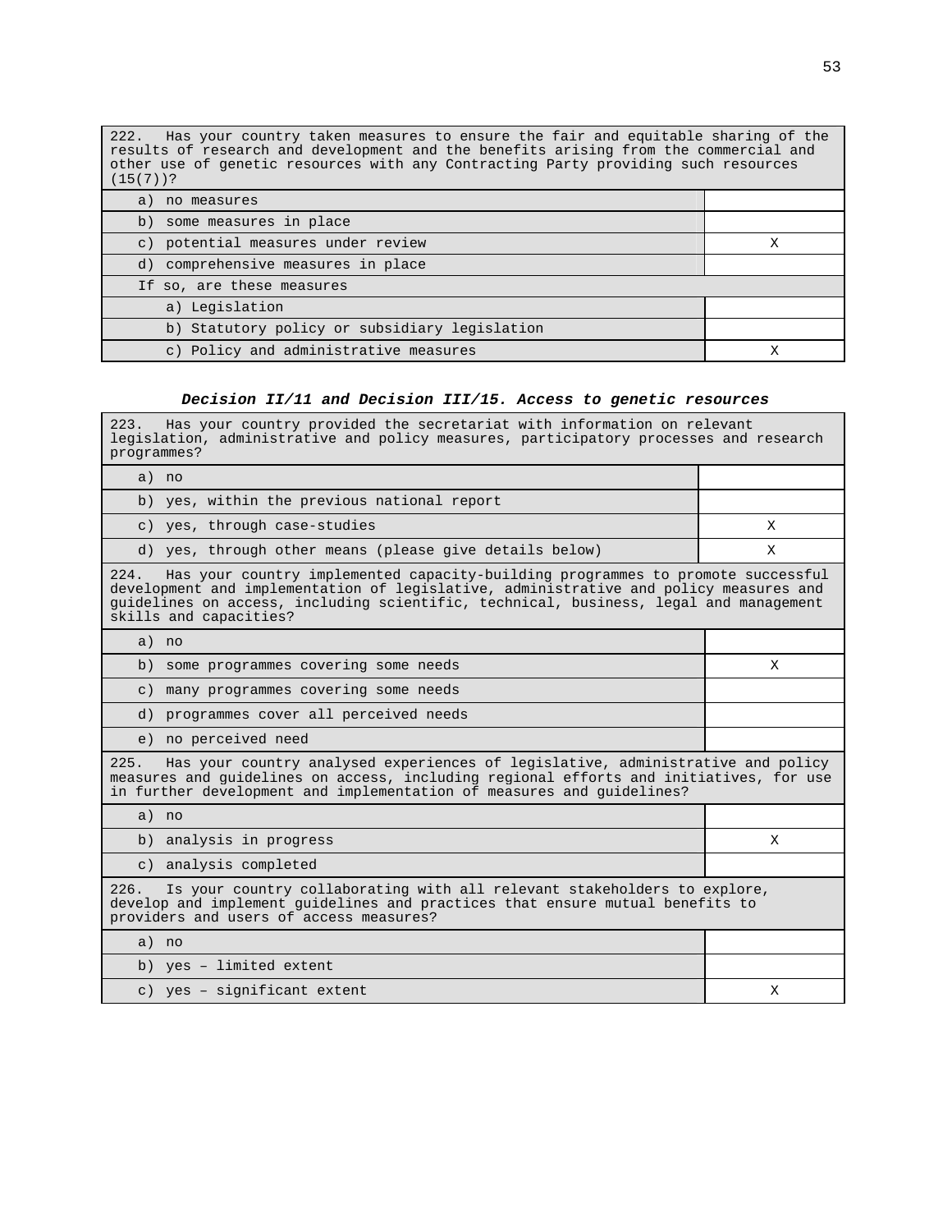| 222. Has your country taken measures to ensure the fair and equitable sharing of the results of research and development and the benefits arising from the commercial and other use of genetic resources with any Contracting Party providing such resources (15(7))? | |
|---|---|
| a) no measures | |
| b) some measures in place | |
| c) potential measures under review | X |
| d) comprehensive measures in place | |
| If so, are these measures | |
| a) Legislation | |
| b) Statutory policy or subsidiary legislation | |
| c) Policy and administrative measures | X |

***Decision II/11 and Decision III/15. Access to genetic resources***

| 223. Has your country provided the secretariat with information on relevant legislation, administrative and policy measures, participatory processes and research programmes? | |
|---|---|
| a) no | |
| b) yes, within the previous national report | |
| c) yes, through case-studies | X |
| d) yes, through other means (please give details below) | X |
| 224. Has your country implemented capacity-building programmes to promote successful development and implementation of legislative, administrative and policy measures and guidelines on access, including scientific, technical, business, legal and management skills and capacities? | |
| a) no | |
| b) some programmes covering some needs | X |
| c) many programmes covering some needs | |
| d) programmes cover all perceived needs | |
| e) no perceived need | |
| 225. Has your country analysed experiences of legislative, administrative and policy measures and guidelines on access, including regional efforts and initiatives, for use in further development and implementation of measures and guidelines? | |
| a) no | |
| b) analysis in progress | X |
| c) analysis completed | |
| 226. Is your country collaborating with all relevant stakeholders to explore, develop and implement guidelines and practices that ensure mutual benefits to providers and users of access measures? | |
| a) no | |
| b) yes – limited extent | |
| c) yes – significant extent | X |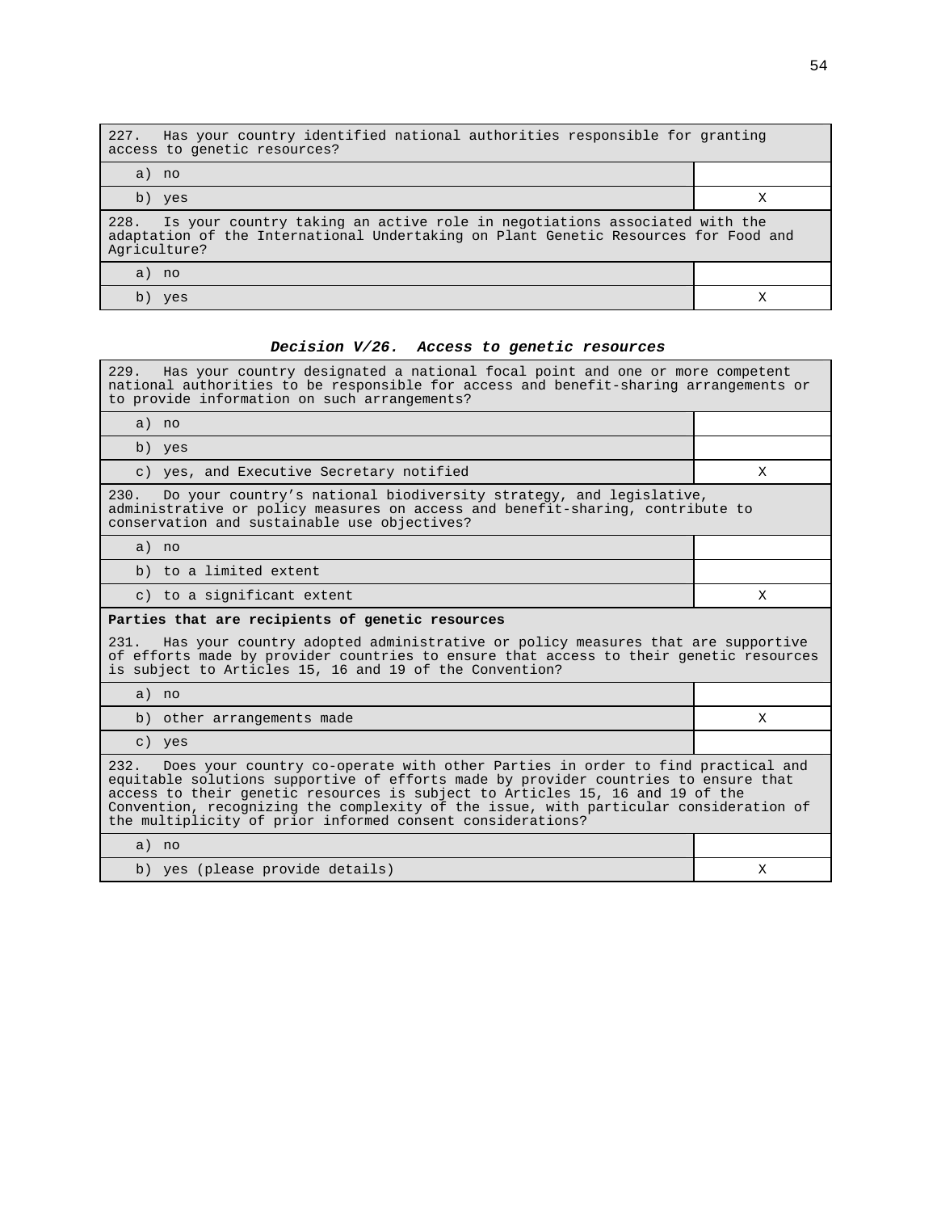| 227. Has your country identified national authorities responsible for granting access to genetic resources? | |
|---|---|
| a) no | |
| b) yes | X |
| 228. Is your country taking an active role in negotiations associated with the adaptation of the International Undertaking on Plant Genetic Resources for Food and Agriculture? | |
| a) no | |
| b) yes | X |

***Decision V/26. Access to genetic resources***

| 229. Has your country designated a national focal point and one or more competent national authorities to be responsible for access and benefit-sharing arrangements or to provide information on such arrangements? | |
|---|---|
| a) no | |
| b) yes | |
| c) yes, and Executive Secretary notified | X |
| 230. Do your country's national biodiversity strategy, and legislative, administrative or policy measures on access and benefit-sharing, contribute to conservation and sustainable use objectives? | |
| a) no | |
| b) to a limited extent | |
| c) to a significant extent | X |
| **Parties that are recipients of genetic resources** 231. Has your country adopted administrative or policy measures that are supportive of efforts made by provider countries to ensure that access to their genetic resources is subject to Articles 15, 16 and 19 of the Convention? | |
| a) no | |
| b) other arrangements made | X |
| c) yes | |
| 232. Does your country co-operate with other Parties in order to find practical and equitable solutions supportive of efforts made by provider countries to ensure that access to their genetic resources is subject to Articles 15, 16 and 19 of the Convention, recognizing the complexity of the issue, with particular consideration of the multiplicity of prior informed consent considerations? | |
| a) no | |
| b) yes (please provide details) | X |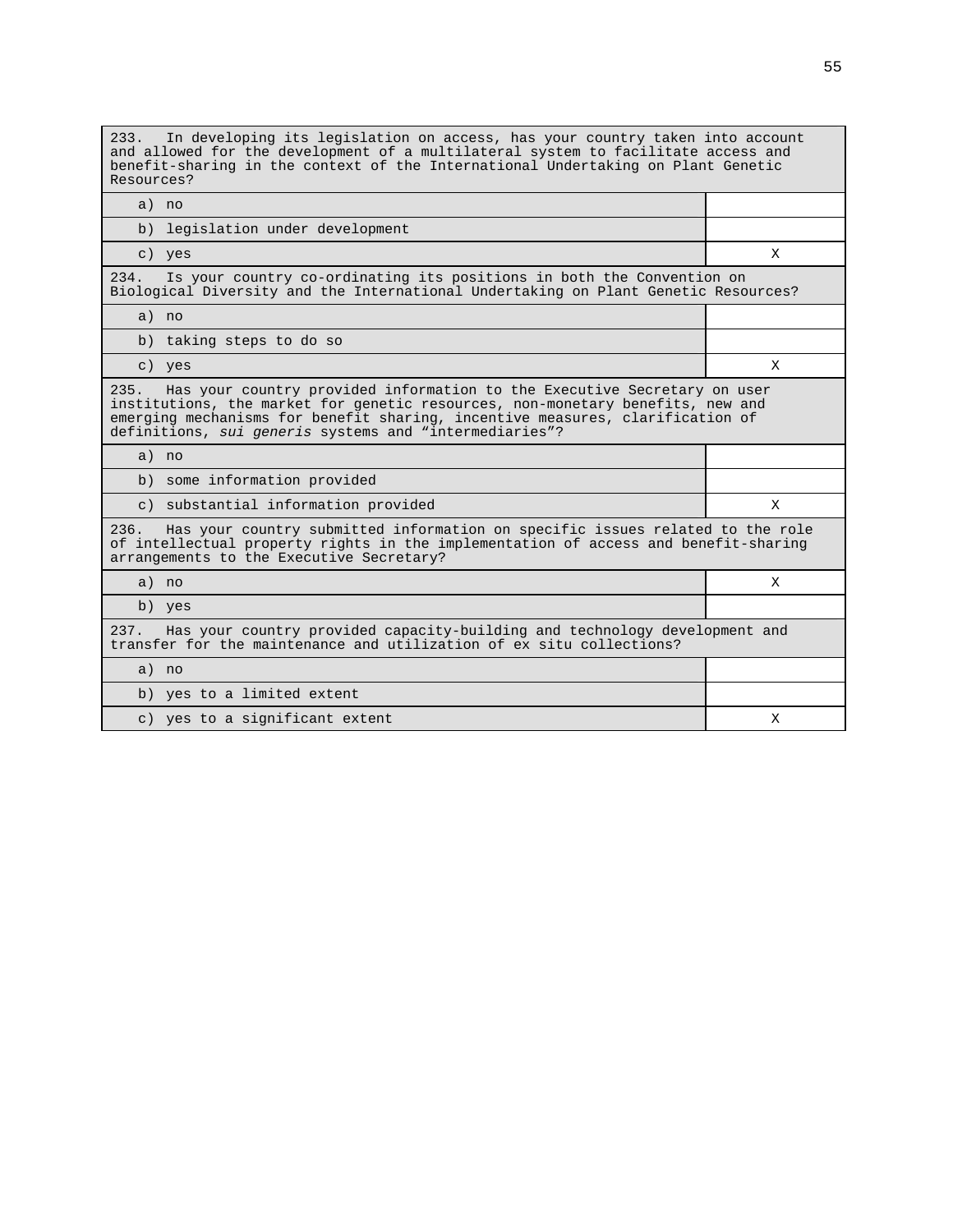| 233. In developing its legislation on access, has your country taken into account and allowed for the development of a multilateral system to facilitate access and benefit-sharing in the context of the International Undertaking on Plant Genetic Resources? | |
|---|---|
| a) no | |
| b) legislation under development | |
| c) yes | X |

| 234. Is your country co-ordinating its positions in both the Convention on Biological Diversity and the International Undertaking on Plant Genetic Resources? | |
|---|---|
| a) no | |
| b) taking steps to do so | |
| c) yes | X |

| 235. Has your country provided information to the Executive Secretary on user institutions, the market for genetic resources, non-monetary benefits, new and emerging mechanisms for benefit sharing, incentive measures, clarification of definitions, *sui generis* systems and “intermediaries”? | |
|---|---|
| a) no | |
| b) some information provided | |
| c) substantial information provided | X |

| 236. Has your country submitted information on specific issues related to the role of intellectual property rights in the implementation of access and benefit-sharing arrangements to the Executive Secretary? | |
|---|---|
| a) no | X |
| b) yes | |

| 237. Has your country provided capacity-building and technology development and transfer for the maintenance and utilization of ex situ collections? | |
|---|---|
| a) no | |
| b) yes to a limited extent | |
| c) yes to a significant extent | X |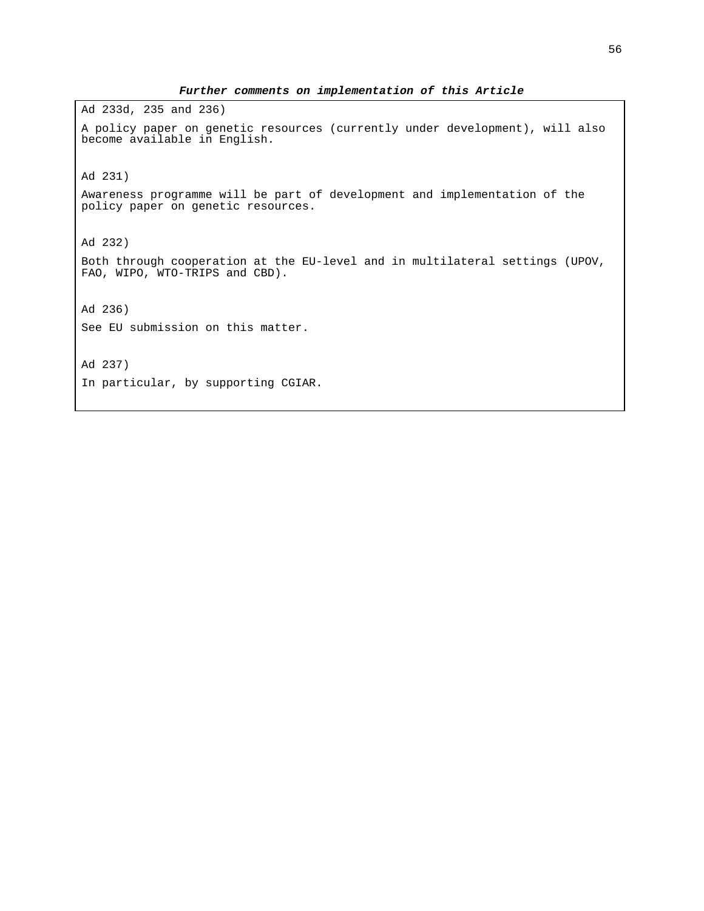***Further comments on implementation of this Article***

Ad 233d, 235 and 236)

A policy paper on genetic resources (currently under development), will also become available in English.

Ad 231)

Awareness programme will be part of development and implementation of the policy paper on genetic resources.

Ad 232)

Both through cooperation at the EU-level and in multilateral settings (UPOV, FAO, WIPO, WTO-TRIPS and CBD).

Ad 236)

See EU submission on this matter.

Ad 237)

In particular, by supporting CGIAR.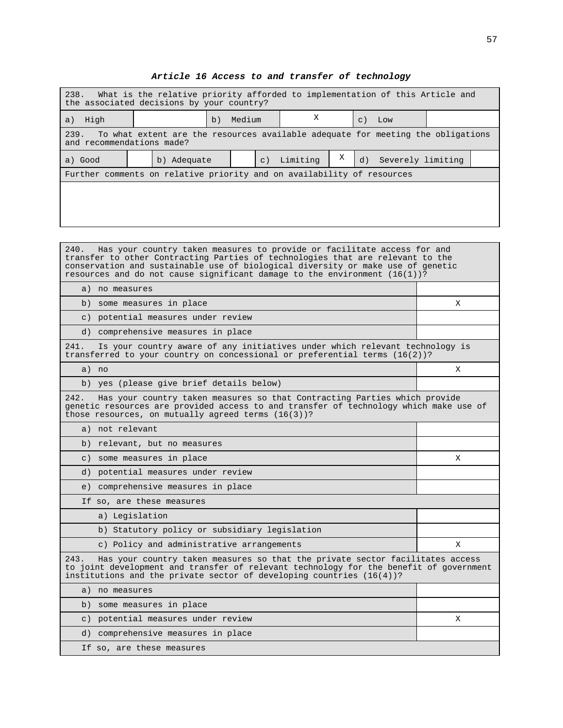### *Article 16 Access to and transfer of technology*

| 238. What is the relative priority afforded to implementation of this Article and the associated decisions by your country? | | | | | |
|---|---|---|---|---|---|
| a) High | | b) Medium | X | c) Low | |

| 239. To what extent are the resources available adequate for meeting the obligations and recommendations made? | | | | | | | |
|---|---|---|---|---|---|---|---|
| a) Good | | b) Adequate | | c) Limiting | X | d) Severely limiting | |

| Further comments on relative priority and on availability of resources |
|---|
| |

| 240. Has your country taken measures to provide or facilitate access for and transfer to other Contracting Parties of technologies that are relevant to the conservation and sustainable use of biological diversity or make use of genetic resources and do not cause significant damage to the environment (16(1))? | |
|---|---|
| a) no measures | |
| b) some measures in place | X |
| c) potential measures under review | |
| d) comprehensive measures in place | |
| **241.** Is your country aware of any initiatives under which relevant technology is transferred to your country on concessional or preferential terms (16(2))? | |
| a) no | X |
| b) yes (please give brief details below) | |
| **242.** Has your country taken measures so that Contracting Parties which provide genetic resources are provided access to and transfer of technology which make use of those resources, on mutually agreed terms (16(3))? | |
| a) not relevant | |
| b) relevant, but no measures | |
| c) some measures in place | X |
| d) potential measures under review | |
| e) comprehensive measures in place | |
| If so, are these measures | |
| a) Legislation | |
| b) Statutory policy or subsidiary legislation | |
| c) Policy and administrative arrangements | X |
| **243.** Has your country taken measures so that the private sector facilitates access to joint development and transfer of relevant technology for the benefit of government institutions and the private sector of developing countries (16(4))? | |
| a) no measures | |
| b) some measures in place | |
| c) potential measures under review | X |
| d) comprehensive measures in place | |
| If so, are these measures | |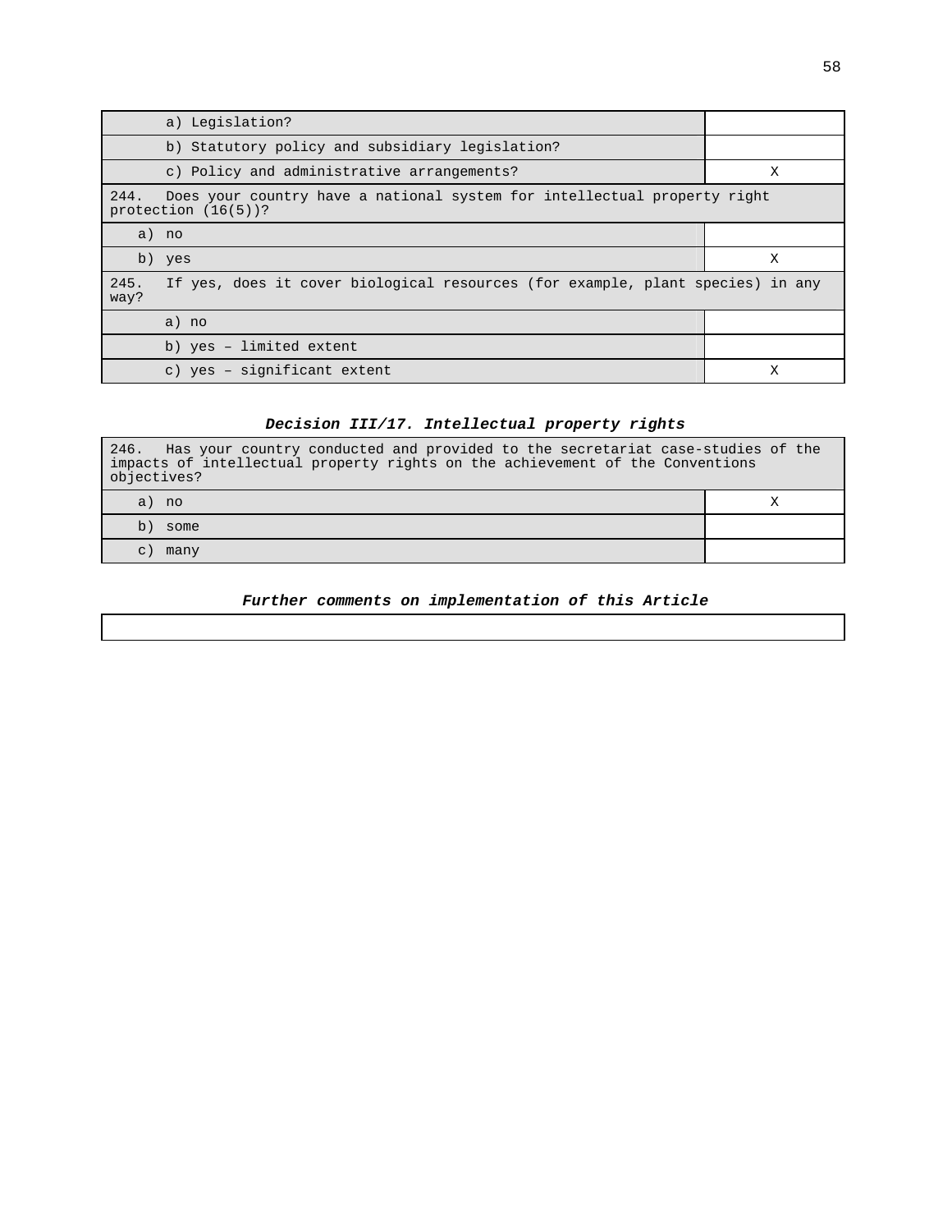| | |
|---|---|
| a) Legislation? | |
| b) Statutory policy and subsidiary legislation? | |
| c) Policy and administrative arrangements? | X |
| **244.** Does your country have a national system for intellectual property right protection (16(5))? | |
| a) no | |
| b) yes | X |
| **245.** If yes, does it cover biological resources (for example, plant species) in any way? | |
| a) no | |
| b) yes – limited extent | |
| c) yes – significant extent | X |

### *Decision III/17. Intellectual property rights*

| | |
|---|---|
| **246.** Has your country conducted and provided to the secretariat case-studies of the impacts of intellectual property rights on the achievement of the Conventions objectives? | |
| a) no | X |
| b) some | |
| c) many | |

### *Further comments on implementation of this Article*

| |
|---|
| |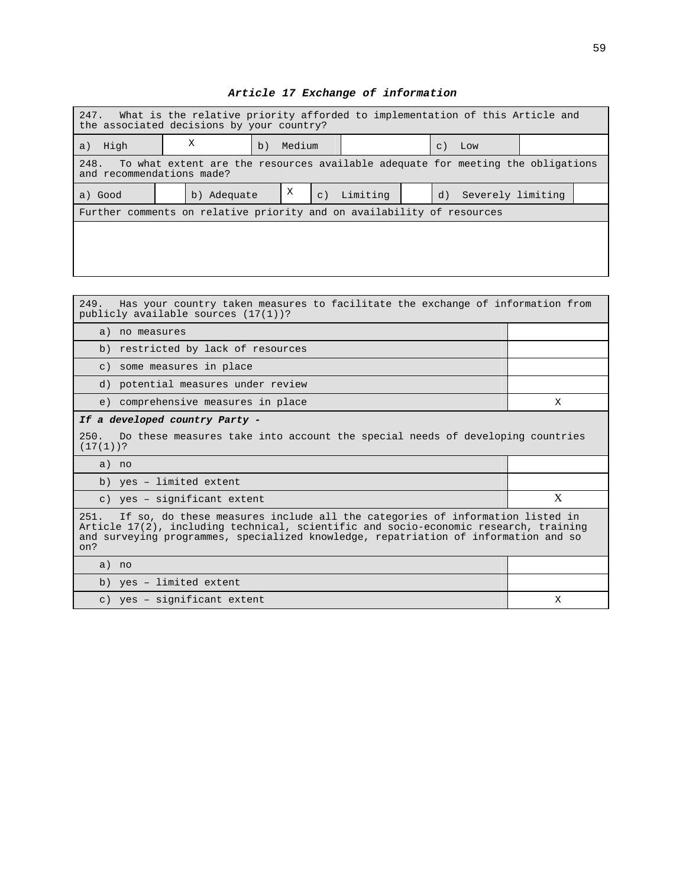### *Article 17 Exchange of information*

| 247. What is the relative priority afforded to implementation of this Article and the associated decisions by your country? | | | | | |
|---|---|---|---|---|---|
| a) High | X | b) Medium | | c) Low | |

| 248. To what extent are the resources available adequate for meeting the obligations and recommendations made? | | | | | | | |
|---|---|---|---|---|---|---|---|
| a) Good | | b) Adequate | X | c) Limiting | | d) Severely limiting | |

| Further comments on relative priority and on availability of resources |
|---|
| |

| 249. Has your country taken measures to facilitate the exchange of information from publicly available sources (17(1))? | |
|---|---|
| a) no measures | |
| b) restricted by lack of resources | |
| c) some measures in place | |
| d) potential measures under review | |
| e) comprehensive measures in place | X |
| ***If a developed country Party -*** 250. Do these measures take into account the special needs of developing countries (17(1))? | |
| a) no | |
| b) yes – limited extent | |
| c) yes – significant extent | X |
| 251. If so, do these measures include all the categories of information listed in Article 17(2), including technical, scientific and socio-economic research, training and surveying programmes, specialized knowledge, repatriation of information and so on? | |
| a) no | |
| b) yes – limited extent | |
| c) yes – significant extent | X |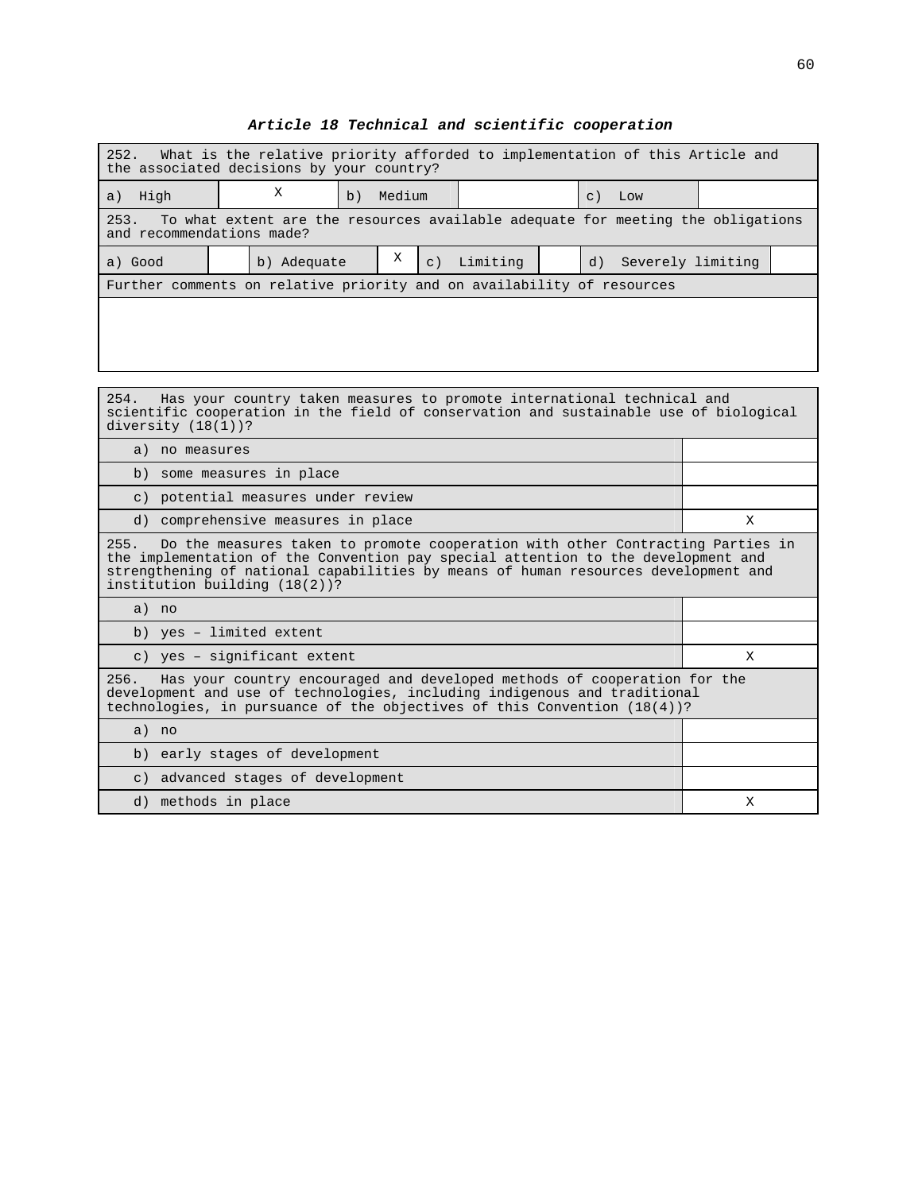***Article 18 Technical and scientific cooperation***

| 252. What is the relative priority afforded to implementation of this Article and the associated decisions by your country? | | | | | |
|---|---|---|---|---|---|
| a) High | X | b) Medium | | c) Low | |

| 253. To what extent are the resources available adequate for meeting the obligations and recommendations made? | | | | | | | |
|---|---|---|---|---|---|---|---|
| a) Good | | b) Adequate | X | c) Limiting | | d) Severely limiting | |

| Further comments on relative priority and on availability of resources |
|---|
| |

| 254. Has your country taken measures to promote international technical and scientific cooperation in the field of conservation and sustainable use of biological diversity (18(1))? | |
|---|---|
| a) no measures | |
| b) some measures in place | |
| c) potential measures under review | |
| d) comprehensive measures in place | X |
| **255. Do the measures taken to promote cooperation with other Contracting Parties in the implementation of the Convention pay special attention to the development and strengthening of national capabilities by means of human resources development and institution building (18(2))?** | |
| a) no | |
| b) yes – limited extent | |
| c) yes – significant extent | X |
| **256. Has your country encouraged and developed methods of cooperation for the development and use of technologies, including indigenous and traditional technologies, in pursuance of the objectives of this Convention (18(4))?** | |
| a) no | |
| b) early stages of development | |
| c) advanced stages of development | |
| d) methods in place | X |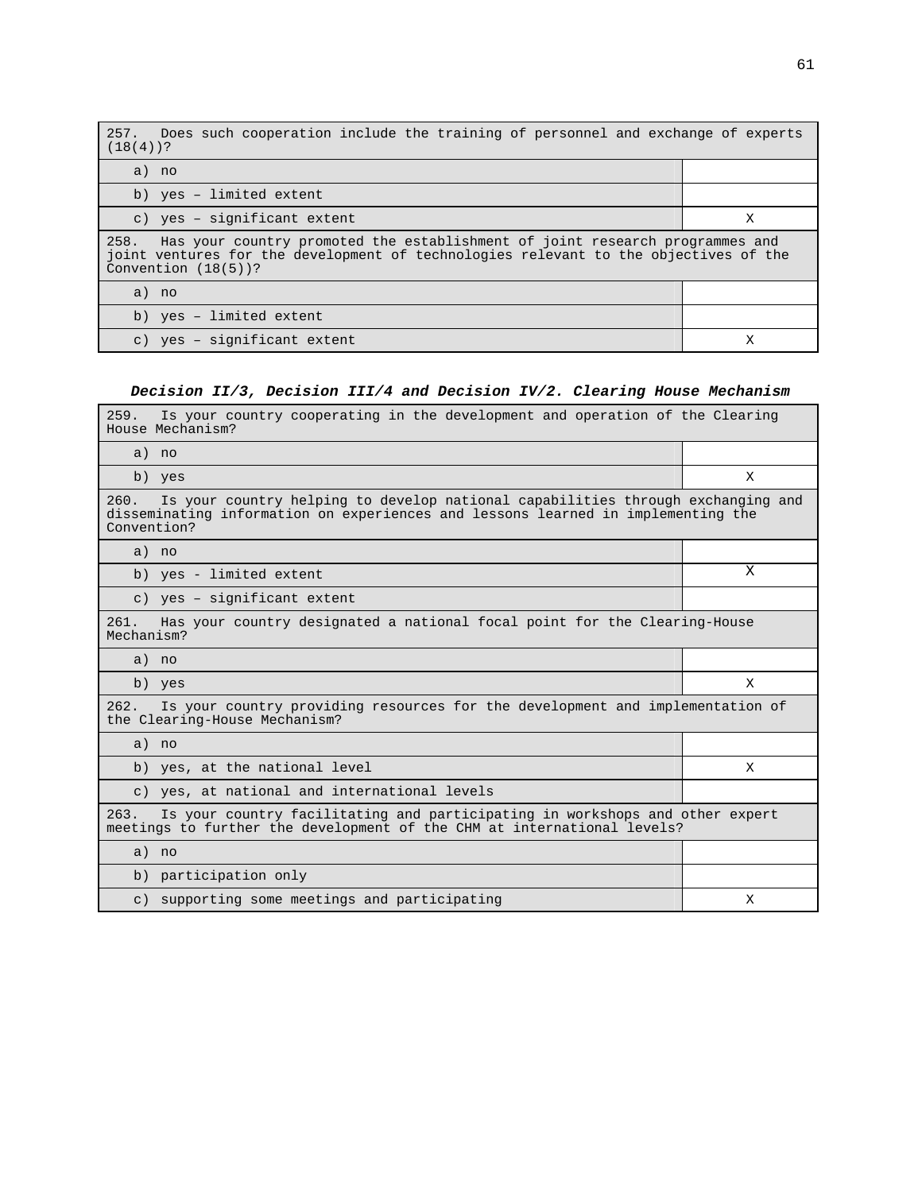| 257. Does such cooperation include the training of personnel and exchange of experts (18(4))? | |
|---|---|
| a) no | |
| b) yes – limited extent | |
| c) yes – significant extent | X |

| 258. Has your country promoted the establishment of joint research programmes and joint ventures for the development of technologies relevant to the objectives of the Convention (18(5))? | |
|---|---|
| a) no | |
| b) yes – limited extent | |
| c) yes – significant extent | X |

***Decision II/3, Decision III/4 and Decision IV/2. Clearing House Mechanism***

| 259. Is your country cooperating in the development and operation of the Clearing House Mechanism? | |
|---|---|
| a) no | |
| b) yes | X |

| 260. Is your country helping to develop national capabilities through exchanging and disseminating information on experiences and lessons learned in implementing the Convention? | |
|---|---|
| a) no | |
| b) yes - limited extent | X |
| c) yes – significant extent | |

| 261. Has your country designated a national focal point for the Clearing-House Mechanism? | |
|---|---|
| a) no | |
| b) yes | X |

| 262. Is your country providing resources for the development and implementation of the Clearing-House Mechanism? | |
|---|---|
| a) no | |
| b) yes, at the national level | X |
| c) yes, at national and international levels | |

| 263. Is your country facilitating and participating in workshops and other expert meetings to further the development of the CHM at international levels? | |
|---|---|
| a) no | |
| b) participation only | |
| c) supporting some meetings and participating | X |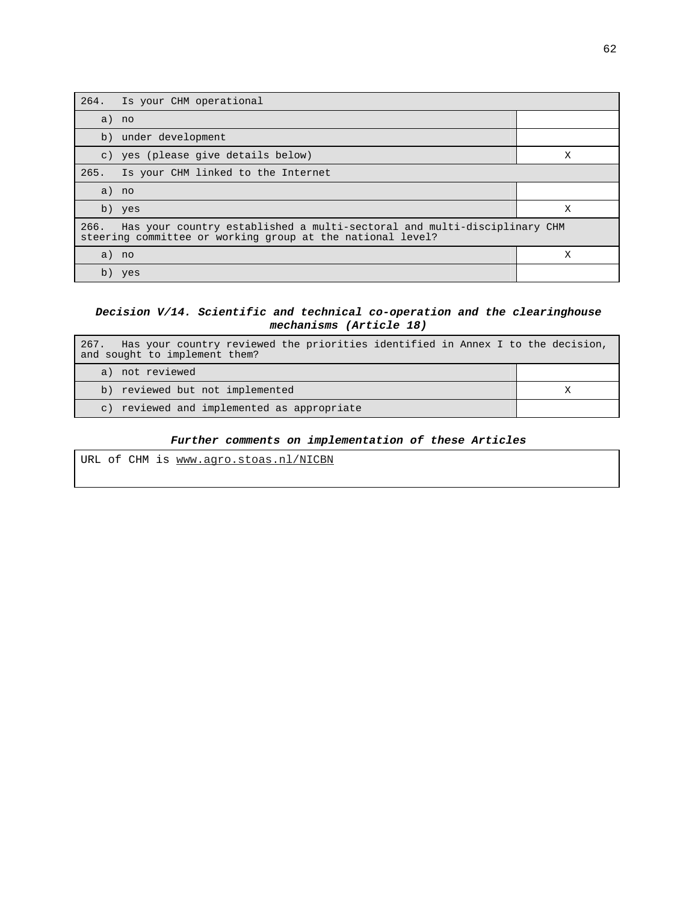| 264. Is your CHM operational | |
|---|---|
| a) no | |
| b) under development | |
| c) yes (please give details below) | X |

| 265. Is your CHM linked to the Internet | |
|---|---|
| a) no | |
| b) yes | X |

| 266. Has your country established a multi-sectoral and multi-disciplinary CHM steering committee or working group at the national level? | |
|---|---|
| a) no | X |
| b) yes | |

### *Decision V/14. Scientific and technical co-operation and the clearinghouse mechanisms (Article 18)*

| 267. Has your country reviewed the priorities identified in Annex I to the decision, and sought to implement them? | |
|---|---|
| a) not reviewed | |
| b) reviewed but not implemented | X |
| c) reviewed and implemented as appropriate | |

### *Further comments on implementation of these Articles*

URL of CHM is www.agro.stoas.nl/NICBN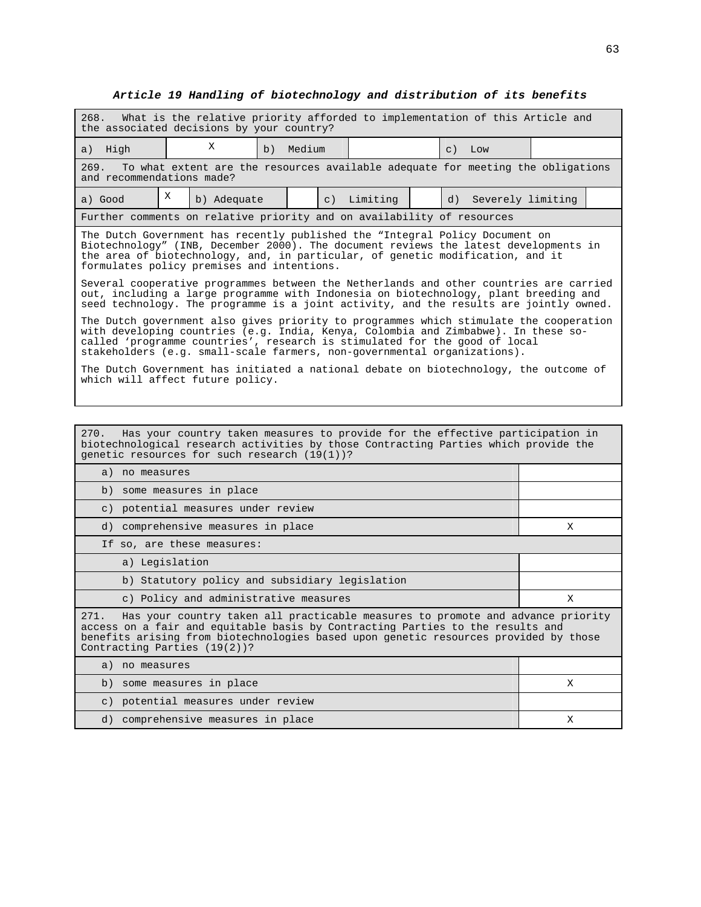***Article 19 Handling of biotechnology and distribution of its benefits***

| 268. What is the relative priority afforded to implementation of this Article and the associated decisions by your country? | | | | | |
|---|---|---|---|---|---|
| a) High | X | b) Medium | | c) Low | |

| 269. To what extent are the resources available adequate for meeting the obligations and recommendations made? | | | | | | | |
|---|---|---|---|---|---|---|---|
| a) Good | X | b) Adequate | | c) Limiting | | d) Severely limiting | |

**Further comments on relative priority and on availability of resources**

The Dutch Government has recently published the “Integral Policy Document on Biotechnology” (INB, December 2000). The document reviews the latest developments in the area of biotechnology, and, in particular, of genetic modification, and it formulates policy premises and intentions.

Several cooperative programmes between the Netherlands and other countries are carried out, including a large programme with Indonesia on biotechnology, plant breeding and seed technology. The programme is a joint activity, and the results are jointly owned.

The Dutch government also gives priority to programmes which stimulate the cooperation with developing countries (e.g. India, Kenya, Colombia and Zimbabwe). In these so-called ‘programme countries’, research is stimulated for the good of local stakeholders (e.g. small-scale farmers, non-governmental organizations).

The Dutch Government has initiated a national debate on biotechnology, the outcome of which will affect future policy.

| 270. Has your country taken measures to provide for the effective participation in biotechnological research activities by those Contracting Parties which provide the genetic resources for such research (19(1))? | |
|---|---|
| a) no measures | |
| b) some measures in place | |
| c) potential measures under review | |
| d) comprehensive measures in place | X |
| If so, are these measures: | |
| a) Legislation | |
| b) Statutory policy and subsidiary legislation | |
| c) Policy and administrative measures | X |

| 271. Has your country taken all practicable measures to promote and advance priority access on a fair and equitable basis by Contracting Parties to the results and benefits arising from biotechnologies based upon genetic resources provided by those Contracting Parties (19(2))? | |
|---|---|
| a) no measures | |
| b) some measures in place | X |
| c) potential measures under review | |
| d) comprehensive measures in place | X |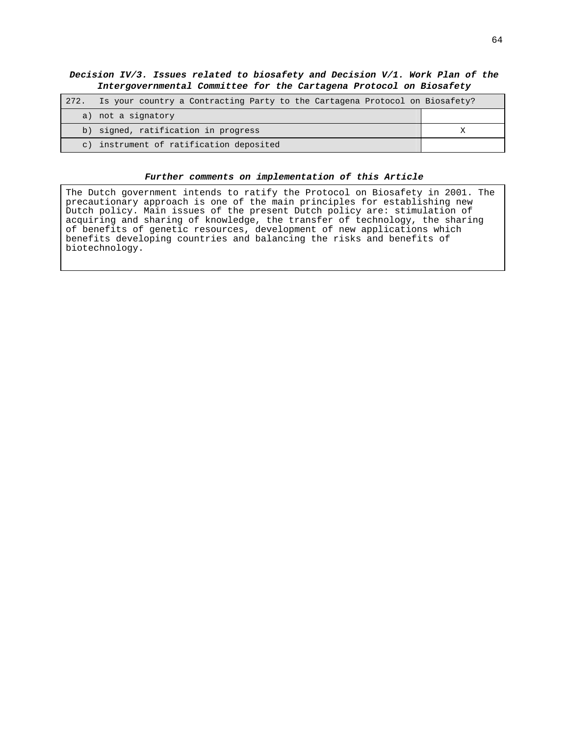***Decision IV/3. Issues related to biosafety and Decision V/1. Work Plan of the Intergovernmental Committee for the Cartagena Protocol on Biosafety***

| 272. Is your country a Contracting Party to the Cartagena Protocol on Biosafety? | |
|---|---|
| a) not a signatory | |
| b) signed, ratification in progress | X |
| c) instrument of ratification deposited | |

***Further comments on implementation of this Article***

The Dutch government intends to ratify the Protocol on Biosafety in 2001. The precautionary approach is one of the main principles for establishing new Dutch policy. Main issues of the present Dutch policy are: stimulation of acquiring and sharing of knowledge, the transfer of technology, the sharing of benefits of genetic resources, development of new applications which benefits developing countries and balancing the risks and benefits of biotechnology.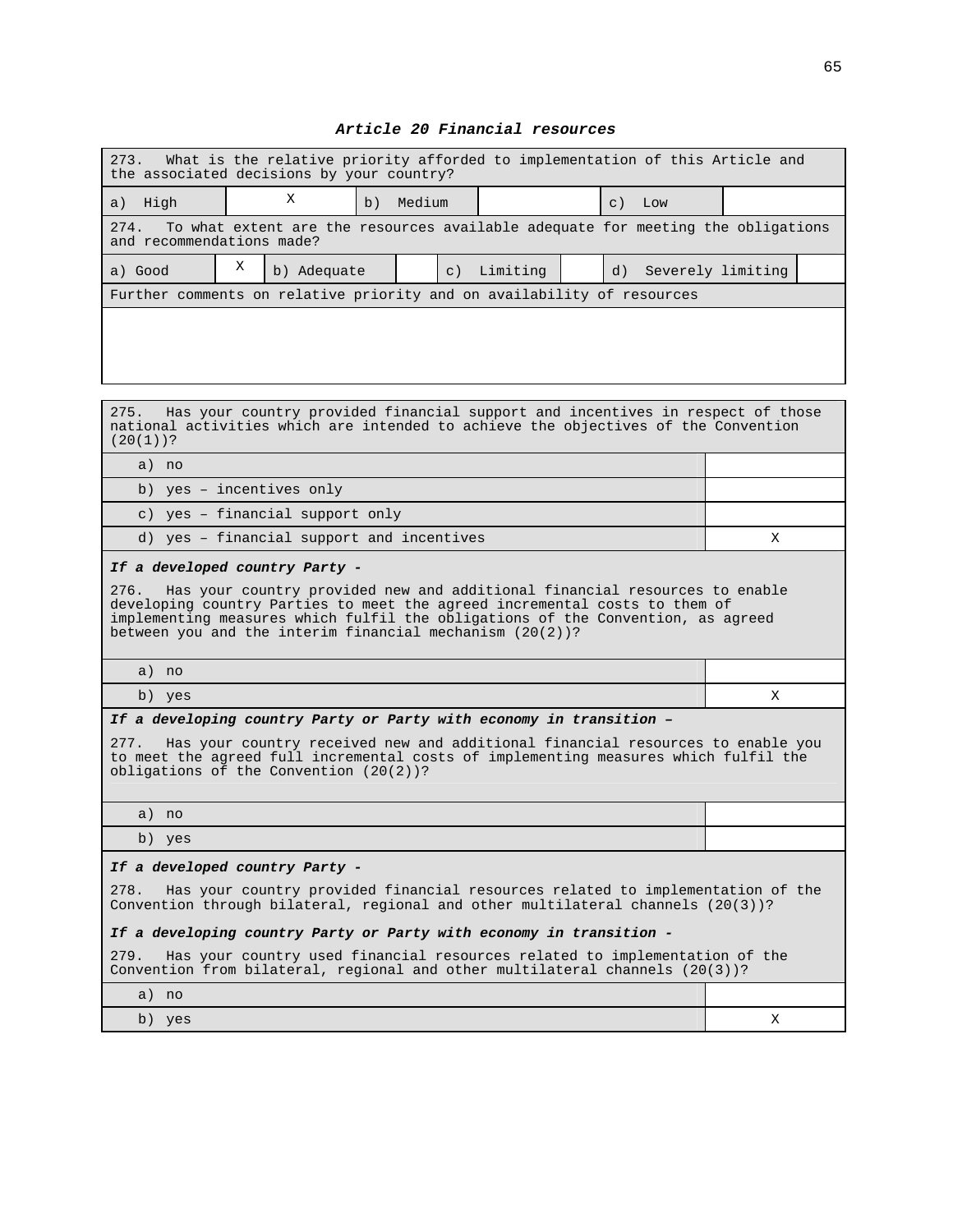### *Article 20 Financial resources*

| 273. What is the relative priority afforded to implementation of this Article and the associated decisions by your country? | | | | | |
|---|---|---|---|---|---|
| a) High | X | b) Medium | | c) Low | |

| 274. To what extent are the resources available adequate for meeting the obligations and recommendations made? | | | | | | | |
|---|---|---|---|---|---|---|---|
| a) Good | X | b) Adequate | | c) Limiting | | d) Severely limiting | |

| Further comments on relative priority and on availability of resources |
|---|
| |

| 275. Has your country provided financial support and incentives in respect of those national activities which are intended to achieve the objectives of the Convention (20(1))? | |
|---|---|
| a) no | |
| b) yes – incentives only | |
| c) yes – financial support only | |
| d) yes – financial support and incentives | X |
| ***If a developed country Party -*** 276. Has your country provided new and additional financial resources to enable developing country Parties to meet the agreed incremental costs to them of implementing measures which fulfil the obligations of the Convention, as agreed between you and the interim financial mechanism (20(2))? | |
| a) no | |
| b) yes | X |
| ***If a developing country Party or Party with economy in transition –*** 277. Has your country received new and additional financial resources to enable you to meet the agreed full incremental costs of implementing measures which fulfil the obligations of the Convention (20(2))? | |
| a) no | |
| b) yes | |
| ***If a developed country Party -*** 278. Has your country provided financial resources related to implementation of the Convention through bilateral, regional and other multilateral channels (20(3))? ***If a developing country Party or Party with economy in transition -*** 279. Has your country used financial resources related to implementation of the Convention from bilateral, regional and other multilateral channels (20(3))? | |
| a) no | |
| b) yes | X |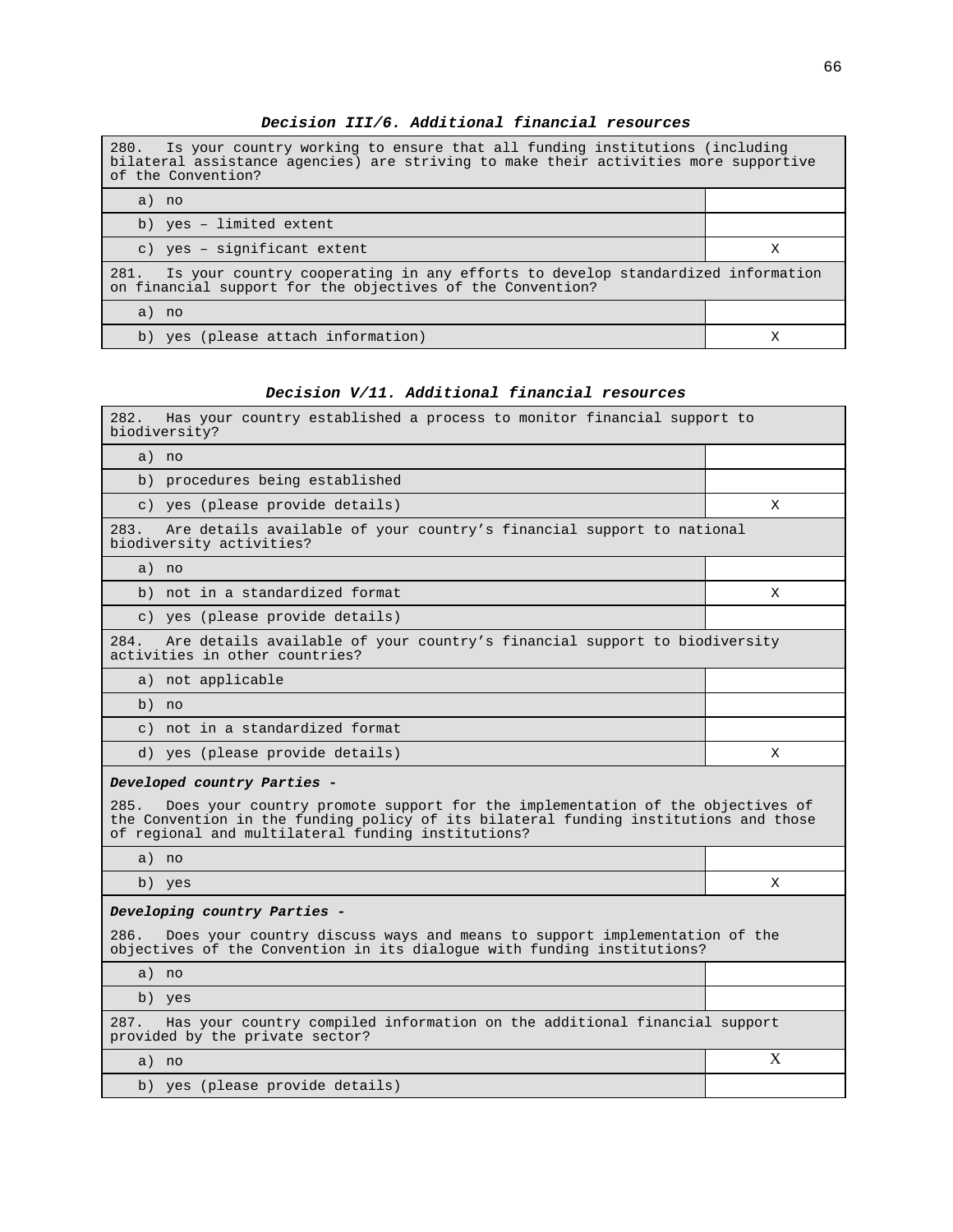### *Decision III/6. Additional financial resources*

| 280. Is your country working to ensure that all funding institutions (including bilateral assistance agencies) are striving to make their activities more supportive of the Convention? | |
|---|---|
| a) no | |
| b) yes – limited extent | |
| c) yes – significant extent | X |
| 281. Is your country cooperating in any efforts to develop standardized information on financial support for the objectives of the Convention? | |
| a) no | |
| b) yes (please attach information) | X |

### *Decision V/11. Additional financial resources*

| 282. Has your country established a process to monitor financial support to biodiversity? | |
|---|---|
| a) no | |
| b) procedures being established | |
| c) yes (please provide details) | X |
| 283. Are details available of your country's financial support to national biodiversity activities? | |
| a) no | |
| b) not in a standardized format | X |
| c) yes (please provide details) | |
| 284. Are details available of your country's financial support to biodiversity activities in other countries? | |
| a) not applicable | |
| b) no | |
| c) not in a standardized format | |
| d) yes (please provide details) | X |
| ***Developed country Parties -*** 285. Does your country promote support for the implementation of the objectives of the Convention in the funding policy of its bilateral funding institutions and those of regional and multilateral funding institutions? | |
| a) no | |
| b) yes | X |
| ***Developing country Parties -*** 286. Does your country discuss ways and means to support implementation of the objectives of the Convention in its dialogue with funding institutions? | |
| a) no | |
| b) yes | |
| 287. Has your country compiled information on the additional financial support provided by the private sector? | |
| a) no | X |
| b) yes (please provide details) | |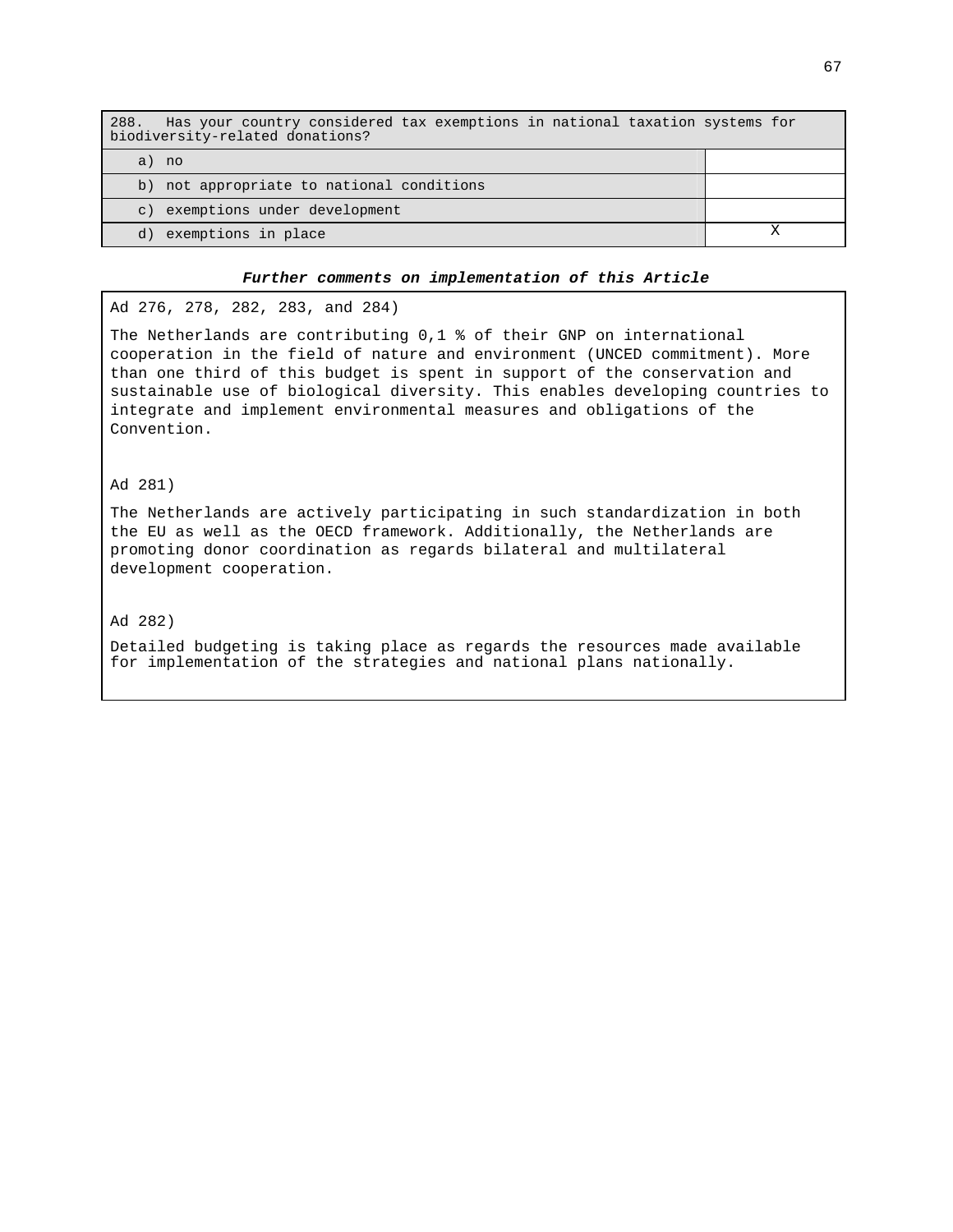| 288. Has your country considered tax exemptions in national taxation systems for biodiversity-related donations? | |
|---|---|
| a) no | |
| b) not appropriate to national conditions | |
| c) exemptions under development | |
| d) exemptions in place | X |

***Further comments on implementation of this Article***

Ad 276, 278, 282, 283, and 284)

The Netherlands are contributing 0,1 % of their GNP on international cooperation in the field of nature and environment (UNCED commitment). More than one third of this budget is spent in support of the conservation and sustainable use of biological diversity. This enables developing countries to integrate and implement environmental measures and obligations of the Convention.

Ad 281)

The Netherlands are actively participating in such standardization in both the EU as well as the OECD framework. Additionally, the Netherlands are promoting donor coordination as regards bilateral and multilateral development cooperation.

Ad 282)

Detailed budgeting is taking place as regards the resources made available for implementation of the strategies and national plans nationally.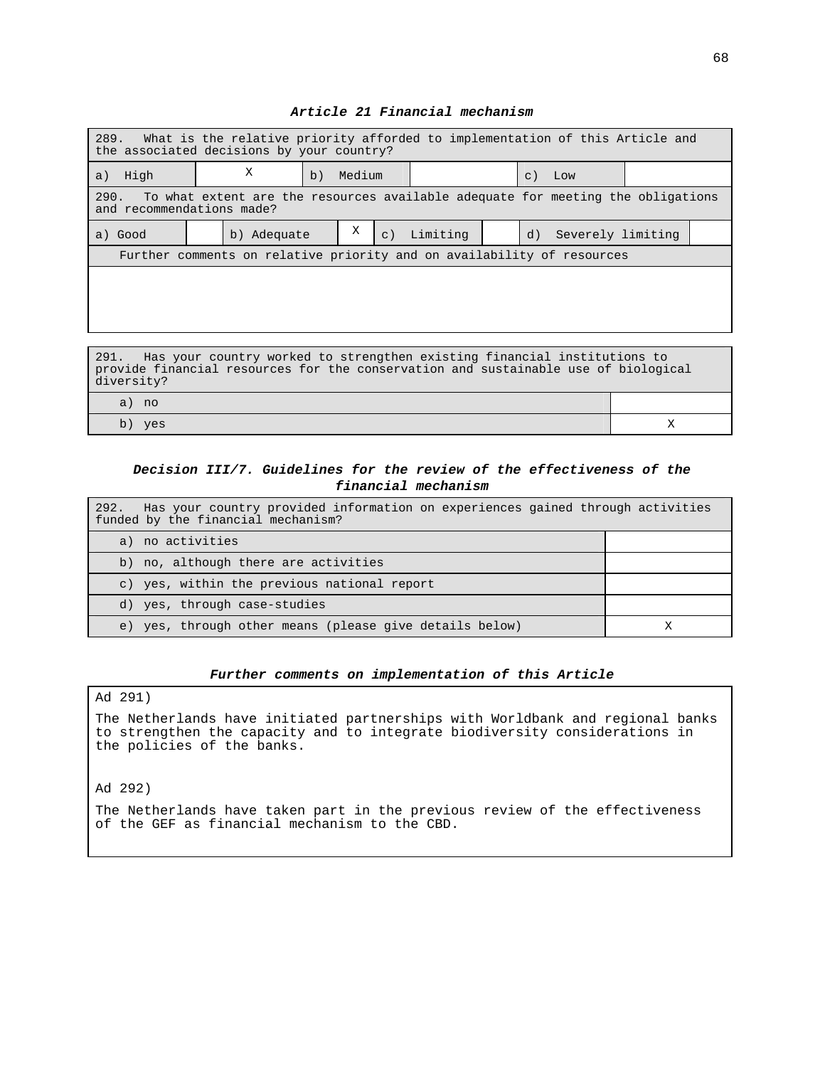### *Article 21 Financial mechanism*

| 289. What is the relative priority afforded to implementation of this Article and the associated decisions by your country? | | | | | |
|---|---|---|---|---|---|
| a) High | X | b) Medium | | c) Low | |

| 290. To what extent are the resources available adequate for meeting the obligations and recommendations made? | | | | | | | |
|---|---|---|---|---|---|---|---|
| a) Good | | b) Adequate | X | c) Limiting | | d) Severely limiting | |

| Further comments on relative priority and on availability of resources |
|---|
| |

| 291. Has your country worked to strengthen existing financial institutions to provide financial resources for the conservation and sustainable use of biological diversity? | |
|---|---|
| a) no | |
| b) yes | X |

### *Decision III/7. Guidelines for the review of the effectiveness of the financial mechanism*

| 292. Has your country provided information on experiences gained through activities funded by the financial mechanism? | |
|---|---|
| a) no activities | |
| b) no, although there are activities | |
| c) yes, within the previous national report | |
| d) yes, through case-studies | |
| e) yes, through other means (please give details below) | X |

### *Further comments on implementation of this Article*

Ad 291)

The Netherlands have initiated partnerships with Worldbank and regional banks to strengthen the capacity and to integrate biodiversity considerations in the policies of the banks.

Ad 292)

The Netherlands have taken part in the previous review of the effectiveness of the GEF as financial mechanism to the CBD.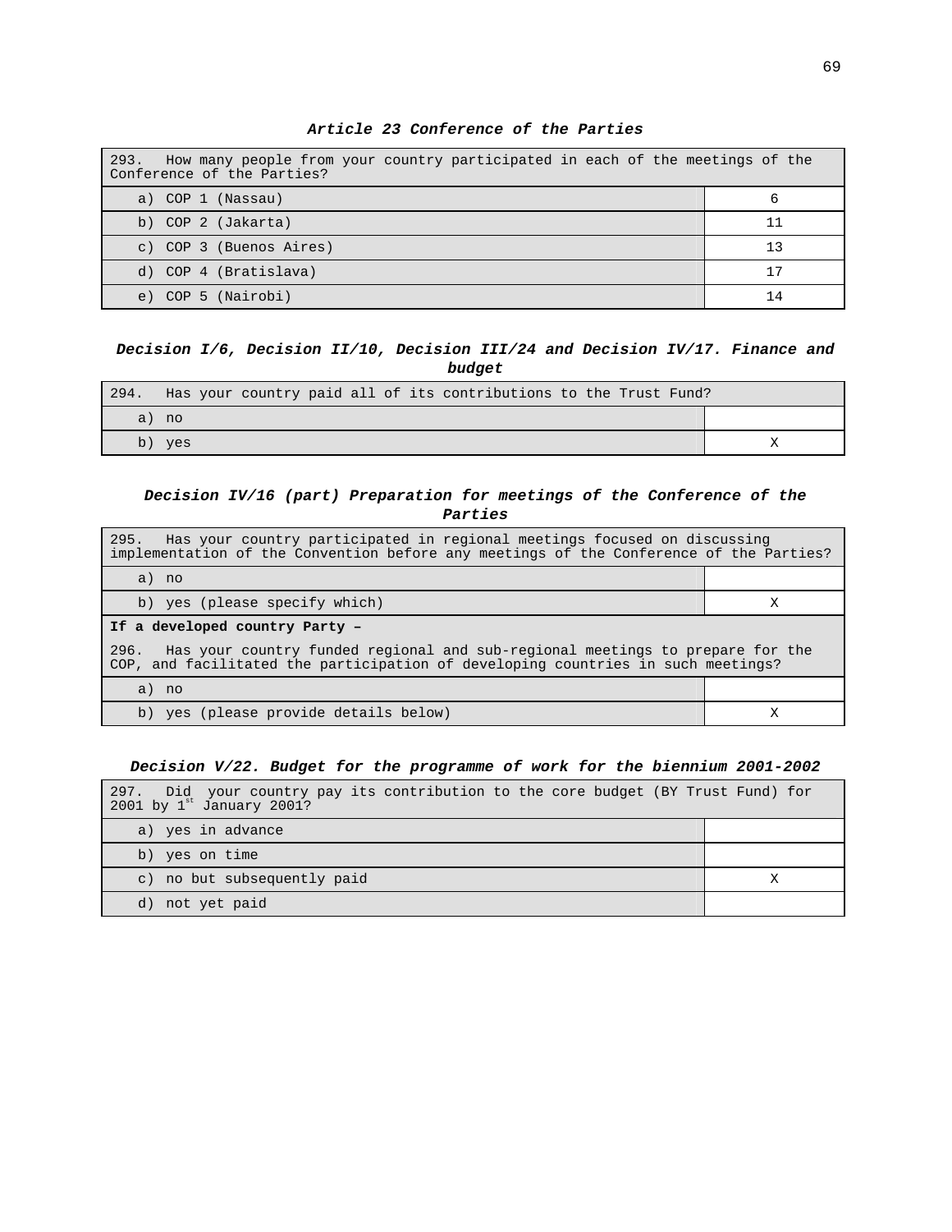### *Article 23 Conference of the Parties*

| 293. How many people from your country participated in each of the meetings of the Conference of the Parties? | |
|---|---|
| a) COP 1 (Nassau) | 6 |
| b) COP 2 (Jakarta) | 11 |
| c) COP 3 (Buenos Aires) | 13 |
| d) COP 4 (Bratislava) | 17 |
| e) COP 5 (Nairobi) | 14 |

### *Decision I/6, Decision II/10, Decision III/24 and Decision IV/17. Finance and budget*

| 294. Has your country paid all of its contributions to the Trust Fund? | |
|---|---|
| a) no | |
| b) yes | X |

### *Decision IV/16 (part) Preparation for meetings of the Conference of the Parties*

| 295. Has your country participated in regional meetings focused on discussing implementation of the Convention before any meetings of the Conference of the Parties? | |
|---|---|
| a) no | |
| b) yes (please specify which) | X |
| **If a developed country Party –** 296. Has your country funded regional and sub-regional meetings to prepare for the COP, and facilitated the participation of developing countries in such meetings? | |
| a) no | |
| b) yes (please provide details below) | X |

### *Decision V/22. Budget for the programme of work for the biennium 2001-2002*

| 297. Did your country pay its contribution to the core budget (BY Trust Fund) for 2001 by 1st January 2001? | |
|---|---|
| a) yes in advance | |
| b) yes on time | |
| c) no but subsequently paid | X |
| d) not yet paid | |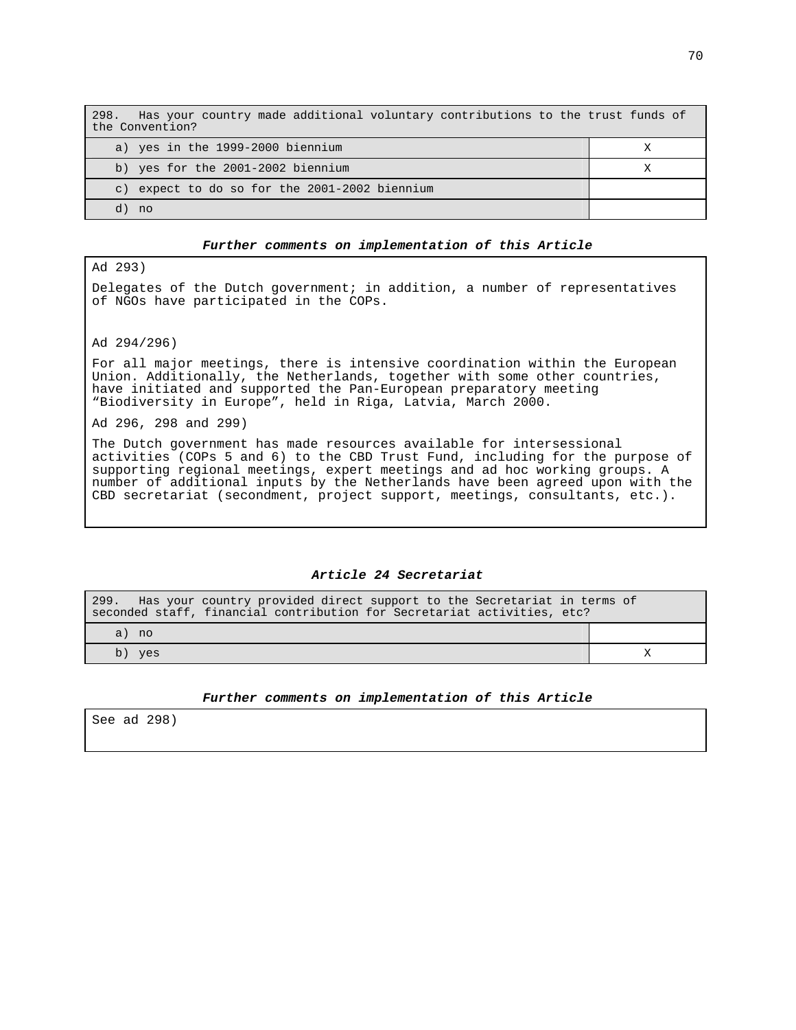| 298. Has your country made additional voluntary contributions to the trust funds of the Convention? | |
|---|---|
| a) yes in the 1999-2000 biennium | X |
| b) yes for the 2001-2002 biennium | X |
| c) expect to do so for the 2001-2002 biennium | |
| d) no | |

***Further comments on implementation of this Article***

Ad 293)

Delegates of the Dutch government; in addition, a number of representatives of NGOs have participated in the COPs.

Ad 294/296)

For all major meetings, there is intensive coordination within the European Union. Additionally, the Netherlands, together with some other countries, have initiated and supported the Pan-European preparatory meeting "Biodiversity in Europe", held in Riga, Latvia, March 2000.

Ad 296, 298 and 299)

The Dutch government has made resources available for intersessional activities (COPs 5 and 6) to the CBD Trust Fund, including for the purpose of supporting regional meetings, expert meetings and ad hoc working groups. A number of additional inputs by the Netherlands have been agreed upon with the CBD secretariat (secondment, project support, meetings, consultants, etc.).

***Article 24 Secretariat***

| 299. Has your country provided direct support to the Secretariat in terms of seconded staff, financial contribution for Secretariat activities, etc? | |
|---|---|
| a) no | |
| b) yes | X |

***Further comments on implementation of this Article***

See ad 298)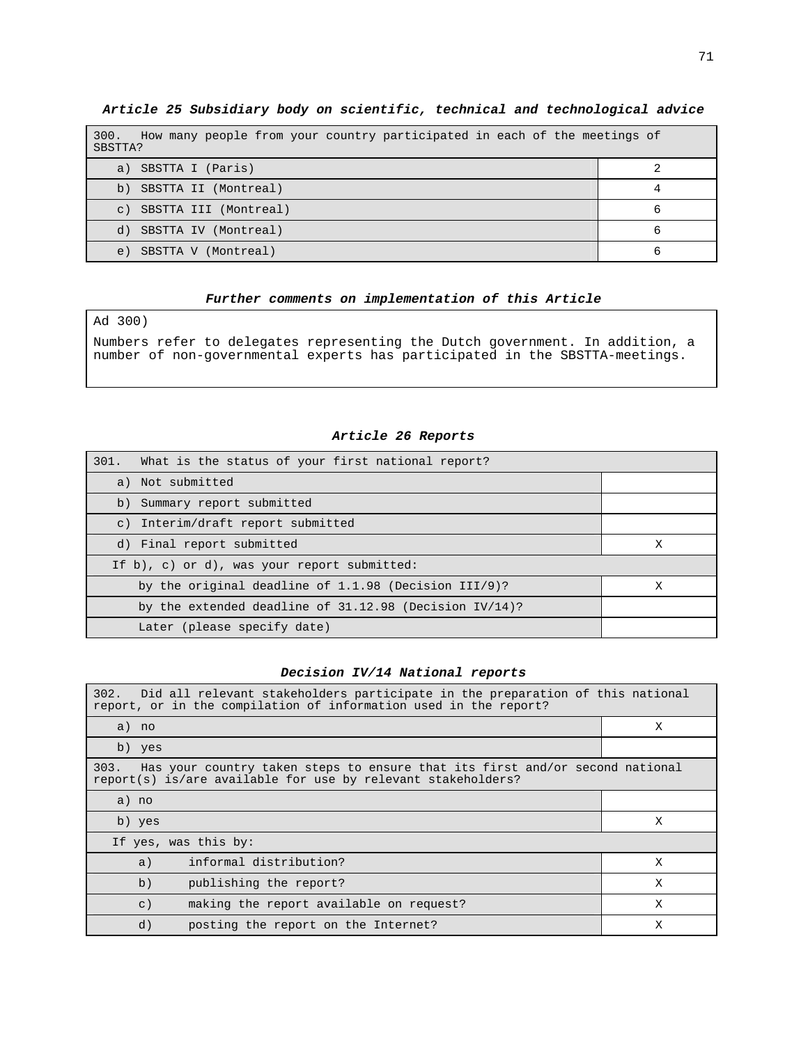### *Article 25 Subsidiary body on scientific, technical and technological advice*

| 300. How many people from your country participated in each of the meetings of SBSTTA? | |
|---|---|
| a) SBSTTA I (Paris) | 2 |
| b) SBSTTA II (Montreal) | 4 |
| c) SBSTTA III (Montreal) | 6 |
| d) SBSTTA IV (Montreal) | 6 |
| e) SBSTTA V (Montreal) | 6 |

### *Further comments on implementation of this Article*

Ad 300)

Numbers refer to delegates representing the Dutch government. In addition, a number of non-governmental experts has participated in the SBSTTA-meetings.

### *Article 26 Reports*

| 301. What is the status of your first national report? | |
|---|---|
| a) Not submitted | |
| b) Summary report submitted | |
| c) Interim/draft report submitted | |
| d) Final report submitted | X |
| If b), c) or d), was your report submitted: | |
| by the original deadline of 1.1.98 (Decision III/9)? | X |
| by the extended deadline of 31.12.98 (Decision IV/14)? | |
| Later (please specify date) | |

### *Decision IV/14 National reports*

| 302. Did all relevant stakeholders participate in the preparation of this national report, or in the compilation of information used in the report? | |
|---|---|
| a) no | X |
| b) yes | |
| 303. Has your country taken steps to ensure that its first and/or second national report(s) is/are available for use by relevant stakeholders? | |
| a) no | |
| b) yes | X |
| If yes, was this by: | |
| a) informal distribution? | X |
| b) publishing the report? | X |
| c) making the report available on request? | X |
| d) posting the report on the Internet? | X |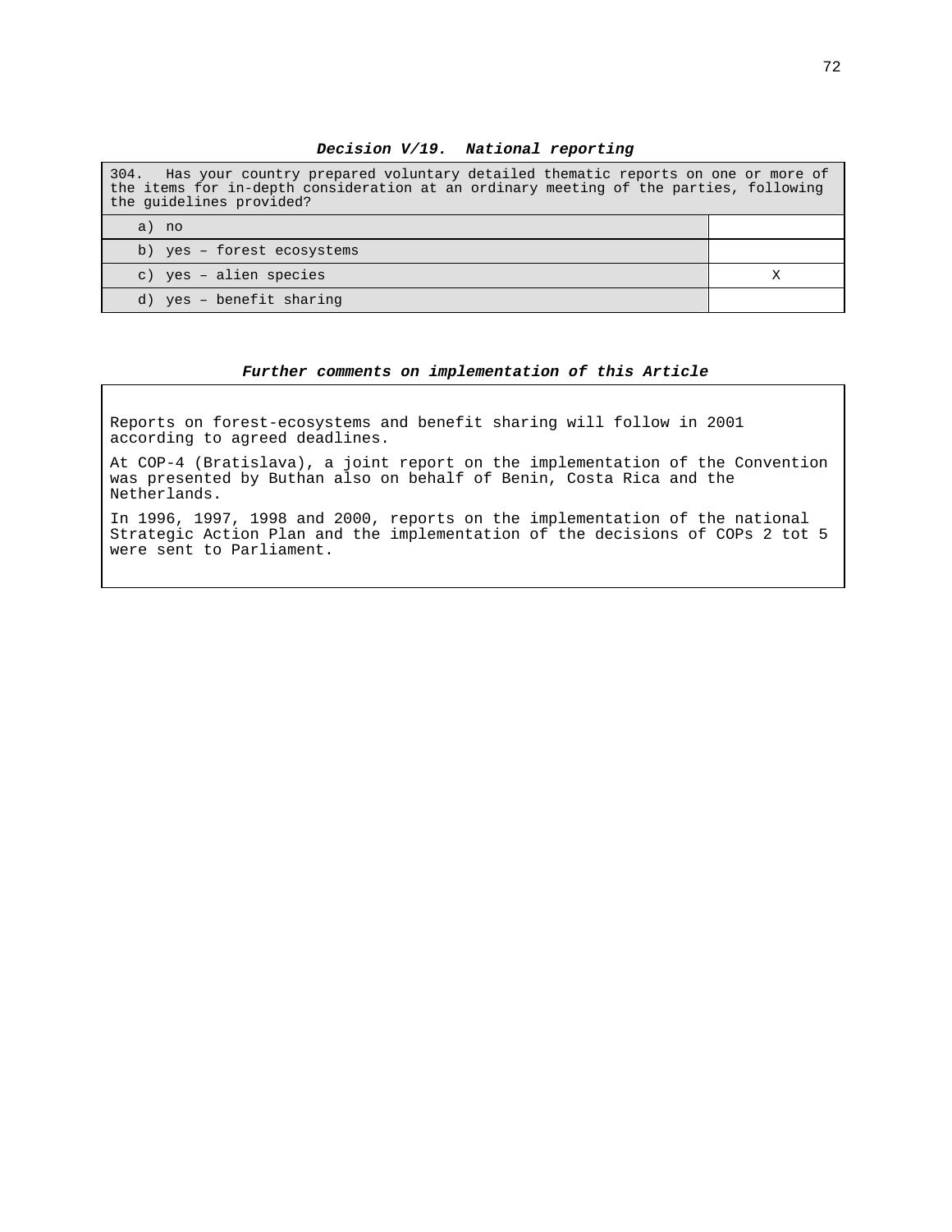***Decision V/19. National reporting***

| 304. Has your country prepared voluntary detailed thematic reports on one or more of the items for in-depth consideration at an ordinary meeting of the parties, following the guidelines provided? | |
|---|---|
| a) no | |
| b) yes – forest ecosystems | |
| c) yes – alien species | X |
| d) yes – benefit sharing | |

***Further comments on implementation of this Article***

Reports on forest-ecosystems and benefit sharing will follow in 2001 according to agreed deadlines.

At COP-4 (Bratislava), a joint report on the implementation of the Convention was presented by Buthan also on behalf of Benin, Costa Rica and the Netherlands.

In 1996, 1997, 1998 and 2000, reports on the implementation of the national Strategic Action Plan and the implementation of the decisions of COPs 2 tot 5 were sent to Parliament.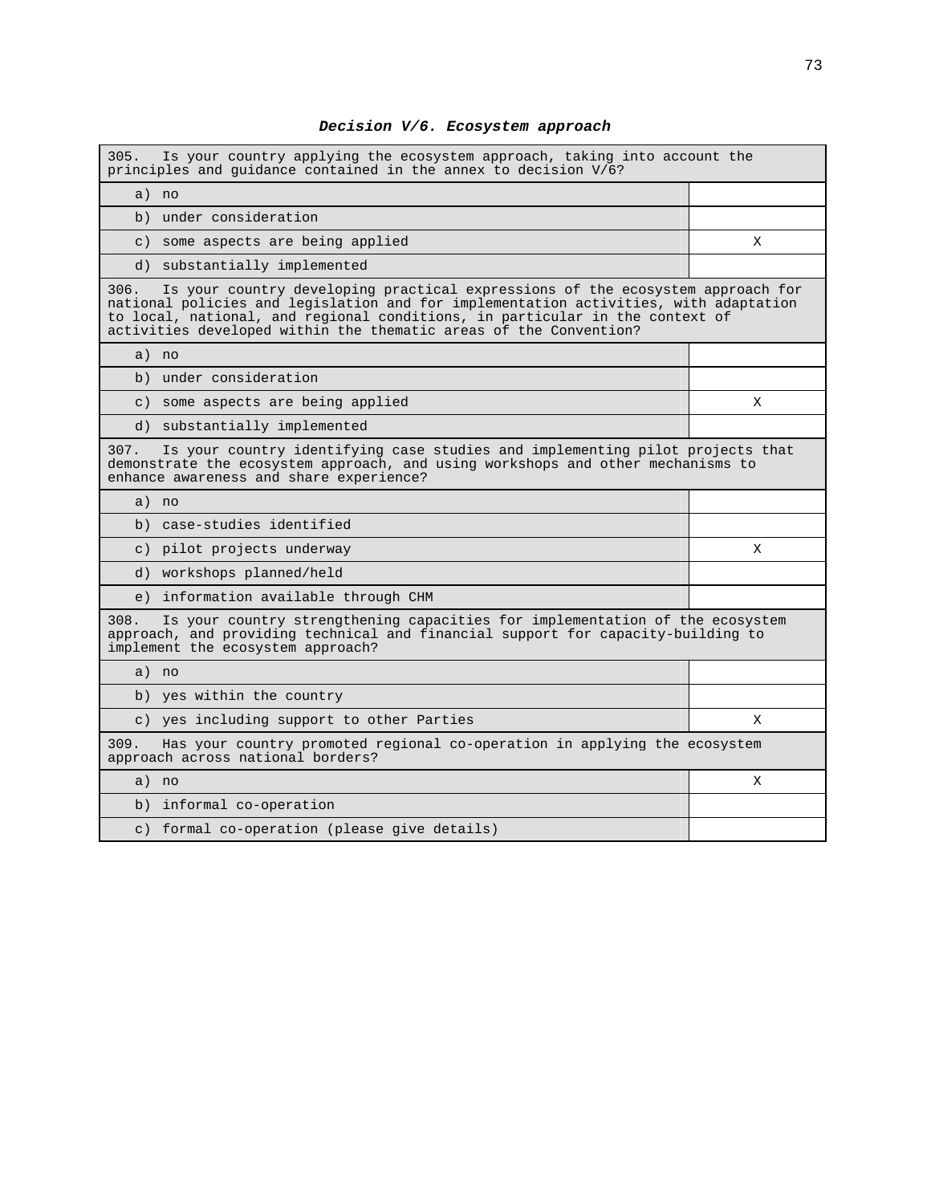### *Decision V/6. Ecosystem approach*

| 305. Is your country applying the ecosystem approach, taking into account the principles and guidance contained in the annex to decision V/6? | |
|---|---|
| a) no | |
| b) under consideration | |
| c) some aspects are being applied | X |
| d) substantially implemented | |
| **306. Is your country developing practical expressions of the ecosystem approach for national policies and legislation and for implementation activities, with adaptation to local, national, and regional conditions, in particular in the context of activities developed within the thematic areas of the Convention?** | |
| a) no | |
| b) under consideration | |
| c) some aspects are being applied | X |
| d) substantially implemented | |
| **307. Is your country identifying case studies and implementing pilot projects that demonstrate the ecosystem approach, and using workshops and other mechanisms to enhance awareness and share experience?** | |
| a) no | |
| b) case-studies identified | |
| c) pilot projects underway | X |
| d) workshops planned/held | |
| e) information available through CHM | |
| **308. Is your country strengthening capacities for implementation of the ecosystem approach, and providing technical and financial support for capacity-building to implement the ecosystem approach?** | |
| a) no | |
| b) yes within the country | |
| c) yes including support to other Parties | X |
| **309. Has your country promoted regional co-operation in applying the ecosystem approach across national borders?** | |
| a) no | X |
| b) informal co-operation | |
| c) formal co-operation (please give details) | |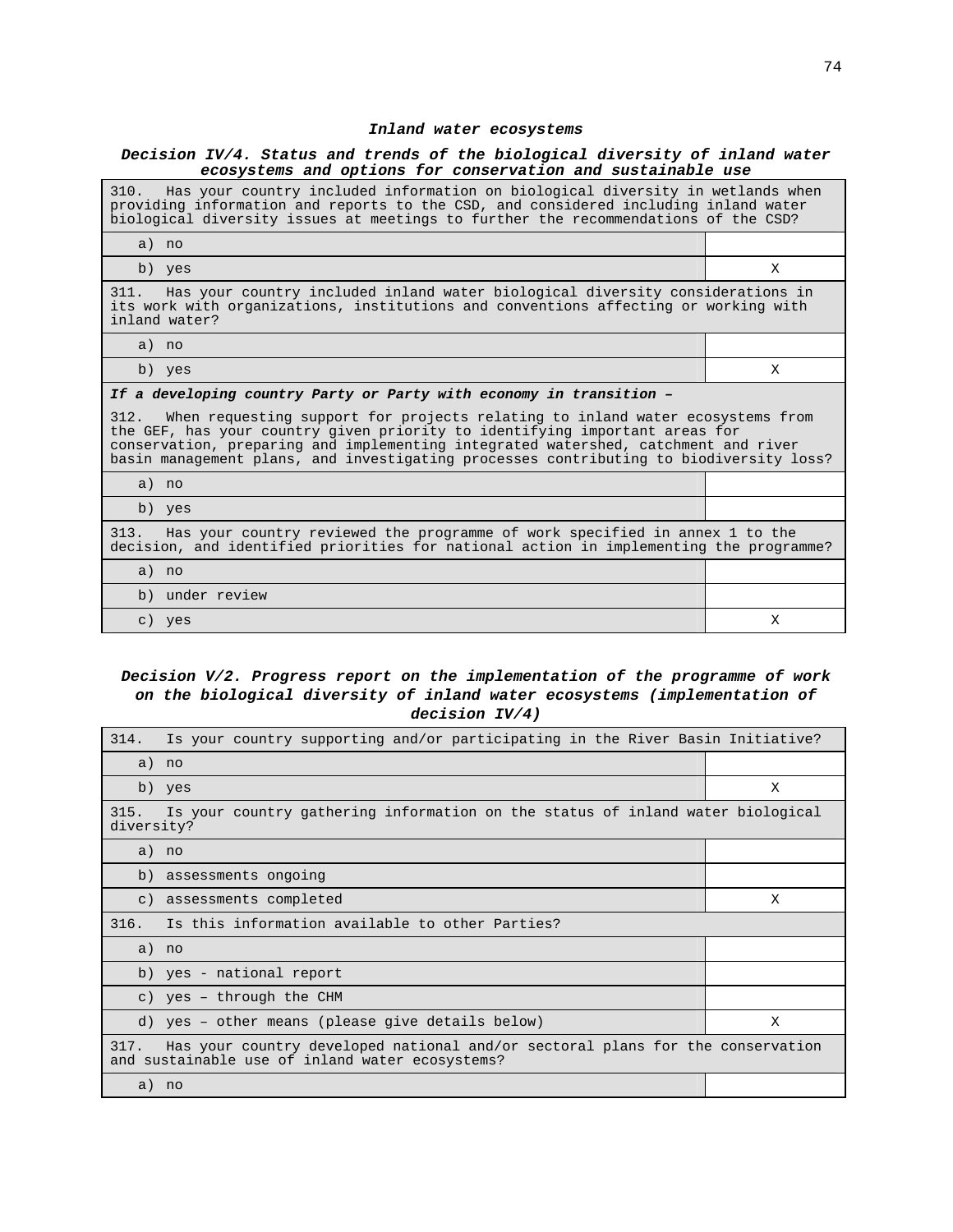### *Inland water ecosystems*

### *Decision IV/4. Status and trends of the biological diversity of inland water ecosystems and options for conservation and sustainable use*

| 310. Has your country included information on biological diversity in wetlands when providing information and reports to the CSD, and considered including inland water biological diversity issues at meetings to further the recommendations of the CSD? | |
|---|---|
| a) no | |
| b) yes | X |
| 311. Has your country included inland water biological diversity considerations in its work with organizations, institutions and conventions affecting or working with inland water? | |
| a) no | |
| b) yes | X |
| ***If a developing country Party or Party with economy in transition –*** 312. When requesting support for projects relating to inland water ecosystems from the GEF, has your country given priority to identifying important areas for conservation, preparing and implementing integrated watershed, catchment and river basin management plans, and investigating processes contributing to biodiversity loss? | |
| a) no | |
| b) yes | |
| 313. Has your country reviewed the programme of work specified in annex 1 to the decision, and identified priorities for national action in implementing the programme? | |
| a) no | |
| b) under review | |
| c) yes | X |

### *Decision V/2. Progress report on the implementation of the programme of work on the biological diversity of inland water ecosystems (implementation of decision IV/4)*

| 314. Is your country supporting and/or participating in the River Basin Initiative? | |
|---|---|
| a) no | |
| b) yes | X |
| 315. Is your country gathering information on the status of inland water biological diversity? | |
| a) no | |
| b) assessments ongoing | |
| c) assessments completed | X |
| 316. Is this information available to other Parties? | |
| a) no | |
| b) yes - national report | |
| c) yes – through the CHM | |
| d) yes – other means (please give details below) | X |
| 317. Has your country developed national and/or sectoral plans for the conservation and sustainable use of inland water ecosystems? | |
| a) no | |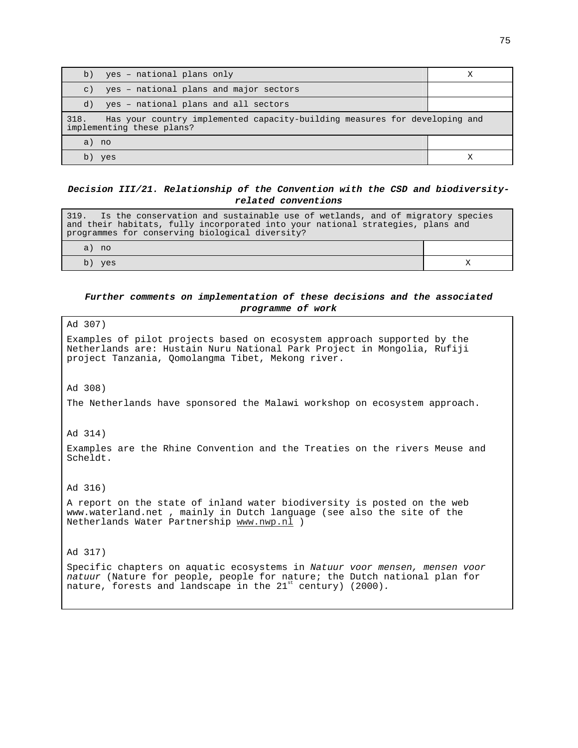| | |
|---|---|
| b) yes – national plans only | X |
| c) yes – national plans and major sectors | |
| d) yes – national plans and all sectors | |

| 318. Has your country implemented capacity-building measures for developing and implementing these plans? | |
|---|---|
| a) no | |
| b) yes | X |

***Decision III/21. Relationship of the Convention with the CSD and biodiversity-related conventions***

| 319. Is the conservation and sustainable use of wetlands, and of migratory species and their habitats, fully incorporated into your national strategies, plans and programmes for conserving biological diversity? | |
|---|---|
| a) no | |
| b) yes | X |

***Further comments on implementation of these decisions and the associated programme of work***

Ad 307)

Examples of pilot projects based on ecosystem approach supported by the Netherlands are: Hustain Nuru National Park Project in Mongolia, Rufiji project Tanzania, Qomolangma Tibet, Mekong river.

Ad 308)

The Netherlands have sponsored the Malawi workshop on ecosystem approach.

Ad 314)

Examples are the Rhine Convention and the Treaties on the rivers Meuse and Scheldt.

Ad 316)

A report on the state of inland water biodiversity is posted on the web www.waterland.net , mainly in Dutch language (see also the site of the Netherlands Water Partnership www.nwp.nl )

Ad 317)

Specific chapters on aquatic ecosystems in *Natuur voor mensen, mensen voor natuur* (Nature for people, people for nature; the Dutch national plan for nature, forests and landscape in the 21st century) (2000).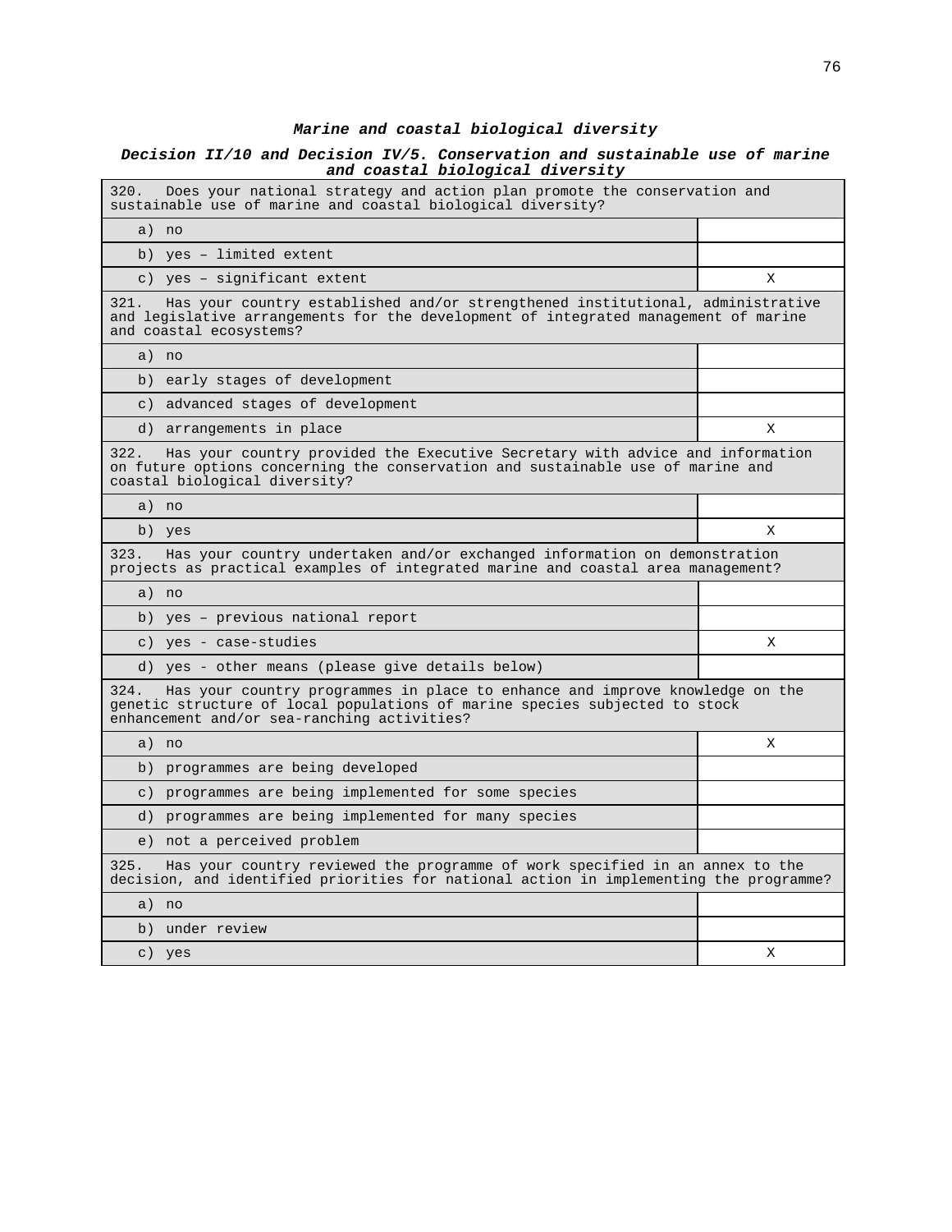## *Marine and coastal biological diversity*

### *Decision II/10 and Decision IV/5. Conservation and sustainable use of marine and coastal biological diversity*

| 320. Does your national strategy and action plan promote the conservation and sustainable use of marine and coastal biological diversity? | |
|---|---|
| a) no | |
| b) yes – limited extent | |
| c) yes – significant extent | X |
| **321.** Has your country established and/or strengthened institutional, administrative and legislative arrangements for the development of integrated management of marine and coastal ecosystems? | |
| a) no | |
| b) early stages of development | |
| c) advanced stages of development | |
| d) arrangements in place | X |
| **322.** Has your country provided the Executive Secretary with advice and information on future options concerning the conservation and sustainable use of marine and coastal biological diversity? | |
| a) no | |
| b) yes | X |
| **323.** Has your country undertaken and/or exchanged information on demonstration projects as practical examples of integrated marine and coastal area management? | |
| a) no | |
| b) yes – previous national report | |
| c) yes - case-studies | X |
| d) yes - other means (please give details below) | |
| **324.** Has your country programmes in place to enhance and improve knowledge on the genetic structure of local populations of marine species subjected to stock enhancement and/or sea-ranching activities? | |
| a) no | X |
| b) programmes are being developed | |
| c) programmes are being implemented for some species | |
| d) programmes are being implemented for many species | |
| e) not a perceived problem | |
| **325.** Has your country reviewed the programme of work specified in an annex to the decision, and identified priorities for national action in implementing the programme? | |
| a) no | |
| b) under review | |
| c) yes | X |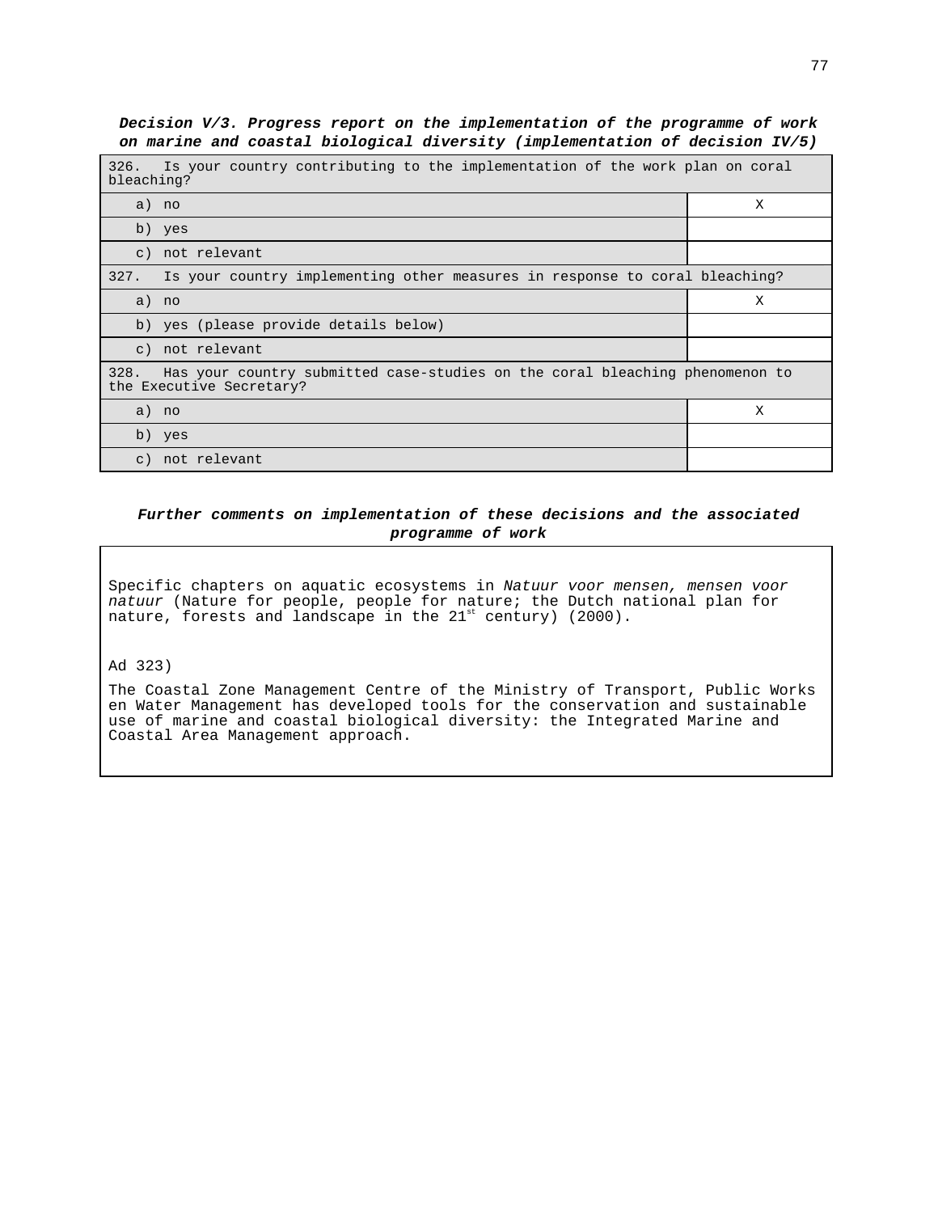***Decision V/3. Progress report on the implementation of the programme of work on marine and coastal biological diversity (implementation of decision IV/5)***

| 326. Is your country contributing to the implementation of the work plan on coral bleaching? | |
|---|---|
| a) no | X |
| b) yes | |
| c) not relevant | |
| **327. Is your country implementing other measures in response to coral bleaching?** | |
| a) no | X |
| b) yes (please provide details below) | |
| c) not relevant | |
| **328. Has your country submitted case-studies on the coral bleaching phenomenon to the Executive Secretary?** | |
| a) no | X |
| b) yes | |
| c) not relevant | |

***Further comments on implementation of these decisions and the associated programme of work***

Specific chapters on aquatic ecosystems in *Natuur voor mensen, mensen voor natuur* (Nature for people, people for nature; the Dutch national plan for nature, forests and landscape in the 21st century) (2000).

Ad 323)

The Coastal Zone Management Centre of the Ministry of Transport, Public Works en Water Management has developed tools for the conservation and sustainable use of marine and coastal biological diversity: the Integrated Marine and Coastal Area Management approach.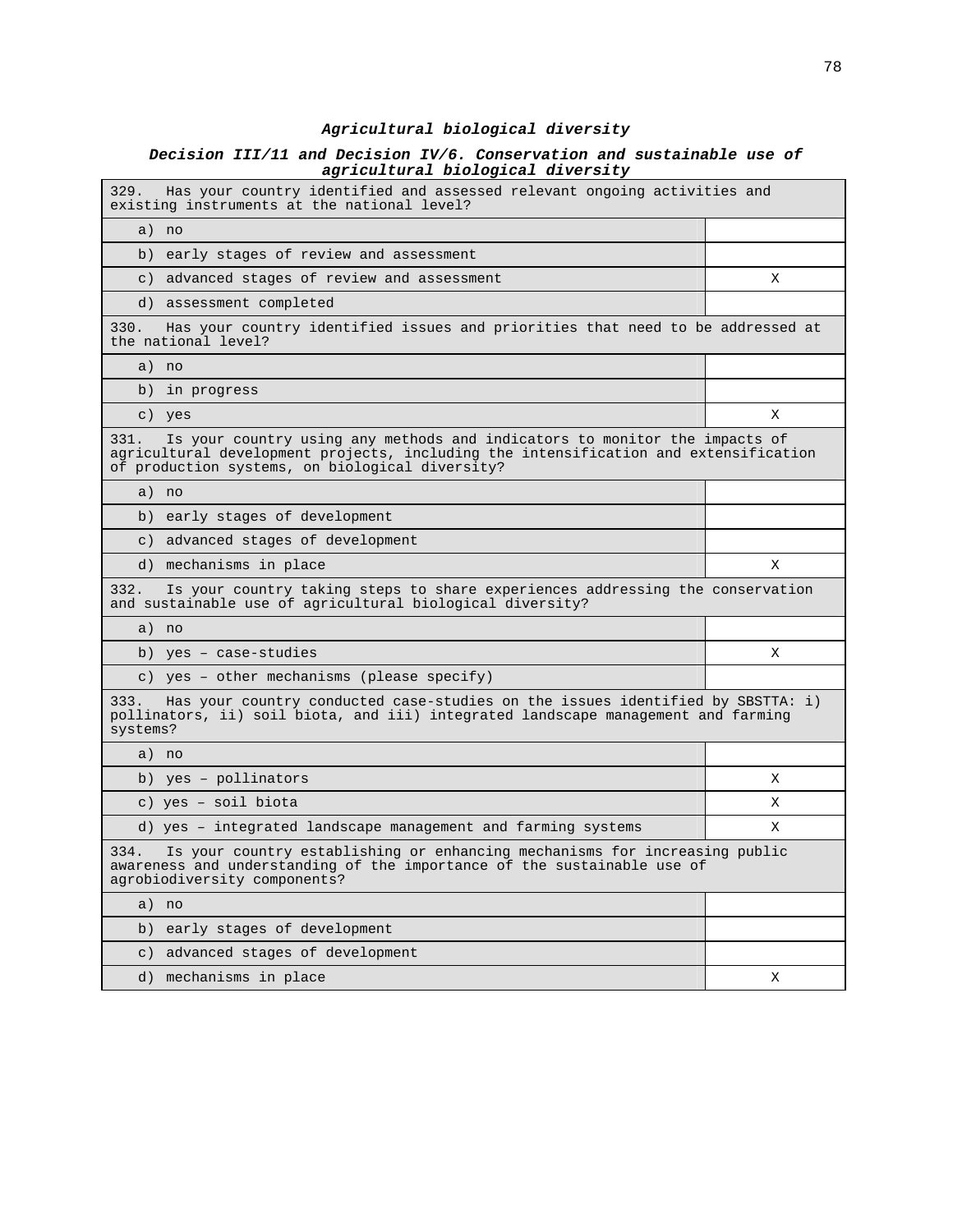### *Agricultural biological diversity*

#### *Decision III/11 and Decision IV/6. Conservation and sustainable use of agricultural biological diversity*

| 329. Has your country identified and assessed relevant ongoing activities and existing instruments at the national level? | |
|---|---|
| a) no | |
| b) early stages of review and assessment | |
| c) advanced stages of review and assessment | X |
| d) assessment completed | |
| **330. Has your country identified issues and priorities that need to be addressed at the national level?** | |
| a) no | |
| b) in progress | |
| c) yes | X |
| **331. Is your country using any methods and indicators to monitor the impacts of agricultural development projects, including the intensification and extensification of production systems, on biological diversity?** | |
| a) no | |
| b) early stages of development | |
| c) advanced stages of development | |
| d) mechanisms in place | X |
| **332. Is your country taking steps to share experiences addressing the conservation and sustainable use of agricultural biological diversity?** | |
| a) no | |
| b) yes – case-studies | X |
| c) yes – other mechanisms (please specify) | |
| **333. Has your country conducted case-studies on the issues identified by SBSTTA: i) pollinators, ii) soil biota, and iii) integrated landscape management and farming systems?** | |
| a) no | |
| b) yes – pollinators | X |
| c) yes – soil biota | X |
| d) yes – integrated landscape management and farming systems | X |
| **334. Is your country establishing or enhancing mechanisms for increasing public awareness and understanding of the importance of the sustainable use of agrobiodiversity components?** | |
| a) no | |
| b) early stages of development | |
| c) advanced stages of development | |
| d) mechanisms in place | X |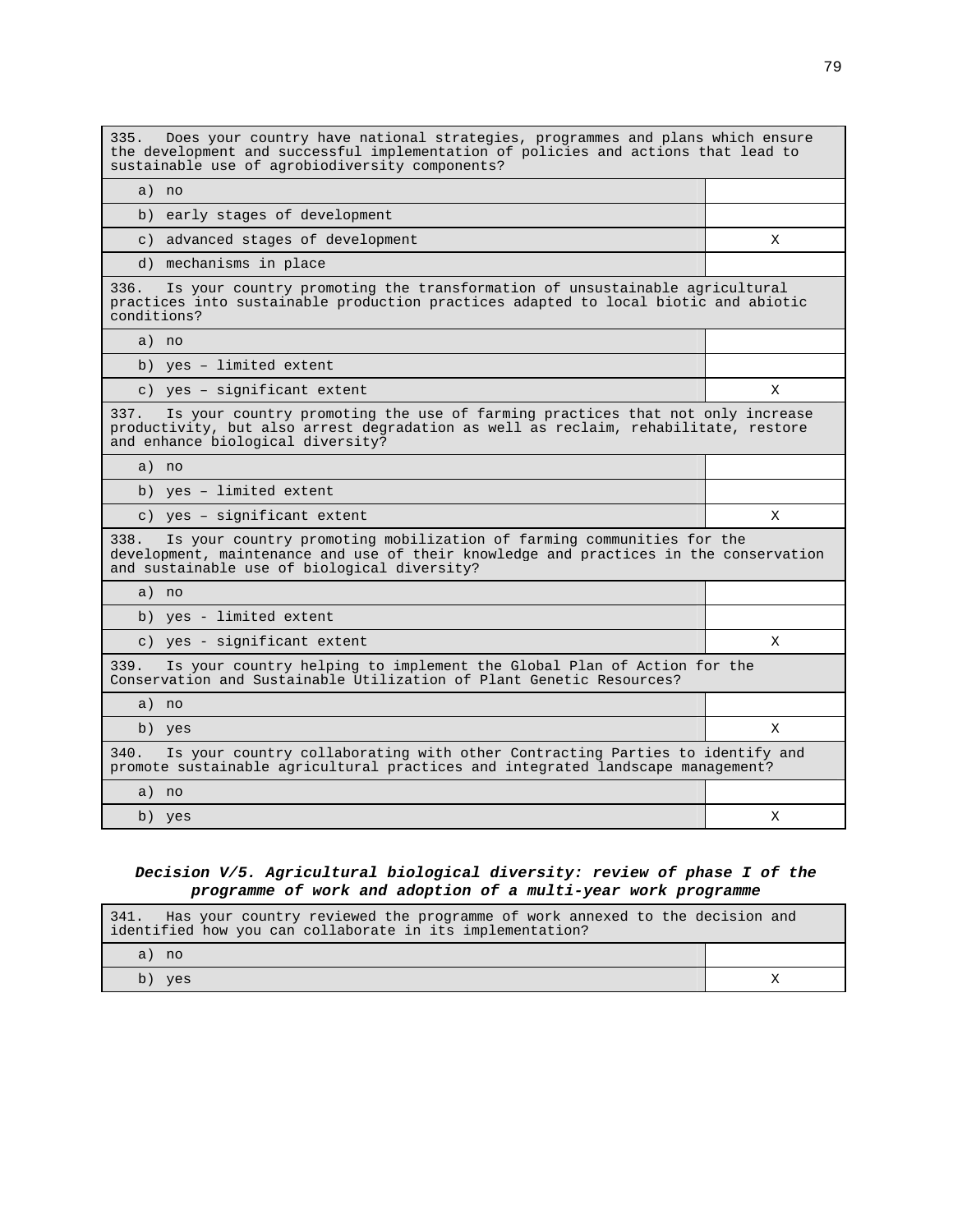| 335. Does your country have national strategies, programmes and plans which ensure the development and successful implementation of policies and actions that lead to sustainable use of agrobiodiversity components? | |
|---|---|
| a) no | |
| b) early stages of development | |
| c) advanced stages of development | X |
| d) mechanisms in place | |

| 336. Is your country promoting the transformation of unsustainable agricultural practices into sustainable production practices adapted to local biotic and abiotic conditions? | |
|---|---|
| a) no | |
| b) yes – limited extent | |
| c) yes – significant extent | X |

| 337. Is your country promoting the use of farming practices that not only increase productivity, but also arrest degradation as well as reclaim, rehabilitate, restore and enhance biological diversity? | |
|---|---|
| a) no | |
| b) yes – limited extent | |
| c) yes – significant extent | X |

| 338. Is your country promoting mobilization of farming communities for the development, maintenance and use of their knowledge and practices in the conservation and sustainable use of biological diversity? | |
|---|---|
| a) no | |
| b) yes - limited extent | |
| c) yes - significant extent | X |

| 339. Is your country helping to implement the Global Plan of Action for the Conservation and Sustainable Utilization of Plant Genetic Resources? | |
|---|---|
| a) no | |
| b) yes | X |

| 340. Is your country collaborating with other Contracting Parties to identify and promote sustainable agricultural practices and integrated landscape management? | |
|---|---|
| a) no | |
| b) yes | X |

***Decision V/5. Agricultural biological diversity: review of phase I of the programme of work and adoption of a multi-year work programme***

| 341. Has your country reviewed the programme of work annexed to the decision and identified how you can collaborate in its implementation? | |
|---|---|
| a) no | |
| b) yes | X |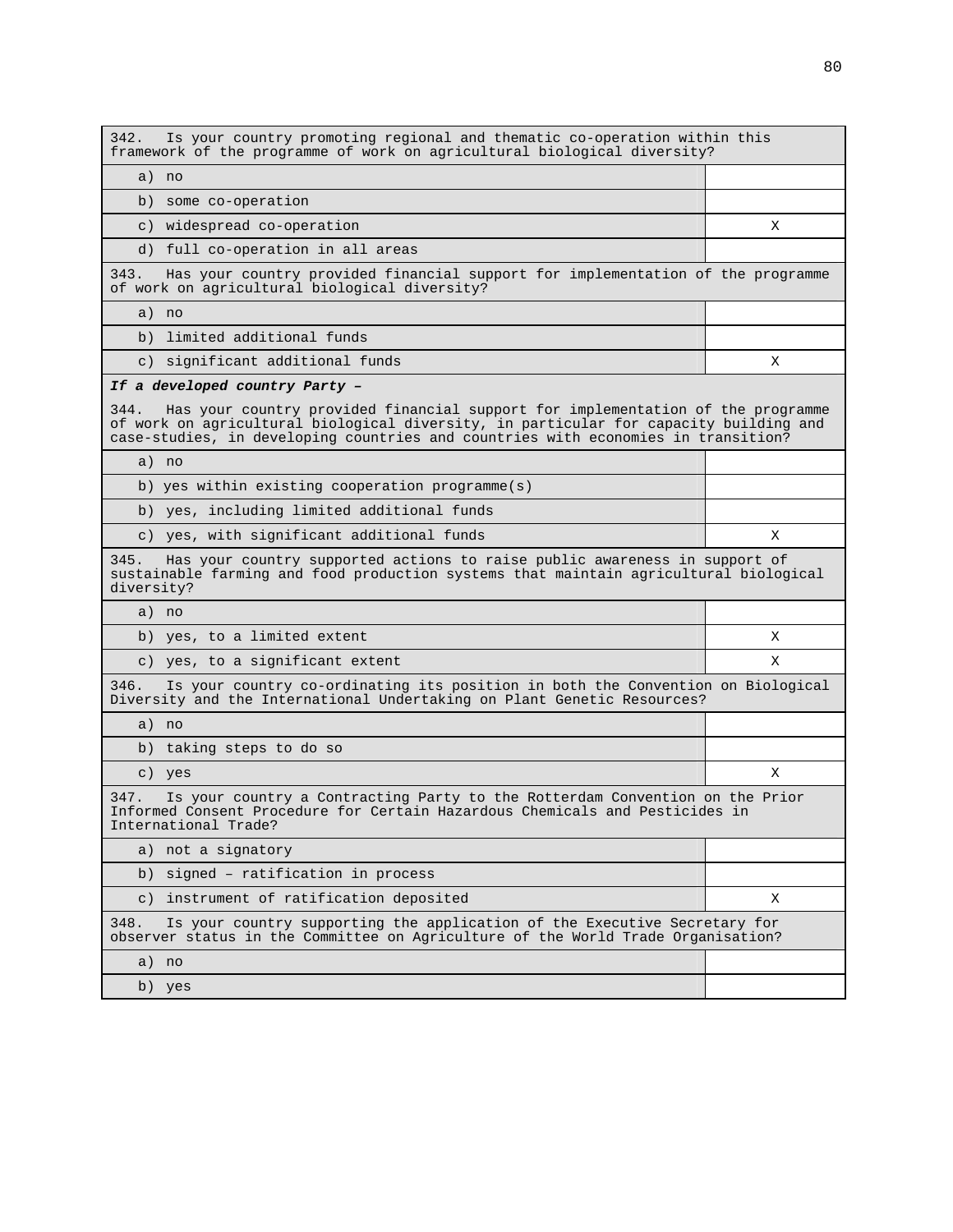| 342. Is your country promoting regional and thematic co-operation within this framework of the programme of work on agricultural biological diversity? | |
|---|---|
| a) no | |
| b) some co-operation | |
| c) widespread co-operation | X |
| d) full co-operation in all areas | |
| **343.** Has your country provided financial support for implementation of the programme of work on agricultural biological diversity? | |
| a) no | |
| b) limited additional funds | |
| c) significant additional funds | X |
| ***If a developed country Party –*** 344. Has your country provided financial support for implementation of the programme of work on agricultural biological diversity, in particular for capacity building and case-studies, in developing countries and countries with economies in transition? | |
| a) no | |
| b) yes within existing cooperation programme(s) | |
| b) yes, including limited additional funds | |
| c) yes, with significant additional funds | X |
| 345. Has your country supported actions to raise public awareness in support of sustainable farming and food production systems that maintain agricultural biological diversity? | |
| a) no | |
| b) yes, to a limited extent | X |
| c) yes, to a significant extent | X |
| 346. Is your country co-ordinating its position in both the Convention on Biological Diversity and the International Undertaking on Plant Genetic Resources? | |
| a) no | |
| b) taking steps to do so | |
| c) yes | X |
| 347. Is your country a Contracting Party to the Rotterdam Convention on the Prior Informed Consent Procedure for Certain Hazardous Chemicals and Pesticides in International Trade? | |
| a) not a signatory | |
| b) signed – ratification in process | |
| c) instrument of ratification deposited | X |
| 348. Is your country supporting the application of the Executive Secretary for observer status in the Committee on Agriculture of the World Trade Organisation? | |
| a) no | |
| b) yes | |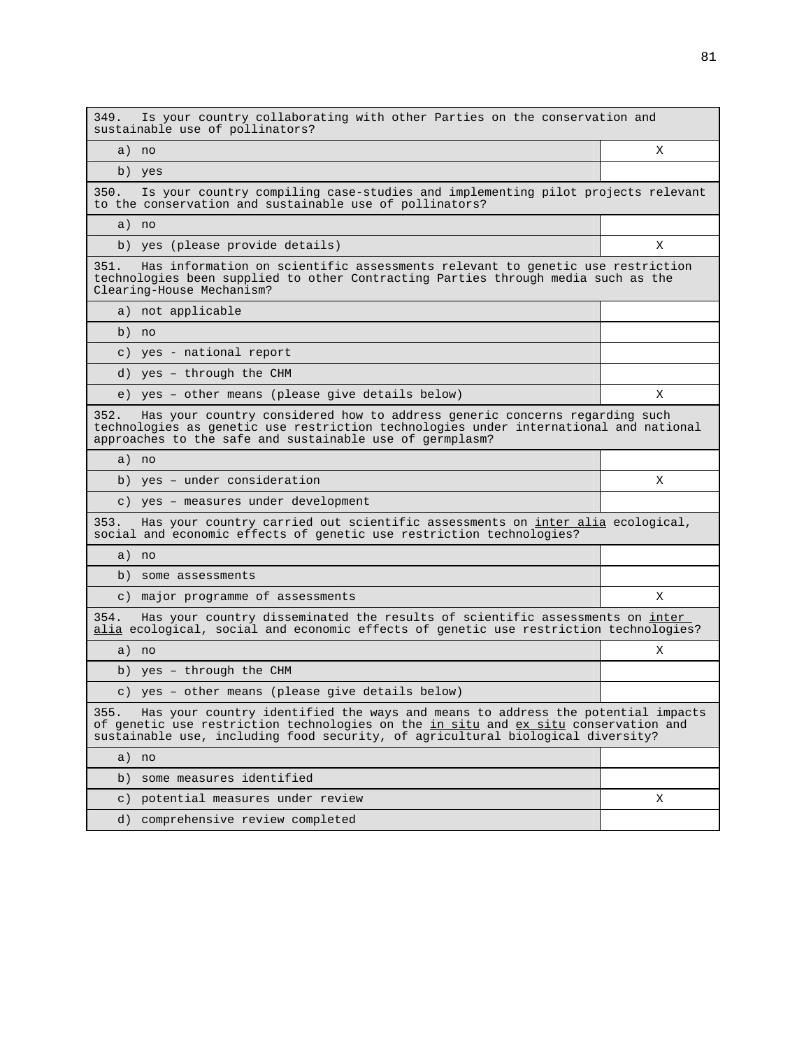| 349. Is your country collaborating with other Parties on the conservation and sustainable use of pollinators? | |
|---|---|
| a) no | X |
| b) yes | |

| 350. Is your country compiling case-studies and implementing pilot projects relevant to the conservation and sustainable use of pollinators? | |
|---|---|
| a) no | |
| b) yes (please provide details) | X |

| 351. Has information on scientific assessments relevant to genetic use restriction technologies been supplied to other Contracting Parties through media such as the Clearing-House Mechanism? | |
|---|---|
| a) not applicable | |
| b) no | |
| c) yes - national report | |
| d) yes – through the CHM | |
| e) yes – other means (please give details below) | X |

| 352. Has your country considered how to address generic concerns regarding such technologies as genetic use restriction technologies under international and national approaches to the safe and sustainable use of germplasm? | |
|---|---|
| a) no | |
| b) yes – under consideration | X |
| c) yes – measures under development | |

| 353. Has your country carried out scientific assessments on <u>inter alia</u> ecological, social and economic effects of genetic use restriction technologies? | |
|---|---|
| a) no | |
| b) some assessments | |
| c) major programme of assessments | X |

| 354. Has your country disseminated the results of scientific assessments on <u>inter alia</u> ecological, social and economic effects of genetic use restriction technologies? | |
|---|---|
| a) no | X |
| b) yes – through the CHM | |
| c) yes – other means (please give details below) | |

| 355. Has your country identified the ways and means to address the potential impacts of genetic use restriction technologies on the <u>in situ</u> and <u>ex situ</u> conservation and sustainable use, including food security, of agricultural biological diversity? | |
|---|---|
| a) no | |
| b) some measures identified | |
| c) potential measures under review | X |
| d) comprehensive review completed | |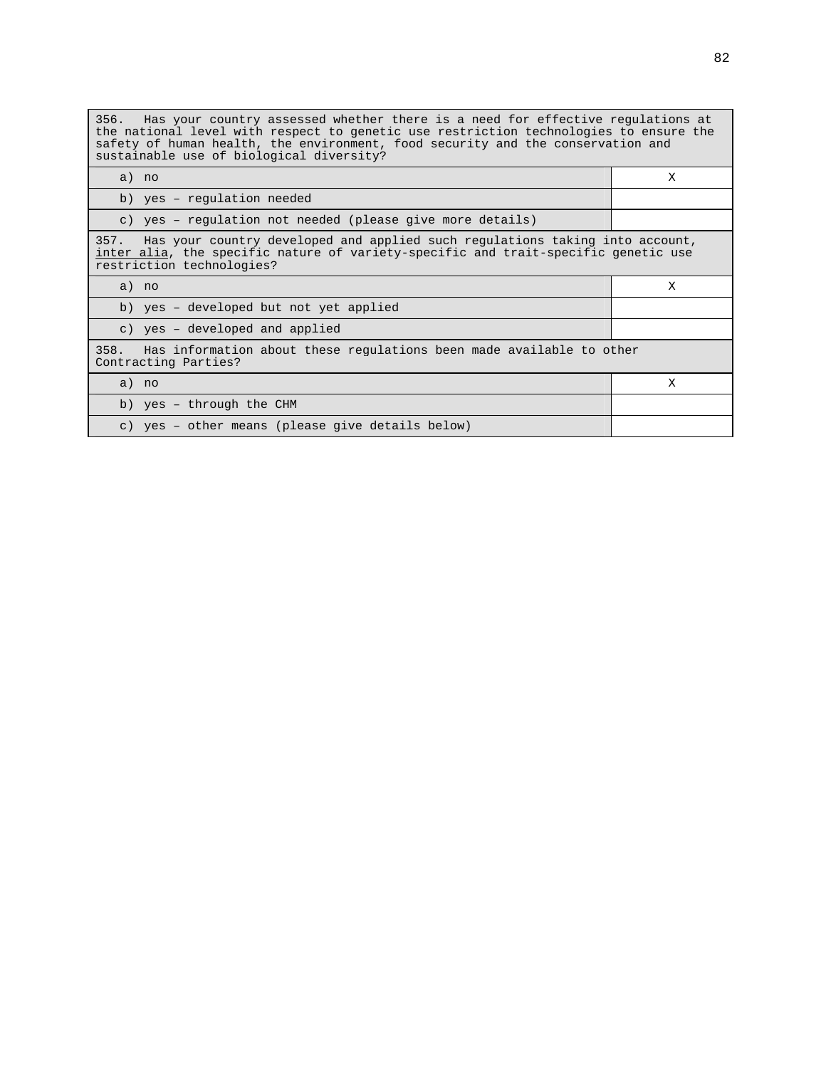| 356. Has your country assessed whether there is a need for effective regulations at the national level with respect to genetic use restriction technologies to ensure the safety of human health, the environment, food security and the conservation and sustainable use of biological diversity? | |
|---|---|
| a) no | X |
| b) yes – regulation needed | |
| c) yes – regulation not needed (please give more details) | |
| 357. Has your country developed and applied such regulations taking into account, inter alia, the specific nature of variety-specific and trait-specific genetic use restriction technologies? | |
| a) no | X |
| b) yes – developed but not yet applied | |
| c) yes – developed and applied | |
| 358. Has information about these regulations been made available to other Contracting Parties? | |
| a) no | X |
| b) yes – through the CHM | |
| c) yes – other means (please give details below) | |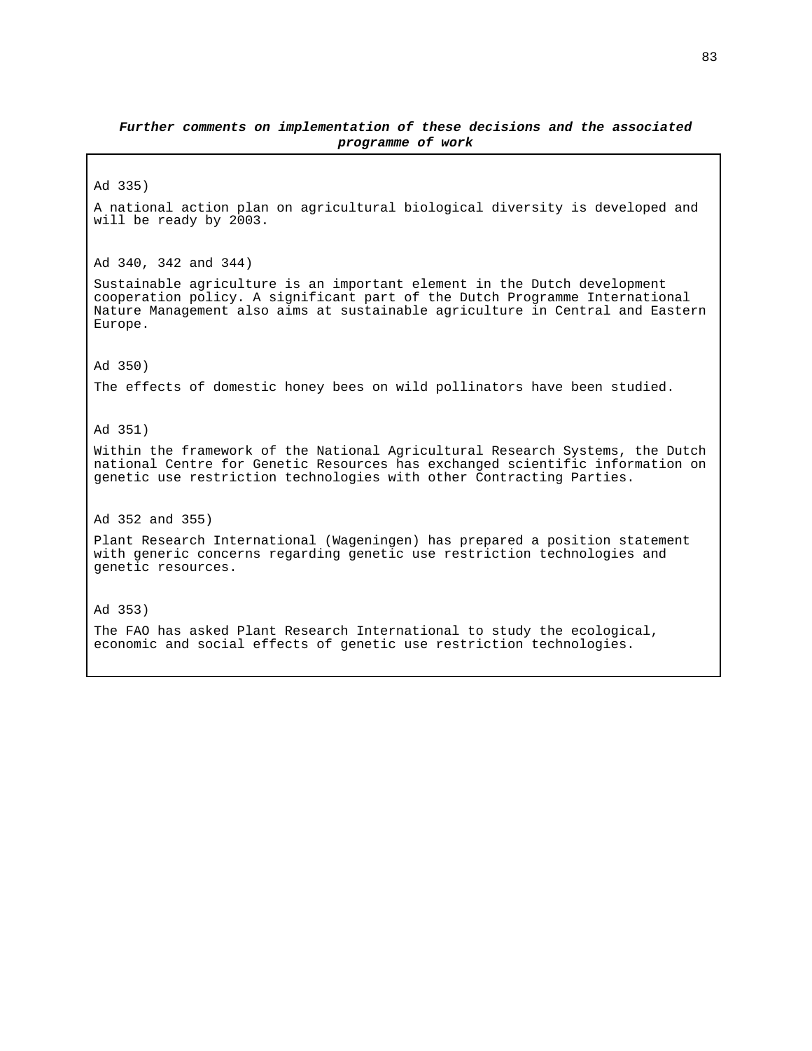***Further comments on implementation of these decisions and the associated programme of work***

Ad 335)

A national action plan on agricultural biological diversity is developed and will be ready by 2003.

Ad 340, 342 and 344)

Sustainable agriculture is an important element in the Dutch development cooperation policy. A significant part of the Dutch Programme International Nature Management also aims at sustainable agriculture in Central and Eastern Europe.

Ad 350)

The effects of domestic honey bees on wild pollinators have been studied.

Ad 351)

Within the framework of the National Agricultural Research Systems, the Dutch national Centre for Genetic Resources has exchanged scientific information on genetic use restriction technologies with other Contracting Parties.

Ad 352 and 355)

Plant Research International (Wageningen) has prepared a position statement with generic concerns regarding genetic use restriction technologies and genetic resources.

Ad 353)

The FAO has asked Plant Research International to study the ecological, economic and social effects of genetic use restriction technologies.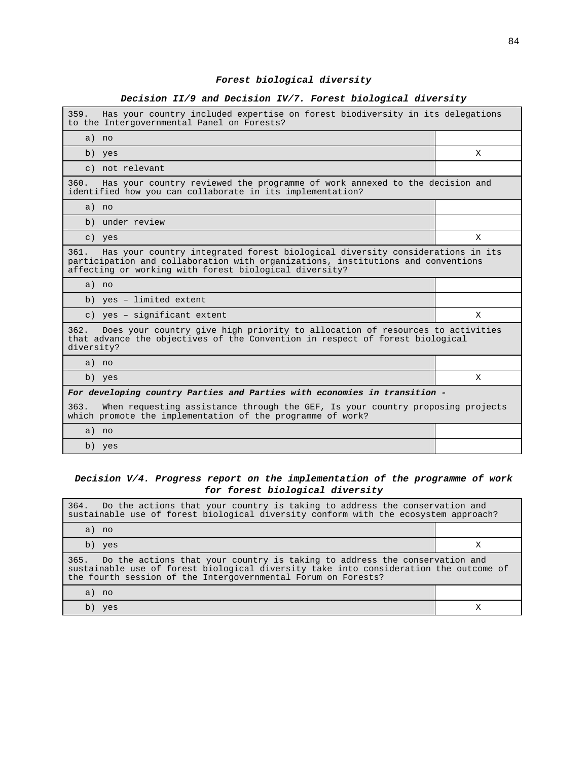### ***Forest biological diversity***

#### ***Decision II/9 and Decision IV/7. Forest biological diversity***

| 359. Has your country included expertise on forest biodiversity in its delegations to the Intergovernmental Panel on Forests? | |
|---|---|
| a) no | |
| b) yes | X |
| c) not relevant | |
| **360. Has your country reviewed the programme of work annexed to the decision and identified how you can collaborate in its implementation?** | |
| a) no | |
| b) under review | |
| c) yes | X |
| **361. Has your country integrated forest biological diversity considerations in its participation and collaboration with organizations, institutions and conventions affecting or working with forest biological diversity?** | |
| a) no | |
| b) yes – limited extent | |
| c) yes – significant extent | X |
| **362. Does your country give high priority to allocation of resources to activities that advance the objectives of the Convention in respect of forest biological diversity?** | |
| a) no | |
| b) yes | X |
| ***For developing country Parties and Parties with economies in transition -*** 363. When requesting assistance through the GEF, Is your country proposing projects which promote the implementation of the programme of work? | |
| a) no | |
| b) yes | |

#### ***Decision V/4. Progress report on the implementation of the programme of work for forest biological diversity***

| 364. Do the actions that your country is taking to address the conservation and sustainable use of forest biological diversity conform with the ecosystem approach? | |
|---|---|
| a) no | |
| b) yes | X |
| **365. Do the actions that your country is taking to address the conservation and sustainable use of forest biological diversity take into consideration the outcome of the fourth session of the Intergovernmental Forum on Forests?** | |
| a) no | |
| b) yes | X |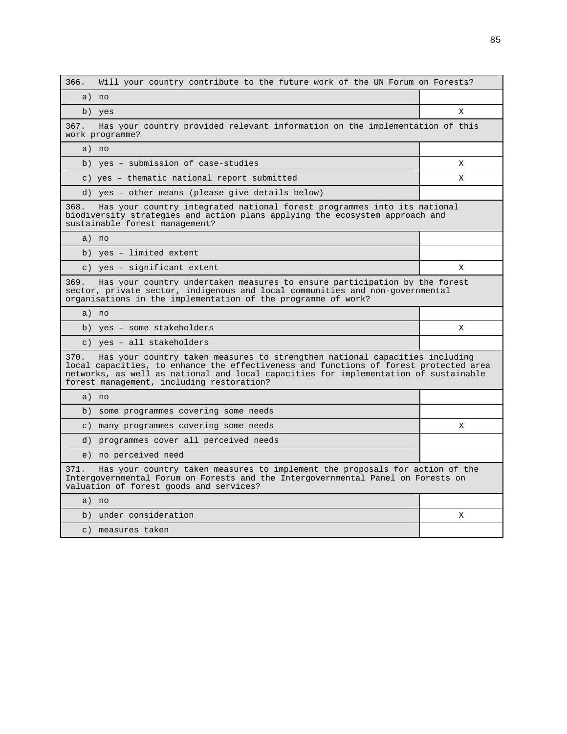| 366. Will your country contribute to the future work of the UN Forum on Forests? | |
|---|---|
| a) no | |
| b) yes | X |
| **367. Has your country provided relevant information on the implementation of this work programme?** | |
| a) no | |
| b) yes – submission of case-studies | X |
| c) yes – thematic national report submitted | X |
| d) yes – other means (please give details below) | |
| **368. Has your country integrated national forest programmes into its national biodiversity strategies and action plans applying the ecosystem approach and sustainable forest management?** | |
| a) no | |
| b) yes – limited extent | |
| c) yes – significant extent | X |
| **369. Has your country undertaken measures to ensure participation by the forest sector, private sector, indigenous and local communities and non-governmental organisations in the implementation of the programme of work?** | |
| a) no | |
| b) yes – some stakeholders | X |
| c) yes – all stakeholders | |
| **370. Has your country taken measures to strengthen national capacities including local capacities, to enhance the effectiveness and functions of forest protected area networks, as well as national and local capacities for implementation of sustainable forest management, including restoration?** | |
| a) no | |
| b) some programmes covering some needs | |
| c) many programmes covering some needs | X |
| d) programmes cover all perceived needs | |
| e) no perceived need | |
| **371. Has your country taken measures to implement the proposals for action of the Intergovernmental Forum on Forests and the Intergovernmental Panel on Forests on valuation of forest goods and services?** | |
| a) no | |
| b) under consideration | X |
| c) measures taken | |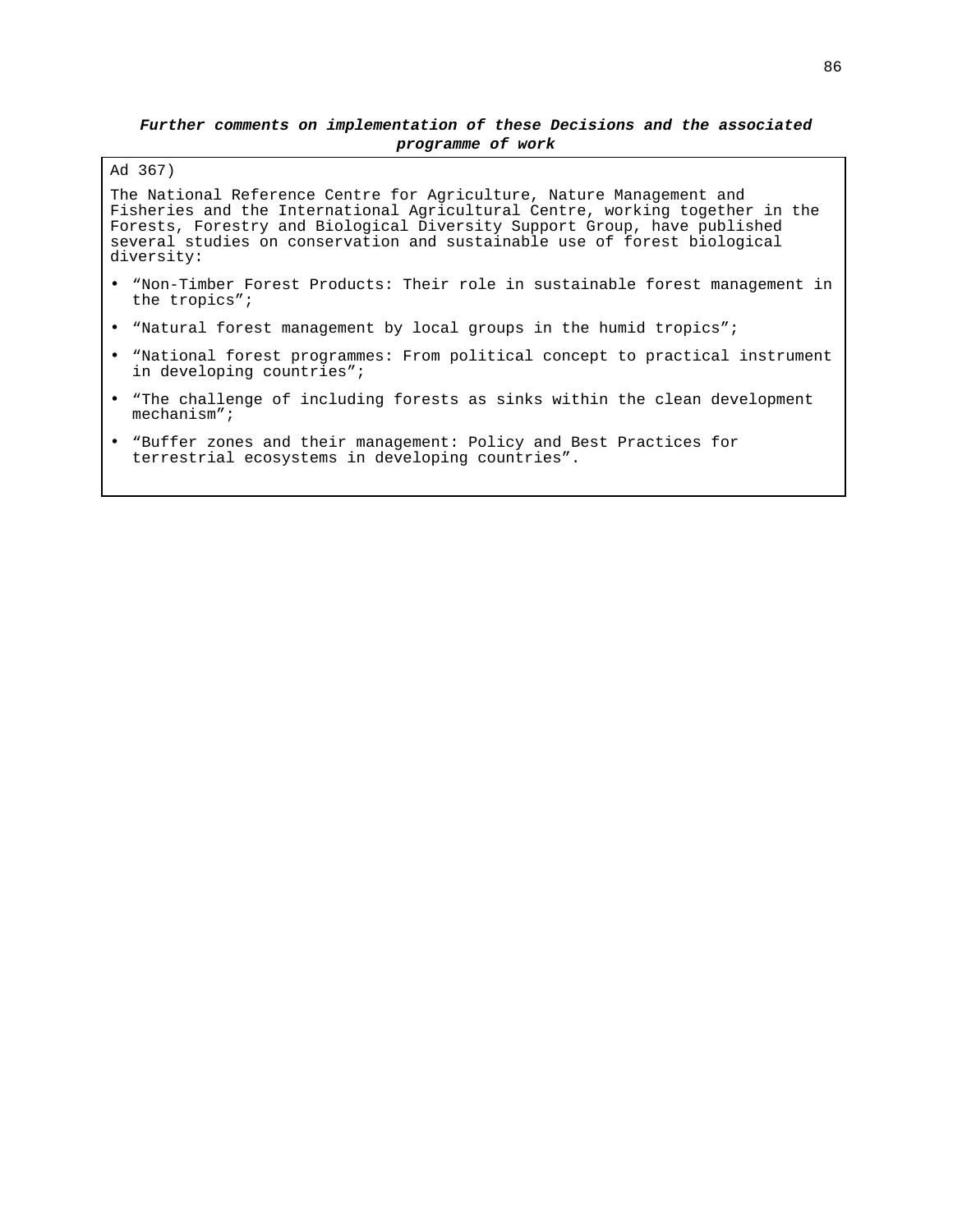***Further comments on implementation of these Decisions and the associated programme of work***

Ad 367)

The National Reference Centre for Agriculture, Nature Management and Fisheries and the International Agricultural Centre, working together in the Forests, Forestry and Biological Diversity Support Group, have published several studies on conservation and sustainable use of forest biological diversity:

- "Non-Timber Forest Products: Their role in sustainable forest management in the tropics";
- "Natural forest management by local groups in the humid tropics";
- "National forest programmes: From political concept to practical instrument in developing countries";
- "The challenge of including forests as sinks within the clean development mechanism";
- "Buffer zones and their management: Policy and Best Practices for terrestrial ecosystems in developing countries".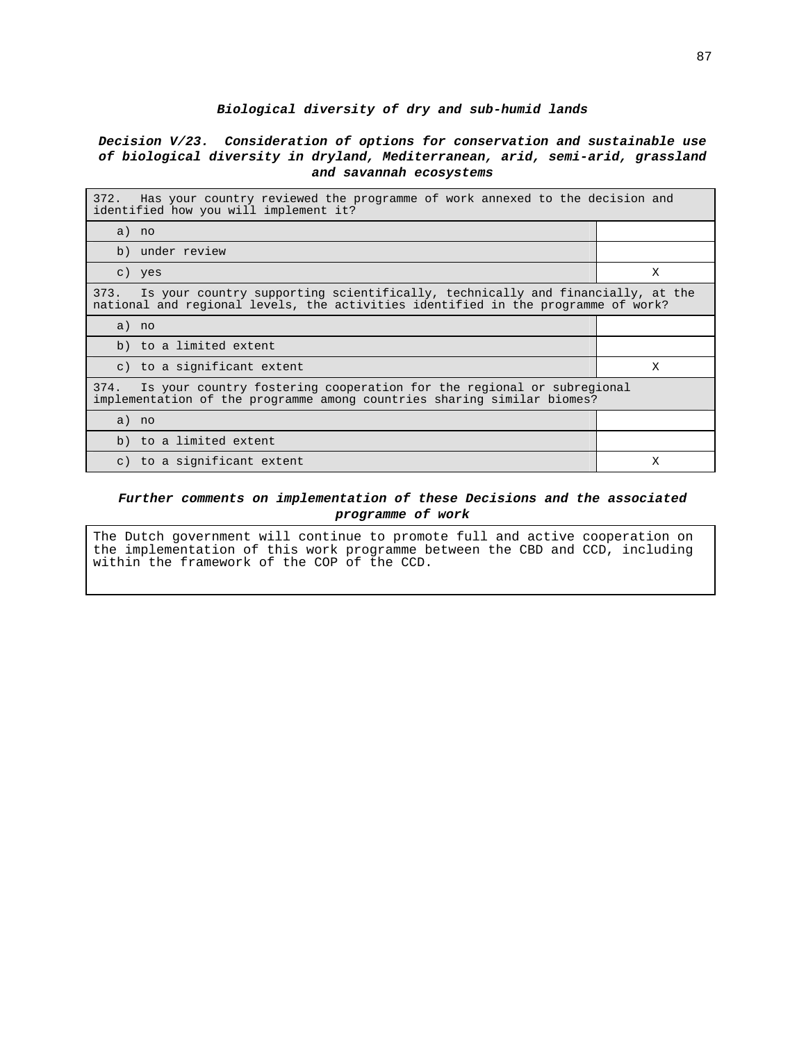***Biological diversity of dry and sub-humid lands***

***Decision V/23. Consideration of options for conservation and sustainable use of biological diversity in dryland, Mediterranean, arid, semi-arid, grassland and savannah ecosystems***

| 372. Has your country reviewed the programme of work annexed to the decision and identified how you will implement it? | |
|---|---|
| a) no | |
| b) under review | |
| c) yes | X |
| **373. Is your country supporting scientifically, technically and financially, at the national and regional levels, the activities identified in the programme of work?** | |
| a) no | |
| b) to a limited extent | |
| c) to a significant extent | X |
| **374. Is your country fostering cooperation for the regional or subregional implementation of the programme among countries sharing similar biomes?** | |
| a) no | |
| b) to a limited extent | |
| c) to a significant extent | X |

***Further comments on implementation of these Decisions and the associated programme of work***

The Dutch government will continue to promote full and active cooperation on the implementation of this work programme between the CBD and CCD, including within the framework of the COP of the CCD.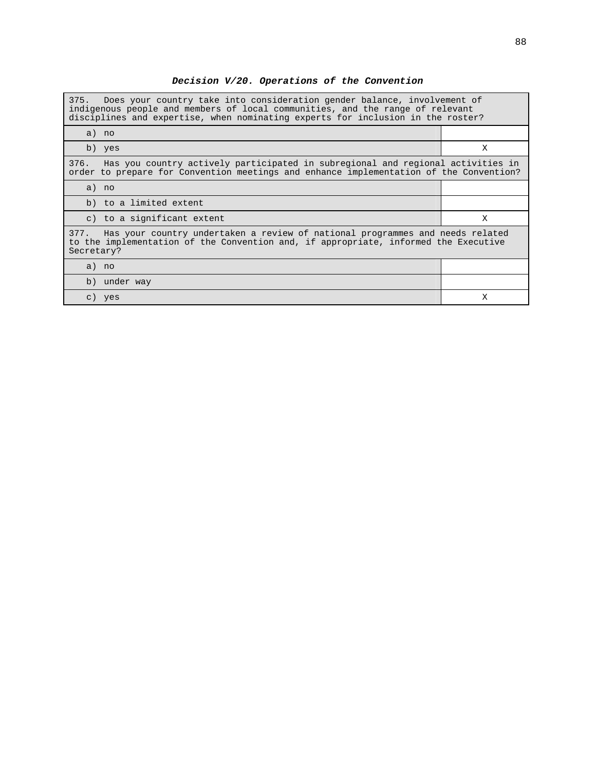### *Decision V/20. Operations of the Convention*

| 375. Does your country take into consideration gender balance, involvement of indigenous people and members of local communities, and the range of relevant disciplines and expertise, when nominating experts for inclusion in the roster? | |
|---|---|
| a) no | |
| b) yes | X |
| **376. Has you country actively participated in subregional and regional activities in order to prepare for Convention meetings and enhance implementation of the Convention?** | |
| a) no | |
| b) to a limited extent | |
| c) to a significant extent | X |
| **377. Has your country undertaken a review of national programmes and needs related to the implementation of the Convention and, if appropriate, informed the Executive Secretary?** | |
| a) no | |
| b) under way | |
| c) yes | X |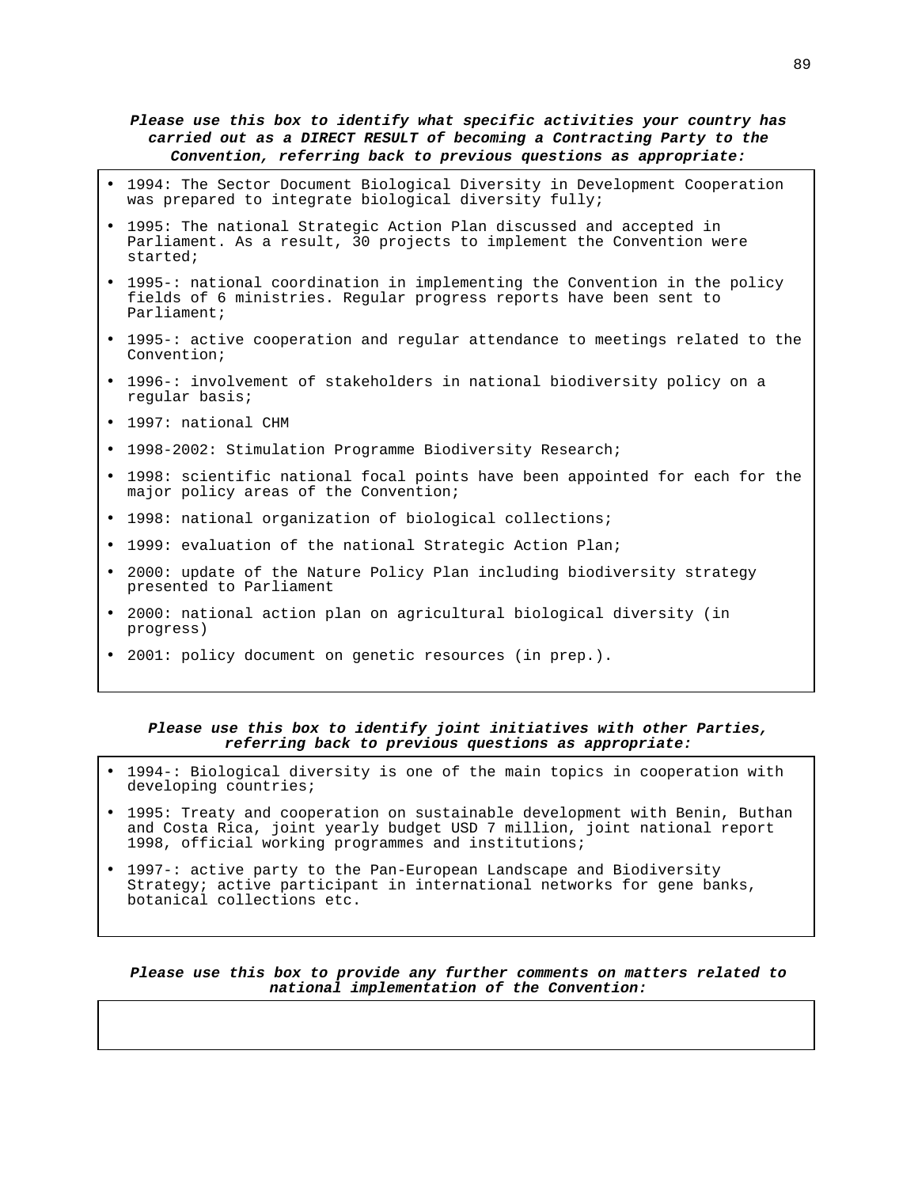***Please use this box to identify what specific activities your country has carried out as a DIRECT RESULT of becoming a Contracting Party to the Convention, referring back to previous questions as appropriate:***

- 1994: The Sector Document Biological Diversity in Development Cooperation was prepared to integrate biological diversity fully;
- 1995: The national Strategic Action Plan discussed and accepted in Parliament. As a result, 30 projects to implement the Convention were started;
- 1995-: national coordination in implementing the Convention in the policy fields of 6 ministries. Regular progress reports have been sent to Parliament;
- 1995-: active cooperation and regular attendance to meetings related to the Convention;
- 1996-: involvement of stakeholders in national biodiversity policy on a regular basis;
- 1997: national CHM
- 1998-2002: Stimulation Programme Biodiversity Research;
- 1998: scientific national focal points have been appointed for each for the major policy areas of the Convention;
- 1998: national organization of biological collections;
- 1999: evaluation of the national Strategic Action Plan;
- 2000: update of the Nature Policy Plan including biodiversity strategy presented to Parliament
- 2000: national action plan on agricultural biological diversity (in progress)
- 2001: policy document on genetic resources (in prep.).

***Please use this box to identify joint initiatives with other Parties, referring back to previous questions as appropriate:***

- 1994-: Biological diversity is one of the main topics in cooperation with developing countries;
- 1995: Treaty and cooperation on sustainable development with Benin, Buthan and Costa Rica, joint yearly budget USD 7 million, joint national report 1998, official working programmes and institutions;
- 1997-: active party to the Pan-European Landscape and Biodiversity Strategy; active participant in international networks for gene banks, botanical collections etc.

***Please use this box to provide any further comments on matters related to national implementation of the Convention:***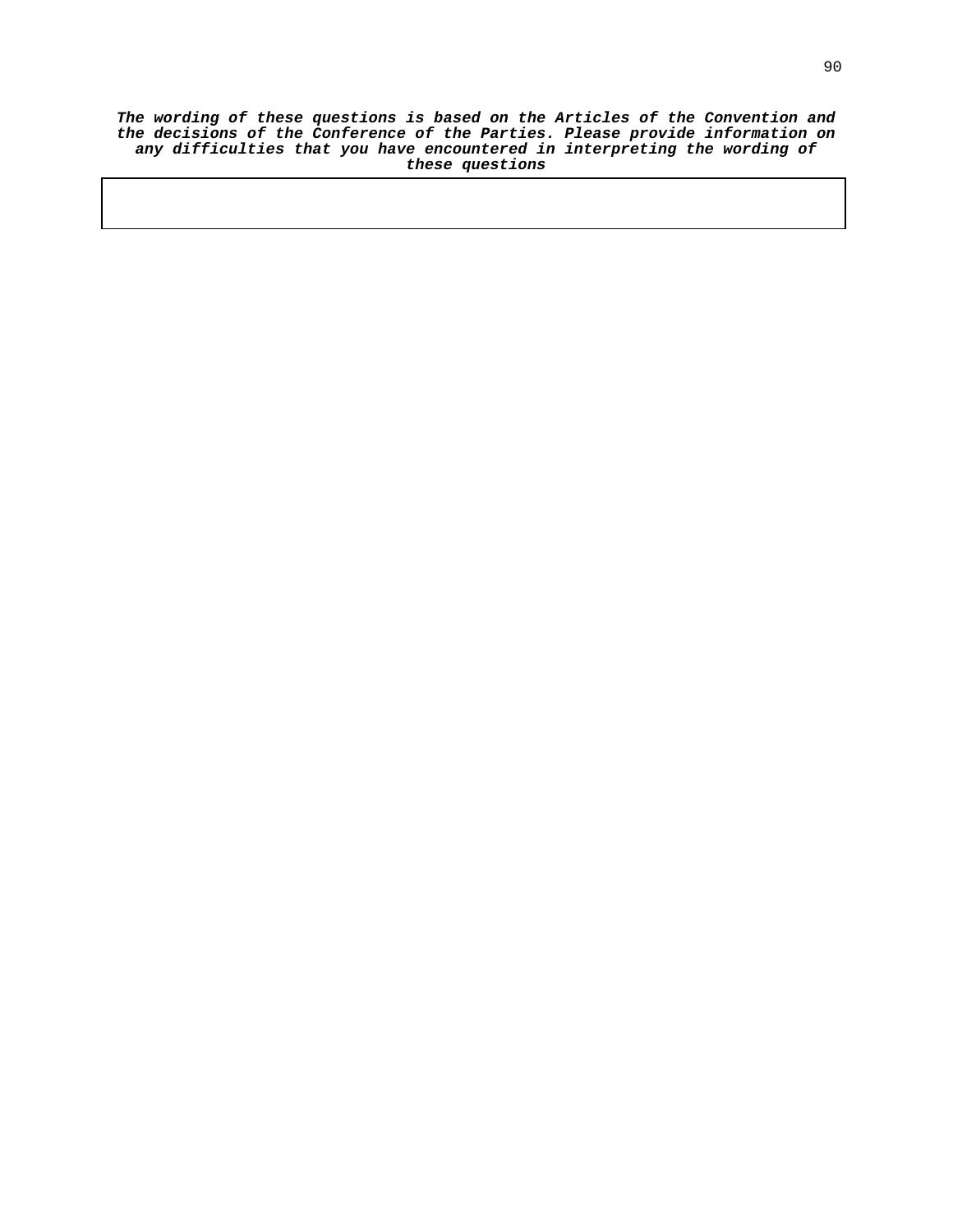***The wording of these questions is based on the Articles of the Convention and the decisions of the Conference of the Parties. Please provide information on any difficulties that you have encountered in interpreting the wording of these questions***

| |
|---|
| |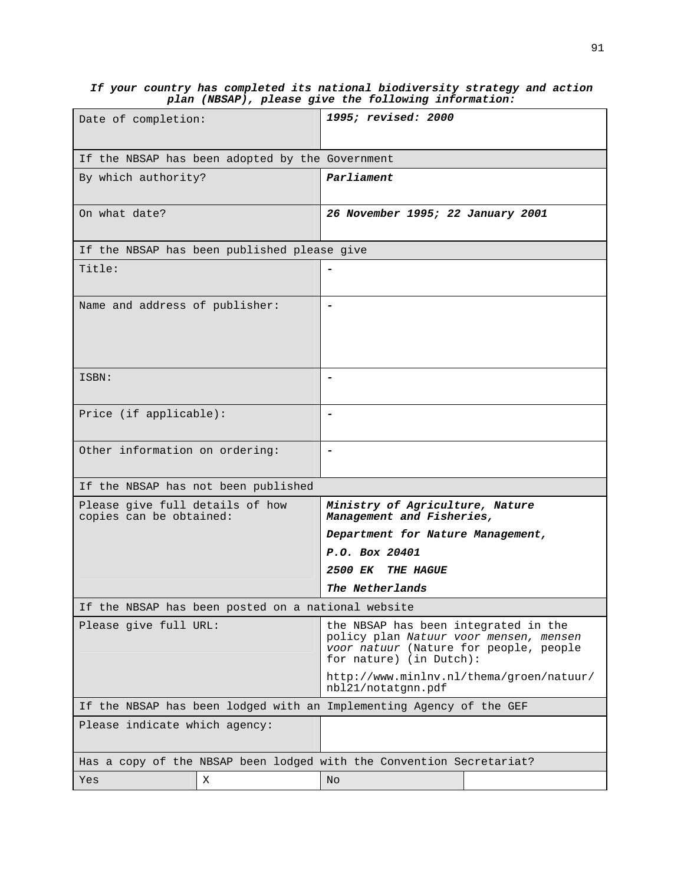***If your country has completed its national biodiversity strategy and action plan (NBSAP), please give the following information:***

| | | | |
|---|---|---|---|
| Date of completion: | | ***1995; revised: 2000*** | |
| If the NBSAP has been adopted by the Government | | | |
| By which authority? | | ***Parliament*** | |
| On what date? | | ***26 November 1995; 22 January 2001*** | |
| If the NBSAP has been published please give | | | |
| Title: | | **-** | |
| Name and address of publisher: | | **-** | |
| ISBN: | | **-** | |
| Price (if applicable): | | **-** | |
| Other information on ordering: | | **-** | |
| If the NBSAP has not been published | | | |
| Please give full details of how copies can be obtained: | | ***Ministry of Agriculture, Nature Management and Fisheries,*** ***Department for Nature Management,*** ***P.O. Box 20401*** ***2500 EK THE HAGUE*** ***The Netherlands*** | |
| If the NBSAP has been posted on a national website | | | |
| Please give full URL: | | the NBSAP has been integrated in the policy plan *Natuur voor mensen, mensen voor natuur* (Nature for people, people for nature) (in Dutch): http://www.minlnv.nl/thema/groen/natuur/nbl21/notatgnn.pdf | |
| If the NBSAP has been lodged with an Implementing Agency of the GEF | | | |
| Please indicate which agency: | | | |
| Has a copy of the NBSAP been lodged with the Convention Secretariat? | | | |
| Yes | X | No | |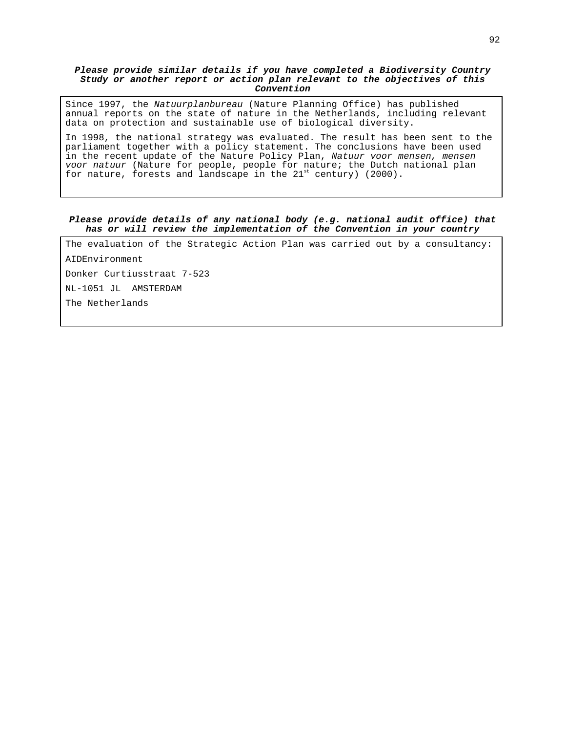***Please provide similar details if you have completed a Biodiversity Country Study or another report or action plan relevant to the objectives of this Convention***

Since 1997, the *Natuurplanbureau* (Nature Planning Office) has published annual reports on the state of nature in the Netherlands, including relevant data on protection and sustainable use of biological diversity.

In 1998, the national strategy was evaluated. The result has been sent to the parliament together with a policy statement. The conclusions have been used in the recent update of the Nature Policy Plan, *Natuur voor mensen, mensen voor natuur* (Nature for people, people for nature; the Dutch national plan for nature, forests and landscape in the 21st century) (2000).

***Please provide details of any national body (e.g. national audit office) that has or will review the implementation of the Convention in your country***

The evaluation of the Strategic Action Plan was carried out by a consultancy:

AIDEnvironment

Donker Curtiusstraat 7-523

NL-1051 JL  AMSTERDAM

The Netherlands